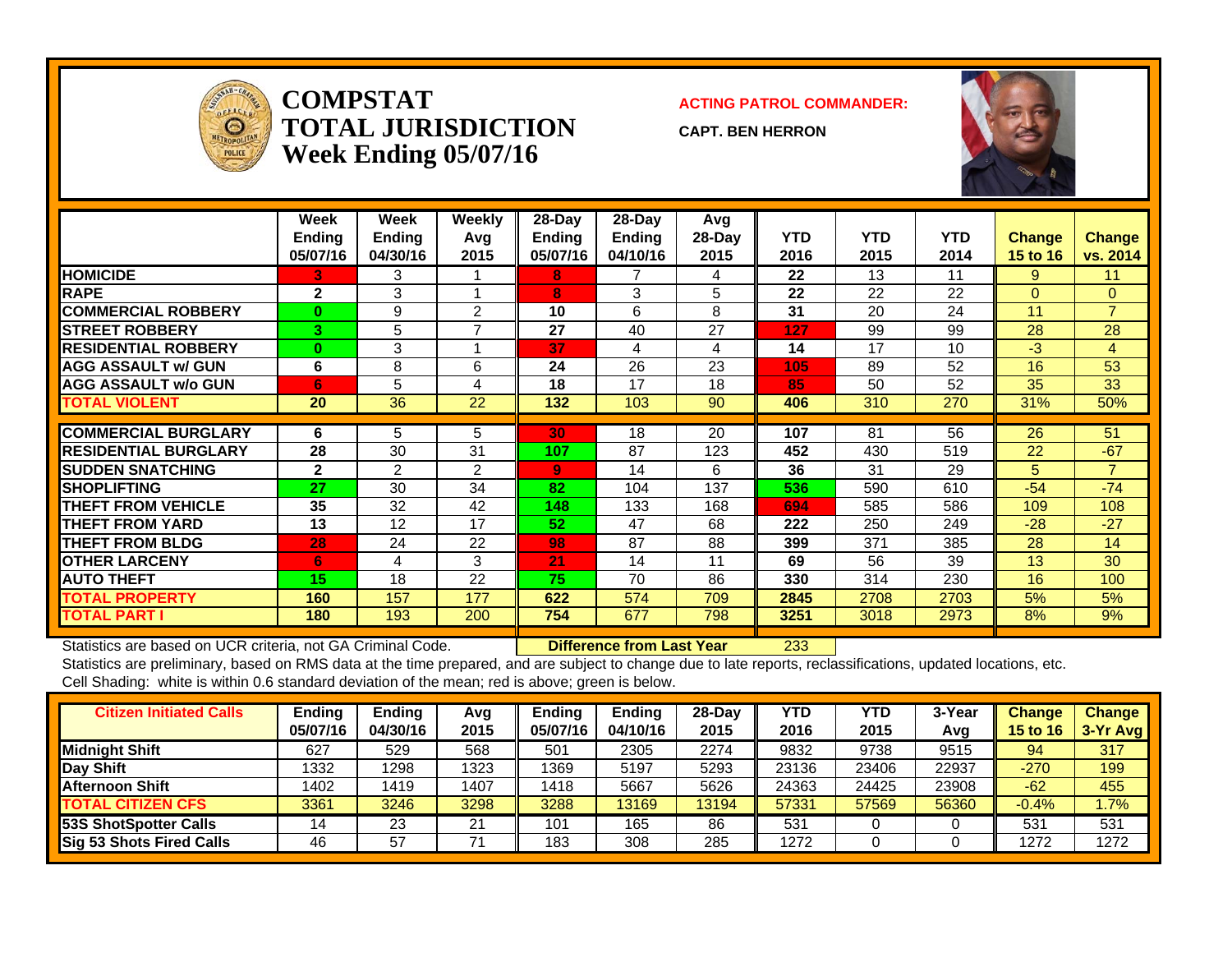# COMPSTAT
# TOTAL JURISDICTION
## Week Ending 05/07/16

**ACTING PATROL COMMANDER:**

**CAPT. BEN HERRON**

| | Week Ending 05/07/16 | Week Ending 04/30/16 | Weekly Avg 2015 | 28-Day Ending 05/07/16 | 28-Day Ending 04/10/16 | Avg 28-Day 2015 | YTD 2016 | YTD 2015 | YTD 2014 | Change 15 to 16 | Change vs. 2014 |
|---|---|---|---|---|---|---|---|---|---|---|---|
| HOMICIDE | 3 | 3 | 1 | 8 | 7 | 4 | 22 | 13 | 11 | 9 | 11 |
| RAPE | 2 | 3 | 1 | 8 | 3 | 5 | 22 | 22 | 22 | 0 | 0 |
| COMMERCIAL ROBBERY | 0 | 9 | 2 | 10 | 6 | 8 | 31 | 20 | 24 | 11 | 7 |
| STREET ROBBERY | 3 | 5 | 7 | 27 | 40 | 27 | 127 | 99 | 99 | 28 | 28 |
| RESIDENTIAL ROBBERY | 0 | 3 | 1 | 37 | 4 | 4 | 14 | 17 | 10 | -3 | 4 |
| AGG ASSAULT w/ GUN | 6 | 8 | 6 | 24 | 26 | 23 | 105 | 89 | 52 | 16 | 53 |
| AGG ASSAULT w/o GUN | 6 | 5 | 4 | 18 | 17 | 18 | 85 | 50 | 52 | 35 | 33 |
| TOTAL VIOLENT | 20 | 36 | 22 | 132 | 103 | 90 | 406 | 310 | 270 | 31% | 50% |
| COMMERCIAL BURGLARY | 6 | 5 | 5 | 30 | 18 | 20 | 107 | 81 | 56 | 26 | 51 |
| RESIDENTIAL BURGLARY | 28 | 30 | 31 | 107 | 87 | 123 | 452 | 430 | 519 | 22 | -67 |
| SUDDEN SNATCHING | 2 | 2 | 2 | 9 | 14 | 6 | 36 | 31 | 29 | 5 | 7 |
| SHOPLIFTING | 27 | 30 | 34 | 82 | 104 | 137 | 536 | 590 | 610 | -54 | -74 |
| THEFT FROM VEHICLE | 35 | 32 | 42 | 148 | 133 | 168 | 694 | 585 | 586 | 109 | 108 |
| THEFT FROM YARD | 13 | 12 | 17 | 52 | 47 | 68 | 222 | 250 | 249 | -28 | -27 |
| THEFT FROM BLDG | 28 | 24 | 22 | 98 | 87 | 88 | 399 | 371 | 385 | 28 | 14 |
| OTHER LARCENY | 6 | 4 | 3 | 21 | 14 | 11 | 69 | 56 | 39 | 13 | 30 |
| AUTO THEFT | 15 | 18 | 22 | 75 | 70 | 86 | 330 | 314 | 230 | 16 | 100 |
| TOTAL PROPERTY | 160 | 157 | 177 | 622 | 574 | 709 | 2845 | 2708 | 2703 | 5% | 5% |
| TOTAL PART I | 180 | 193 | 200 | 754 | 677 | 798 | 3251 | 3018 | 2973 | 8% | 9% |

Statistics are based on UCR criteria, not GA Criminal Code. **Difference from Last Year** 233

Statistics are preliminary, based on RMS data at the time prepared, and are subject to change due to late reports, reclassifications, updated locations, etc.

Cell Shading: white is within 0.6 standard deviation of the mean; red is above; green is below.

| Citizen Initiated Calls | Ending 05/07/16 | Ending 04/30/16 | Avg 2015 | Ending 05/07/16 | Ending 04/10/16 | 28-Day 2015 | YTD 2016 | YTD 2015 | 3-Year Avg | Change 15 to 16 | Change 3-Yr Avg |
|---|---|---|---|---|---|---|---|---|---|---|---|
| Midnight Shift | 627 | 529 | 568 | 501 | 2305 | 2274 | 9832 | 9738 | 9515 | 94 | 317 |
| Day Shift | 1332 | 1298 | 1323 | 1369 | 5197 | 5293 | 23136 | 23406 | 22937 | -270 | 199 |
| Afternoon Shift | 1402 | 1419 | 1407 | 1418 | 5667 | 5626 | 24363 | 24425 | 23908 | -62 | 455 |
| TOTAL CITIZEN CFS | 3361 | 3246 | 3298 | 3288 | 13169 | 13194 | 57331 | 57569 | 56360 | -0.4% | 1.7% |
| 53S ShotSpotter Calls | 14 | 23 | 21 | 101 | 165 | 86 | 531 | 0 | 0 | 531 | 531 |
| Sig 53 Shots Fired Calls | 46 | 57 | 71 | 183 | 308 | 285 | 1272 | 0 | 0 | 1272 | 1272 |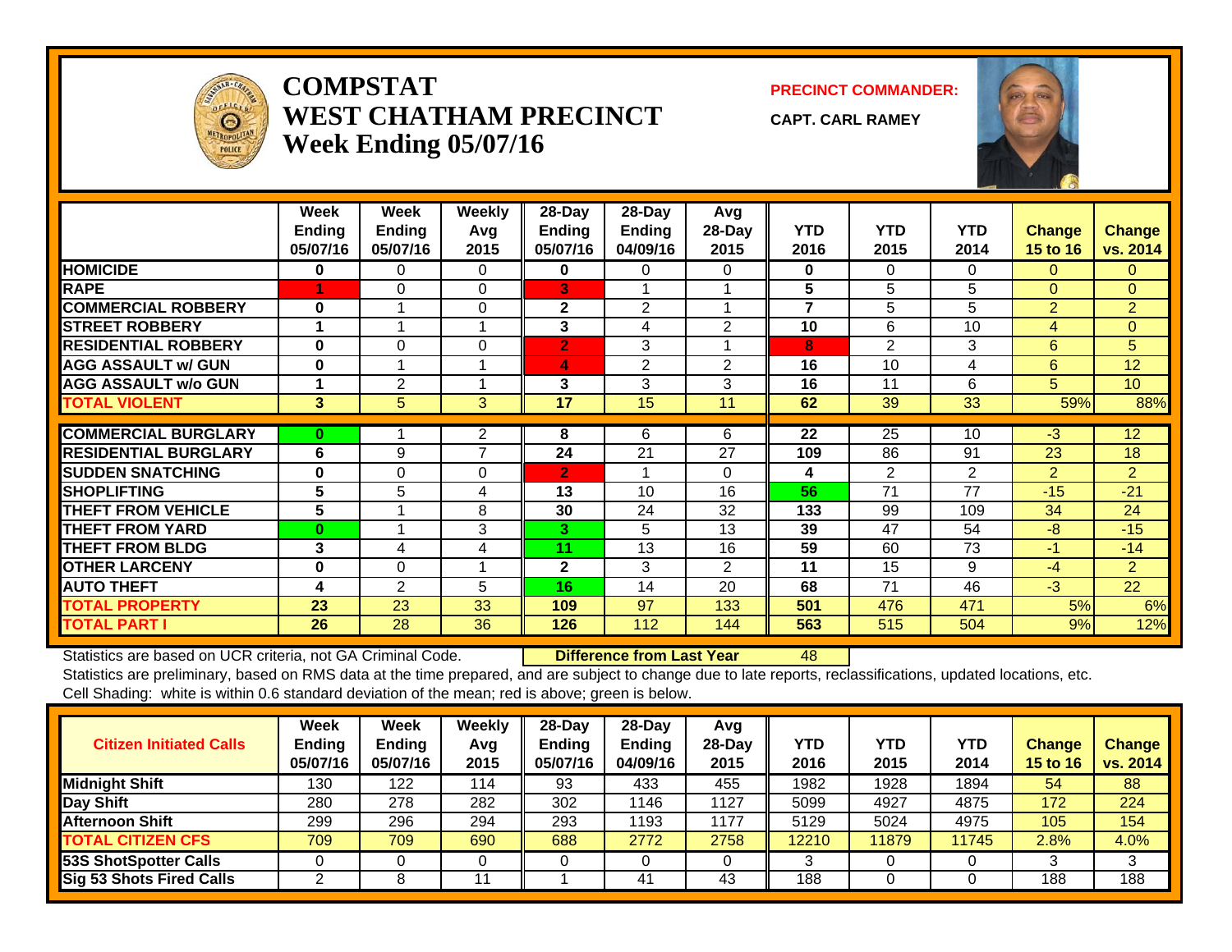# COMPSTAT
# WEST CHATHAM PRECINCT
## Week Ending 05/07/16

**PRECINCT COMMANDER:**

**CAPT. CARL RAMEY**

| | Week Ending 05/07/16 | Week Ending 05/07/16 | Weekly Avg 2015 | 28-Day Ending 05/07/16 | 28-Day Ending 04/09/16 | Avg 28-Day 2015 | YTD 2016 | YTD 2015 | YTD 2014 | Change 15 to 16 | Change vs. 2014 |
|---|---|---|---|---|---|---|---|---|---|---|---|
| HOMICIDE | 0 | 0 | 0 | 0 | 0 | 0 | 0 | 0 | 0 | 0 | 0 |
| RAPE | 1 | 0 | 0 | 3 | 1 | 1 | 5 | 5 | 5 | 0 | 0 |
| COMMERCIAL ROBBERY | 0 | 1 | 0 | 2 | 2 | 1 | 7 | 5 | 5 | 2 | 2 |
| STREET ROBBERY | 1 | 1 | 1 | 3 | 4 | 2 | 10 | 6 | 10 | 4 | 0 |
| RESIDENTIAL ROBBERY | 0 | 0 | 0 | 2 | 3 | 1 | 8 | 2 | 3 | 6 | 5 |
| AGG ASSAULT w/ GUN | 0 | 1 | 1 | 4 | 2 | 2 | 16 | 10 | 4 | 6 | 12 |
| AGG ASSAULT w/o GUN | 1 | 2 | 1 | 3 | 3 | 3 | 16 | 11 | 6 | 5 | 10 |
| TOTAL VIOLENT | 3 | 5 | 3 | 17 | 15 | 11 | 62 | 39 | 33 | 59% | 88% |
| COMMERCIAL BURGLARY | 0 | 1 | 2 | 8 | 6 | 6 | 22 | 25 | 10 | -3 | 12 |
| RESIDENTIAL BURGLARY | 6 | 9 | 7 | 24 | 21 | 27 | 109 | 86 | 91 | 23 | 18 |
| SUDDEN SNATCHING | 0 | 0 | 0 | 2 | 1 | 0 | 4 | 2 | 2 | 2 | 2 |
| SHOPLIFTING | 5 | 5 | 4 | 13 | 10 | 16 | 56 | 71 | 77 | -15 | -21 |
| THEFT FROM VEHICLE | 5 | 1 | 8 | 30 | 24 | 32 | 133 | 99 | 109 | 34 | 24 |
| THEFT FROM YARD | 0 | 1 | 3 | 3 | 5 | 13 | 39 | 47 | 54 | -8 | -15 |
| THEFT FROM BLDG | 3 | 4 | 4 | 11 | 13 | 16 | 59 | 60 | 73 | -1 | -14 |
| OTHER LARCENY | 0 | 0 | 1 | 2 | 3 | 2 | 11 | 15 | 9 | -4 | 2 |
| AUTO THEFT | 4 | 2 | 5 | 16 | 14 | 20 | 68 | 71 | 46 | -3 | 22 |
| TOTAL PROPERTY | 23 | 23 | 33 | 109 | 97 | 133 | 501 | 476 | 471 | 5% | 6% |
| TOTAL PART I | 26 | 28 | 36 | 126 | 112 | 144 | 563 | 515 | 504 | 9% | 12% |

Statistics are based on UCR criteria, not GA Criminal Code. **Difference from Last Year** 48

Statistics are preliminary, based on RMS data at the time prepared, and are subject to change due to late reports, reclassifications, updated locations, etc.

Cell Shading: white is within 0.6 standard deviation of the mean; red is above; green is below.

| Citizen Initiated Calls | Week Ending 05/07/16 | Week Ending 05/07/16 | Weekly Avg 2015 | 28-Day Ending 05/07/16 | 28-Day Ending 04/09/16 | Avg 28-Day 2015 | YTD 2016 | YTD 2015 | YTD 2014 | Change 15 to 16 | Change vs. 2014 |
|---|---|---|---|---|---|---|---|---|---|---|---|
| Midnight Shift | 130 | 122 | 114 | 93 | 433 | 455 | 1982 | 1928 | 1894 | 54 | 88 |
| Day Shift | 280 | 278 | 282 | 302 | 1146 | 1127 | 5099 | 4927 | 4875 | 172 | 224 |
| Afternoon Shift | 299 | 296 | 294 | 293 | 1193 | 1177 | 5129 | 5024 | 4975 | 105 | 154 |
| TOTAL CITIZEN CFS | 709 | 709 | 690 | 688 | 2772 | 2758 | 12210 | 11879 | 11745 | 2.8% | 4.0% |
| 53S ShotSpotter Calls | 0 | 0 | 0 | 0 | 0 | 0 | 3 | 0 | 0 | 3 | 3 |
| Sig 53 Shots Fired Calls | 2 | 8 | 11 | 1 | 41 | 43 | 188 | 0 | 0 | 188 | 188 |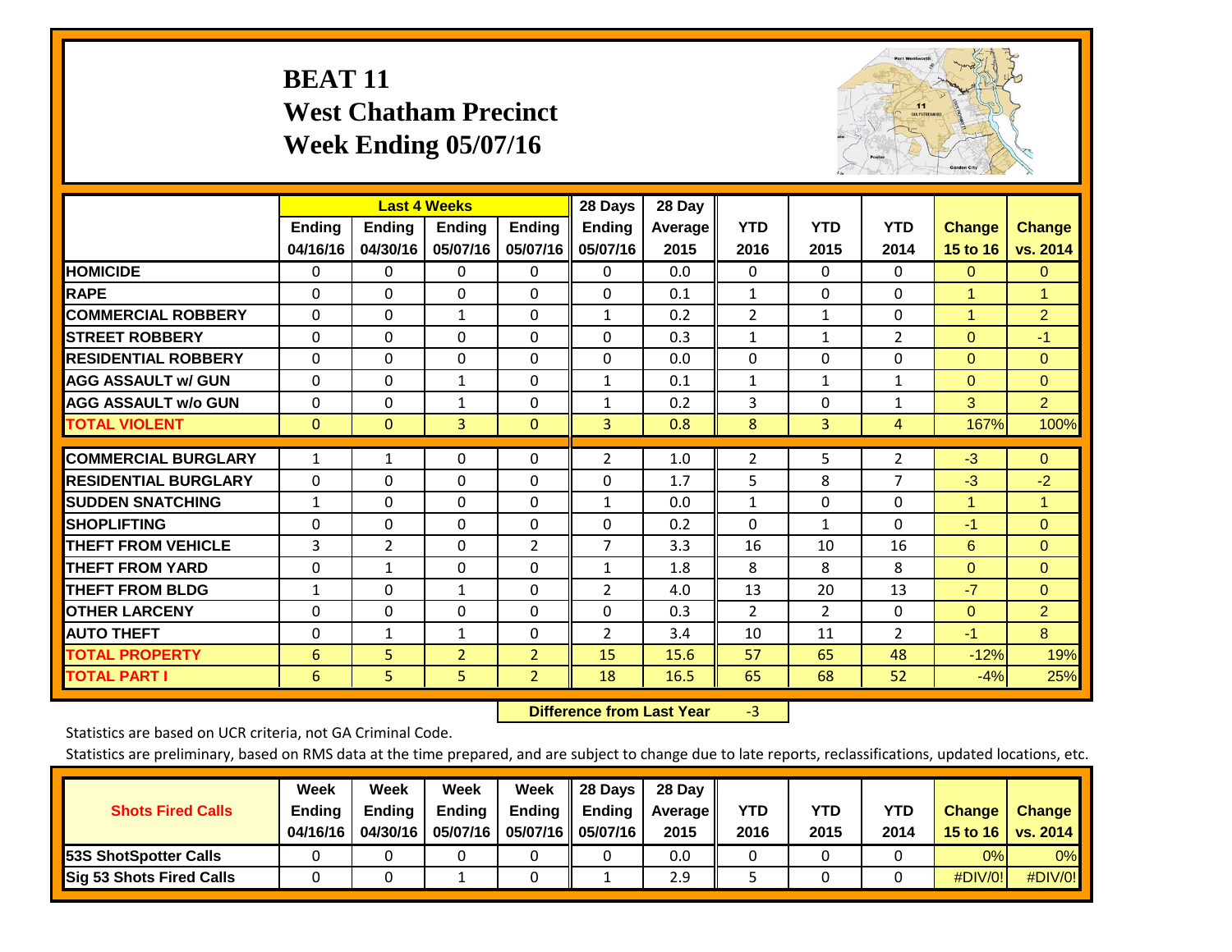# BEAT 11
## West Chatham Precinct
## Week Ending 05/07/16

| | Last 4 Weeks | | | | 28 Days | 28 Day | YTD | YTD | YTD | Change | Change |
|---|---|---|---|---|---|---|---|---|---|---|---|
| | Ending 04/16/16 | Ending 04/30/16 | Ending 05/07/16 | Ending 05/07/16 | Ending 05/07/16 | Average 2015 | 2016 | 2015 | 2014 | 15 to 16 | vs. 2014 |
| HOMICIDE | 0 | 0 | 0 | 0 | 0 | 0.0 | 0 | 0 | 0 | 0 | 0 |
| RAPE | 0 | 0 | 0 | 0 | 0 | 0.1 | 1 | 0 | 0 | 1 | 1 |
| COMMERCIAL ROBBERY | 0 | 0 | 1 | 0 | 1 | 0.2 | 2 | 1 | 0 | 1 | 2 |
| STREET ROBBERY | 0 | 0 | 0 | 0 | 0 | 0.3 | 1 | 1 | 2 | 0 | -1 |
| RESIDENTIAL ROBBERY | 0 | 0 | 0 | 0 | 0 | 0.0 | 0 | 0 | 0 | 0 | 0 |
| AGG ASSAULT w/ GUN | 0 | 0 | 1 | 0 | 1 | 0.1 | 1 | 1 | 1 | 0 | 0 |
| AGG ASSAULT w/o GUN | 0 | 0 | 1 | 0 | 1 | 0.2 | 3 | 0 | 1 | 3 | 2 |
| TOTAL VIOLENT | 0 | 0 | 3 | 0 | 3 | 0.8 | 8 | 3 | 4 | 167% | 100% |
| COMMERCIAL BURGLARY | 1 | 1 | 0 | 0 | 2 | 1.0 | 2 | 5 | 2 | -3 | 0 |
| RESIDENTIAL BURGLARY | 0 | 0 | 0 | 0 | 0 | 1.7 | 5 | 8 | 7 | -3 | -2 |
| SUDDEN SNATCHING | 1 | 0 | 0 | 0 | 1 | 0.0 | 1 | 0 | 0 | 1 | 1 |
| SHOPLIFTING | 0 | 0 | 0 | 0 | 0 | 0.2 | 0 | 1 | 0 | -1 | 0 |
| THEFT FROM VEHICLE | 3 | 2 | 0 | 2 | 7 | 3.3 | 16 | 10 | 16 | 6 | 0 |
| THEFT FROM YARD | 0 | 1 | 0 | 0 | 1 | 1.8 | 8 | 8 | 8 | 0 | 0 |
| THEFT FROM BLDG | 1 | 0 | 1 | 0 | 2 | 4.0 | 13 | 20 | 13 | -7 | 0 |
| OTHER LARCENY | 0 | 0 | 0 | 0 | 0 | 0.3 | 2 | 2 | 0 | 0 | 2 |
| AUTO THEFT | 0 | 1 | 1 | 0 | 2 | 3.4 | 10 | 11 | 2 | -1 | 8 |
| TOTAL PROPERTY | 6 | 5 | 2 | 2 | 15 | 15.6 | 57 | 65 | 48 | -12% | 19% |
| TOTAL PART I | 6 | 5 | 5 | 2 | 18 | 16.5 | 65 | 68 | 52 | -4% | 25% |

**Difference from Last Year** -3

Statistics are based on UCR criteria, not GA Criminal Code.

Statistics are preliminary, based on RMS data at the time prepared, and are subject to change due to late reports, reclassifications, updated locations, etc.

| Shots Fired Calls | Week Ending 04/16/16 | Week Ending 04/30/16 | Week Ending 05/07/16 | Week Ending 05/07/16 | 28 Days Ending 05/07/16 | 28 Day Average 2015 | YTD 2016 | YTD 2015 | YTD 2014 | Change 15 to 16 | Change vs. 2014 |
|---|---|---|---|---|---|---|---|---|---|---|---|
| 53S ShotSpotter Calls | 0 | 0 | 0 | 0 | 0 | 0.0 | 0 | 0 | 0 | 0% | 0% |
| Sig 53 Shots Fired Calls | 0 | 0 | 1 | 0 | 1 | 2.9 | 5 | 0 | 0 | #DIV/0! | #DIV/0! |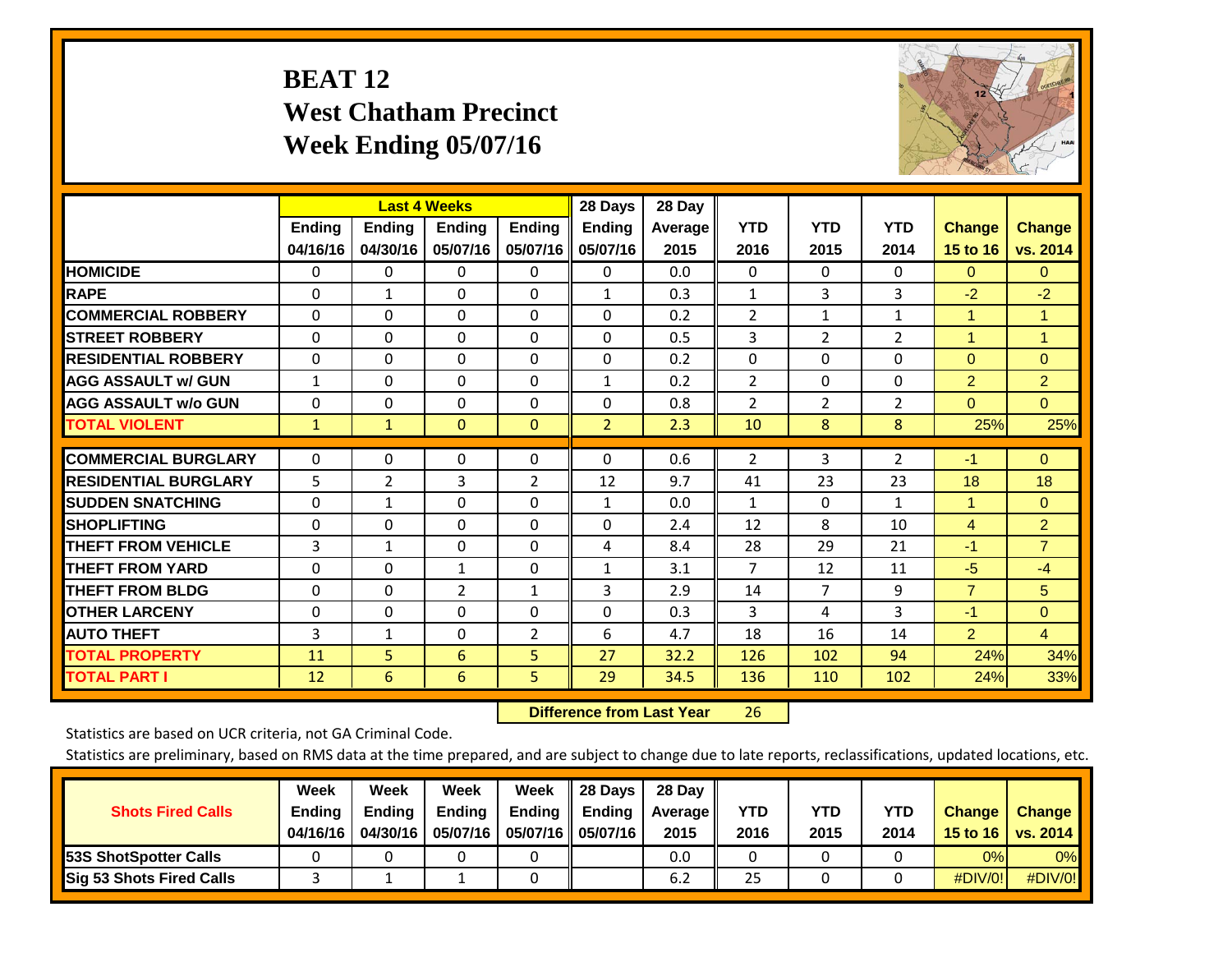# BEAT 12
## West Chatham Precinct
## Week Ending 05/07/16

| | Last 4 Weeks | | | | 28 Days | 28 Day | | | | | |
|---|---|---|---|---|---|---|---|---|---|---|---|
| | Ending 04/16/16 | Ending 04/30/16 | Ending 05/07/16 | Ending 05/07/16 | Ending 05/07/16 | Average 2015 | YTD 2016 | YTD 2015 | YTD 2014 | Change 15 to 16 | Change vs. 2014 |
| HOMICIDE | 0 | 0 | 0 | 0 | 0 | 0.0 | 0 | 0 | 0 | 0 | 0 |
| RAPE | 0 | 1 | 0 | 0 | 1 | 0.3 | 1 | 3 | 3 | -2 | -2 |
| COMMERCIAL ROBBERY | 0 | 0 | 0 | 0 | 0 | 0.2 | 2 | 1 | 1 | 1 | 1 |
| STREET ROBBERY | 0 | 0 | 0 | 0 | 0 | 0.5 | 3 | 2 | 2 | 1 | 1 |
| RESIDENTIAL ROBBERY | 0 | 0 | 0 | 0 | 0 | 0.2 | 0 | 0 | 0 | 0 | 0 |
| AGG ASSAULT w/ GUN | 1 | 0 | 0 | 0 | 1 | 0.2 | 2 | 0 | 0 | 2 | 2 |
| AGG ASSAULT w/o GUN | 0 | 0 | 0 | 0 | 0 | 0.8 | 2 | 2 | 2 | 0 | 0 |
| TOTAL VIOLENT | 1 | 1 | 0 | 0 | 2 | 2.3 | 10 | 8 | 8 | 25% | 25% |
| COMMERCIAL BURGLARY | 0 | 0 | 0 | 0 | 0 | 0.6 | 2 | 3 | 2 | -1 | 0 |
| RESIDENTIAL BURGLARY | 5 | 2 | 3 | 2 | 12 | 9.7 | 41 | 23 | 23 | 18 | 18 |
| SUDDEN SNATCHING | 0 | 1 | 0 | 0 | 1 | 0.0 | 1 | 0 | 1 | 1 | 0 |
| SHOPLIFTING | 0 | 0 | 0 | 0 | 0 | 2.4 | 12 | 8 | 10 | 4 | 2 |
| THEFT FROM VEHICLE | 3 | 1 | 0 | 0 | 4 | 8.4 | 28 | 29 | 21 | -1 | 7 |
| THEFT FROM YARD | 0 | 0 | 1 | 0 | 1 | 3.1 | 7 | 12 | 11 | -5 | -4 |
| THEFT FROM BLDG | 0 | 0 | 2 | 1 | 3 | 2.9 | 14 | 7 | 9 | 7 | 5 |
| OTHER LARCENY | 0 | 0 | 0 | 0 | 0 | 0.3 | 3 | 4 | 3 | -1 | 0 |
| AUTO THEFT | 3 | 1 | 0 | 2 | 6 | 4.7 | 18 | 16 | 14 | 2 | 4 |
| TOTAL PROPERTY | 11 | 5 | 6 | 5 | 27 | 32.2 | 126 | 102 | 94 | 24% | 34% |
| TOTAL PART I | 12 | 6 | 6 | 5 | 29 | 34.5 | 136 | 110 | 102 | 24% | 33% |

**Difference from Last Year** 26

Statistics are based on UCR criteria, not GA Criminal Code.

Statistics are preliminary, based on RMS data at the time prepared, and are subject to change due to late reports, reclassifications, updated locations, etc.

| Shots Fired Calls | Week Ending 04/16/16 | Week Ending 04/30/16 | Week Ending 05/07/16 | Week Ending 05/07/16 | 28 Days Ending 05/07/16 | 28 Day Average 2015 | YTD 2016 | YTD 2015 | YTD 2014 | Change 15 to 16 | Change vs. 2014 |
|---|---|---|---|---|---|---|---|---|---|---|---|
| 53S ShotSpotter Calls | 0 | 0 | 0 | 0 | | 0.0 | 0 | 0 | 0 | 0% | 0% |
| Sig 53 Shots Fired Calls | 3 | 1 | 1 | 0 | | 6.2 | 25 | 0 | 0 | #DIV/0! | #DIV/0! |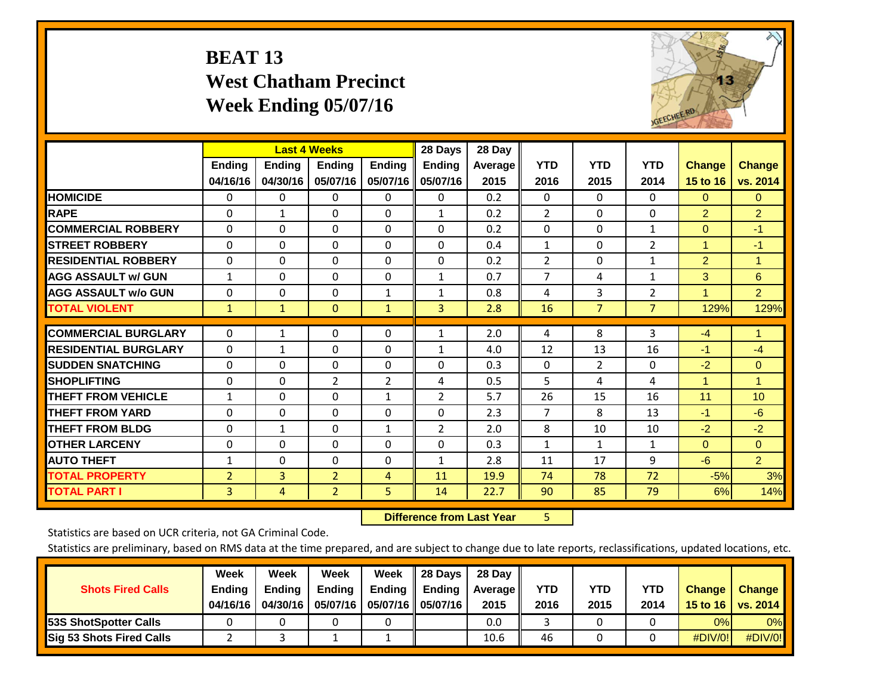# BEAT 13
## West Chatham Precinct
## Week Ending 05/07/16

| | Last 4 Weeks | | | | 28 Days | 28 Day | | | | | |
|---|---|---|---|---|---|---|---|---|---|---|---|
| | Ending 04/16/16 | Ending 04/30/16 | Ending 05/07/16 | Ending 05/07/16 | Ending 05/07/16 | Average 2015 | YTD 2016 | YTD 2015 | YTD 2014 | Change 15 to 16 | Change vs. 2014 |
| HOMICIDE | 0 | 0 | 0 | 0 | 0 | 0.2 | 0 | 0 | 0 | 0 | 0 |
| RAPE | 0 | 1 | 0 | 0 | 1 | 0.2 | 2 | 0 | 0 | 2 | 2 |
| COMMERCIAL ROBBERY | 0 | 0 | 0 | 0 | 0 | 0.2 | 0 | 0 | 1 | 0 | -1 |
| STREET ROBBERY | 0 | 0 | 0 | 0 | 0 | 0.4 | 1 | 0 | 2 | 1 | -1 |
| RESIDENTIAL ROBBERY | 0 | 0 | 0 | 0 | 0 | 0.2 | 2 | 0 | 1 | 2 | 1 |
| AGG ASSAULT w/ GUN | 1 | 0 | 0 | 0 | 1 | 0.7 | 7 | 4 | 1 | 3 | 6 |
| AGG ASSAULT w/o GUN | 0 | 0 | 0 | 1 | 1 | 0.8 | 4 | 3 | 2 | 1 | 2 |
| TOTAL VIOLENT | 1 | 1 | 0 | 1 | 3 | 2.8 | 16 | 7 | 7 | 129% | 129% |
| COMMERCIAL BURGLARY | 0 | 1 | 0 | 0 | 1 | 2.0 | 4 | 8 | 3 | -4 | 1 |
| RESIDENTIAL BURGLARY | 0 | 1 | 0 | 0 | 1 | 4.0 | 12 | 13 | 16 | -1 | -4 |
| SUDDEN SNATCHING | 0 | 0 | 0 | 0 | 0 | 0.3 | 0 | 2 | 0 | -2 | 0 |
| SHOPLIFTING | 0 | 0 | 2 | 2 | 4 | 0.5 | 5 | 4 | 4 | 1 | 1 |
| THEFT FROM VEHICLE | 1 | 0 | 0 | 1 | 2 | 5.7 | 26 | 15 | 16 | 11 | 10 |
| THEFT FROM YARD | 0 | 0 | 0 | 0 | 0 | 2.3 | 7 | 8 | 13 | -1 | -6 |
| THEFT FROM BLDG | 0 | 1 | 0 | 1 | 2 | 2.0 | 8 | 10 | 10 | -2 | -2 |
| OTHER LARCENY | 0 | 0 | 0 | 0 | 0 | 0.3 | 1 | 1 | 1 | 0 | 0 |
| AUTO THEFT | 1 | 0 | 0 | 0 | 1 | 2.8 | 11 | 17 | 9 | -6 | 2 |
| TOTAL PROPERTY | 2 | 3 | 2 | 4 | 11 | 19.9 | 74 | 78 | 72 | -5% | 3% |
| TOTAL PART I | 3 | 4 | 2 | 5 | 14 | 22.7 | 90 | 85 | 79 | 6% | 14% |

**Difference from Last Year** 5

Statistics are based on UCR criteria, not GA Criminal Code.

Statistics are preliminary, based on RMS data at the time prepared, and are subject to change due to late reports, reclassifications, updated locations, etc.

| Shots Fired Calls | Week Ending 04/16/16 | Week Ending 04/30/16 | Week Ending 05/07/16 | Week Ending 05/07/16 | 28 Days Ending 05/07/16 | 28 Day Average 2015 | YTD 2016 | YTD 2015 | YTD 2014 | Change 15 to 16 | Change vs. 2014 |
|---|---|---|---|---|---|---|---|---|---|---|---|
| 53S ShotSpotter Calls | 0 | 0 | 0 | 0 | | 0.0 | 3 | 0 | 0 | 0% | 0% |
| Sig 53 Shots Fired Calls | 2 | 3 | 1 | 1 | | 10.6 | 46 | 0 | 0 | #DIV/0! | #DIV/0! |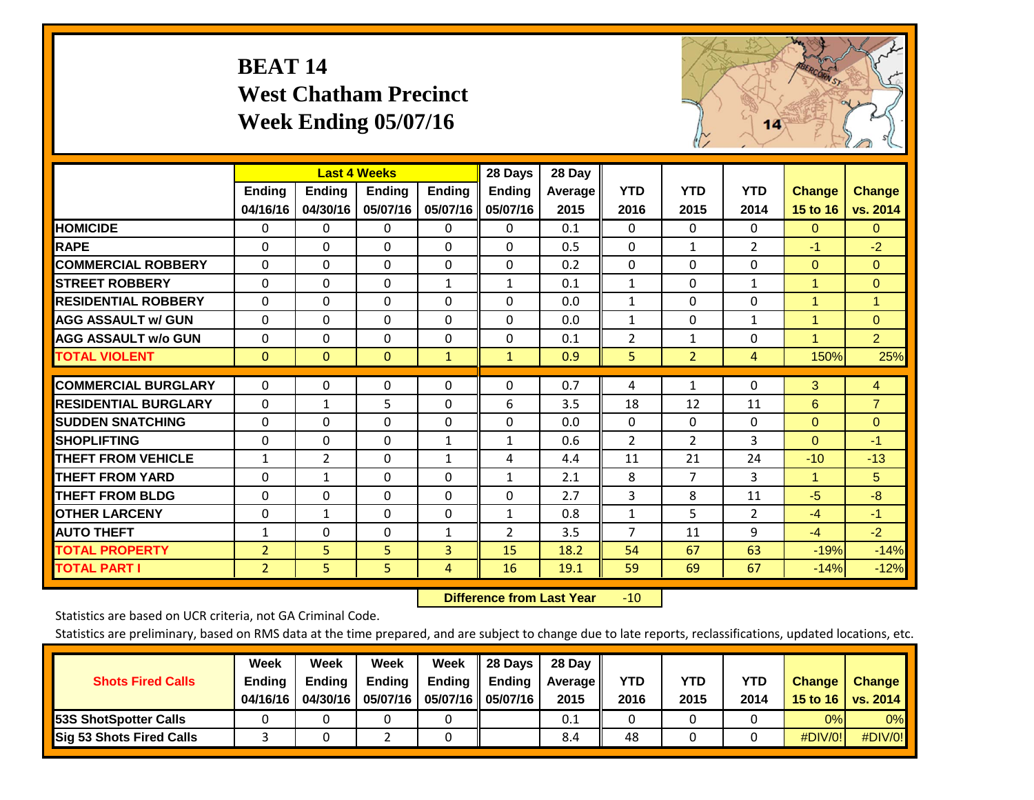# BEAT 14
## West Chatham Precinct
## Week Ending 05/07/16

| | Last 4 Weeks | | | | 28 Days | 28 Day | | | | | |
|---|---|---|---|---|---|---|---|---|---|---|---|
| | Ending 04/16/16 | Ending 04/30/16 | Ending 05/07/16 | Ending 05/07/16 | Ending 05/07/16 | Average 2015 | YTD 2016 | YTD 2015 | YTD 2014 | Change 15 to 16 | Change vs. 2014 |
| HOMICIDE | 0 | 0 | 0 | 0 | 0 | 0.1 | 0 | 0 | 0 | 0 | 0 |
| RAPE | 0 | 0 | 0 | 0 | 0 | 0.5 | 0 | 1 | 2 | -1 | -2 |
| COMMERCIAL ROBBERY | 0 | 0 | 0 | 0 | 0 | 0.2 | 0 | 0 | 0 | 0 | 0 |
| STREET ROBBERY | 0 | 0 | 0 | 1 | 1 | 0.1 | 1 | 0 | 1 | 1 | 0 |
| RESIDENTIAL ROBBERY | 0 | 0 | 0 | 0 | 0 | 0.0 | 1 | 0 | 0 | 1 | 1 |
| AGG ASSAULT w/ GUN | 0 | 0 | 0 | 0 | 0 | 0.0 | 1 | 0 | 1 | 1 | 0 |
| AGG ASSAULT w/o GUN | 0 | 0 | 0 | 0 | 0 | 0.1 | 2 | 1 | 0 | 1 | 2 |
| TOTAL VIOLENT | 0 | 0 | 0 | 1 | 1 | 0.9 | 5 | 2 | 4 | 150% | 25% |
| COMMERCIAL BURGLARY | 0 | 0 | 0 | 0 | 0 | 0.7 | 4 | 1 | 0 | 3 | 4 |
| RESIDENTIAL BURGLARY | 0 | 1 | 5 | 0 | 6 | 3.5 | 18 | 12 | 11 | 6 | 7 |
| SUDDEN SNATCHING | 0 | 0 | 0 | 0 | 0 | 0.0 | 0 | 0 | 0 | 0 | 0 |
| SHOPLIFTING | 0 | 0 | 0 | 1 | 1 | 0.6 | 2 | 2 | 3 | 0 | -1 |
| THEFT FROM VEHICLE | 1 | 2 | 0 | 1 | 4 | 4.4 | 11 | 21 | 24 | -10 | -13 |
| THEFT FROM YARD | 0 | 1 | 0 | 0 | 1 | 2.1 | 8 | 7 | 3 | 1 | 5 |
| THEFT FROM BLDG | 0 | 0 | 0 | 0 | 0 | 2.7 | 3 | 8 | 11 | -5 | -8 |
| OTHER LARCENY | 0 | 1 | 0 | 0 | 1 | 0.8 | 1 | 5 | 2 | -4 | -1 |
| AUTO THEFT | 1 | 0 | 0 | 1 | 2 | 3.5 | 7 | 11 | 9 | -4 | -2 |
| TOTAL PROPERTY | 2 | 5 | 5 | 3 | 15 | 18.2 | 54 | 67 | 63 | -19% | -14% |
| TOTAL PART I | 2 | 5 | 5 | 4 | 16 | 19.1 | 59 | 69 | 67 | -14% | -12% |

**Difference from Last Year** -10

Statistics are based on UCR criteria, not GA Criminal Code.

Statistics are preliminary, based on RMS data at the time prepared, and are subject to change due to late reports, reclassifications, updated locations, etc.

| Shots Fired Calls | Week Ending 04/16/16 | Week Ending 04/30/16 | Week Ending 05/07/16 | Week Ending 05/07/16 | 28 Days Ending 05/07/16 | 28 Day Average 2015 | YTD 2016 | YTD 2015 | YTD 2014 | Change 15 to 16 | Change vs. 2014 |
|---|---|---|---|---|---|---|---|---|---|---|---|
| 53S ShotSpotter Calls | 0 | 0 | 0 | 0 | | 0.1 | 0 | 0 | 0 | 0% | 0% |
| Sig 53 Shots Fired Calls | 3 | 0 | 2 | 0 | | 8.4 | 48 | 0 | 0 | #DIV/0! | #DIV/0! |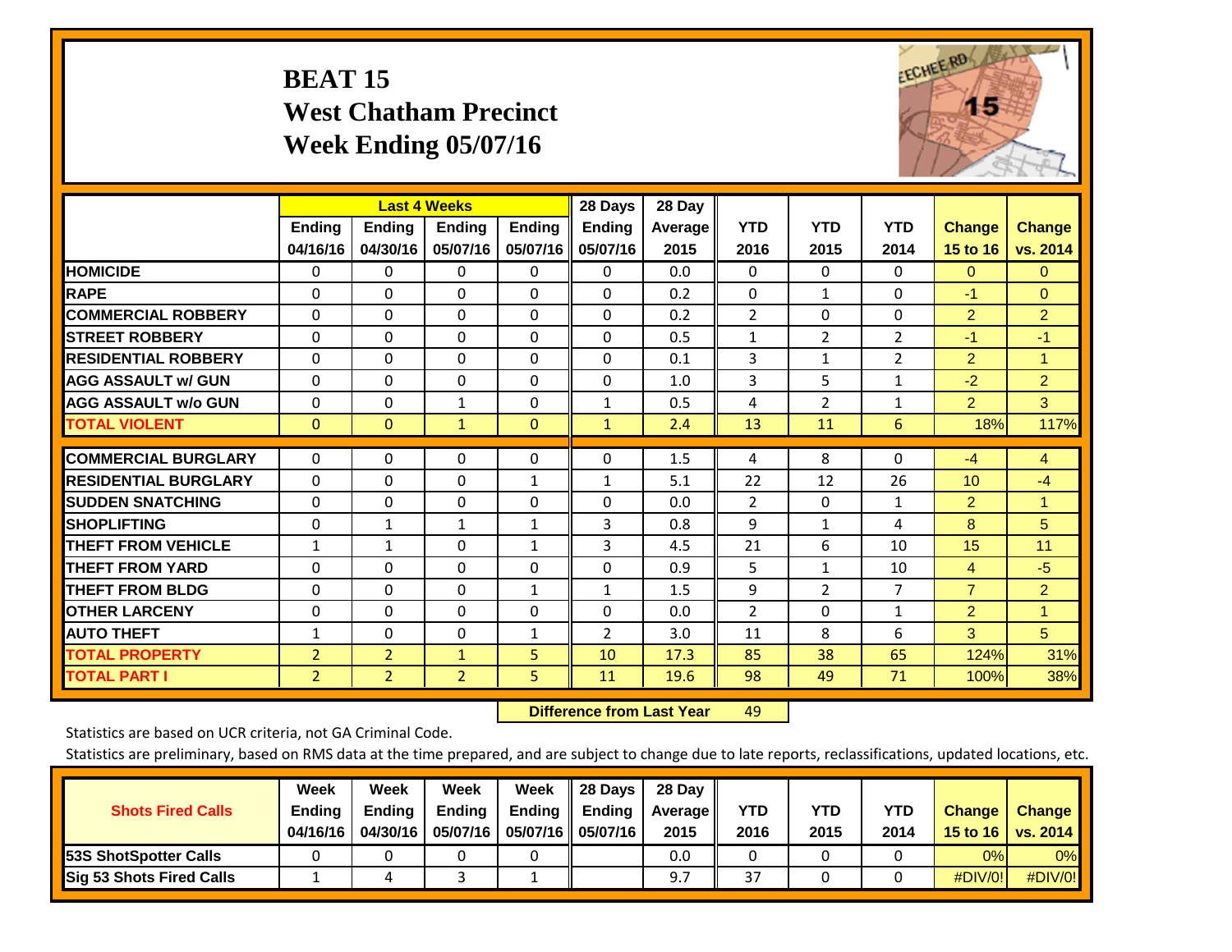# BEAT 15
## West Chatham Precinct
## Week Ending 05/07/16

| | Last 4 Weeks | | | | 28 Days | 28 Day | YTD | YTD | YTD | Change | Change |
|---|---|---|---|---|---|---|---|---|---|---|---|
| | Ending 04/16/16 | Ending 04/30/16 | Ending 05/07/16 | Ending 05/07/16 | Ending 05/07/16 | Average 2015 | 2016 | 2015 | 2014 | 15 to 16 | vs. 2014 |
| HOMICIDE | 0 | 0 | 0 | 0 | 0 | 0.0 | 0 | 0 | 0 | 0 | 0 |
| RAPE | 0 | 0 | 0 | 0 | 0 | 0.2 | 0 | 1 | 0 | -1 | 0 |
| COMMERCIAL ROBBERY | 0 | 0 | 0 | 0 | 0 | 0.2 | 2 | 0 | 0 | 2 | 2 |
| STREET ROBBERY | 0 | 0 | 0 | 0 | 0 | 0.5 | 1 | 2 | 2 | -1 | -1 |
| RESIDENTIAL ROBBERY | 0 | 0 | 0 | 0 | 0 | 0.1 | 3 | 1 | 2 | 2 | 1 |
| AGG ASSAULT w/ GUN | 0 | 0 | 0 | 0 | 0 | 1.0 | 3 | 5 | 1 | -2 | 2 |
| AGG ASSAULT w/o GUN | 0 | 0 | 1 | 0 | 1 | 0.5 | 4 | 2 | 1 | 2 | 3 |
| TOTAL VIOLENT | 0 | 0 | 1 | 0 | 1 | 2.4 | 13 | 11 | 6 | 18% | 117% |
| COMMERCIAL BURGLARY | 0 | 0 | 0 | 0 | 0 | 1.5 | 4 | 8 | 0 | -4 | 4 |
| RESIDENTIAL BURGLARY | 0 | 0 | 0 | 1 | 1 | 5.1 | 22 | 12 | 26 | 10 | -4 |
| SUDDEN SNATCHING | 0 | 0 | 0 | 0 | 0 | 0.0 | 2 | 0 | 1 | 2 | 1 |
| SHOPLIFTING | 0 | 1 | 1 | 1 | 3 | 0.8 | 9 | 1 | 4 | 8 | 5 |
| THEFT FROM VEHICLE | 1 | 1 | 0 | 1 | 3 | 4.5 | 21 | 6 | 10 | 15 | 11 |
| THEFT FROM YARD | 0 | 0 | 0 | 0 | 0 | 0.9 | 5 | 1 | 10 | 4 | -5 |
| THEFT FROM BLDG | 0 | 0 | 0 | 1 | 1 | 1.5 | 9 | 2 | 7 | 7 | 2 |
| OTHER LARCENY | 0 | 0 | 0 | 0 | 0 | 0.0 | 2 | 0 | 1 | 2 | 1 |
| AUTO THEFT | 1 | 0 | 0 | 1 | 2 | 3.0 | 11 | 8 | 6 | 3 | 5 |
| TOTAL PROPERTY | 2 | 2 | 1 | 5 | 10 | 17.3 | 85 | 38 | 65 | 124% | 31% |
| TOTAL PART I | 2 | 2 | 2 | 5 | 11 | 19.6 | 98 | 49 | 71 | 100% | 38% |

**Difference from Last Year** 49

Statistics are based on UCR criteria, not GA Criminal Code.

Statistics are preliminary, based on RMS data at the time prepared, and are subject to change due to late reports, reclassifications, updated locations, etc.

| Shots Fired Calls | Week Ending 04/16/16 | Week Ending 04/30/16 | Week Ending 05/07/16 | Week Ending 05/07/16 | 28 Days Ending 05/07/16 | 28 Day Average 2015 | YTD 2016 | YTD 2015 | YTD 2014 | Change 15 to 16 | Change vs. 2014 |
|---|---|---|---|---|---|---|---|---|---|---|---|
| 53S ShotSpotter Calls | 0 | 0 | 0 | 0 | | 0.0 | 0 | 0 | 0 | 0% | 0% |
| Sig 53 Shots Fired Calls | 1 | 4 | 3 | 1 | | 9.7 | 37 | 0 | 0 | #DIV/0! | #DIV/0! |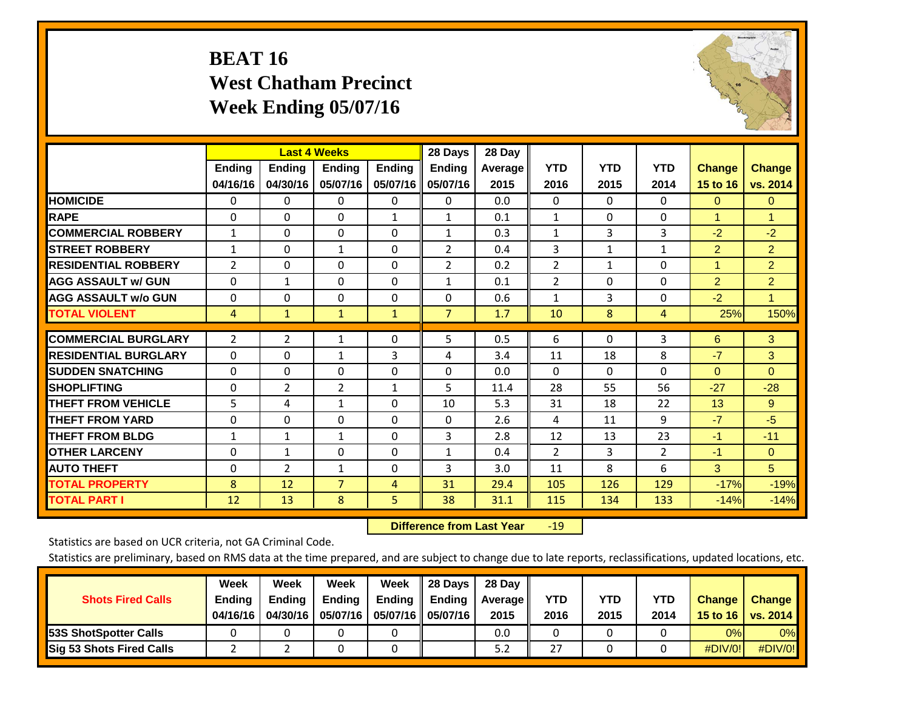# BEAT 16
## West Chatham Precinct
## Week Ending 05/07/16

| | Last 4 Weeks | | | | 28 Days | 28 Day | | | | | |
|---|---|---|---|---|---|---|---|---|---|---|---|
| | Ending 04/16/16 | Ending 04/30/16 | Ending 05/07/16 | Ending 05/07/16 | Ending 05/07/16 | Average 2015 | YTD 2016 | YTD 2015 | YTD 2014 | Change 15 to 16 | Change vs. 2014 |
| HOMICIDE | 0 | 0 | 0 | 0 | 0 | 0.0 | 0 | 0 | 0 | 0 | 0 |
| RAPE | 0 | 0 | 0 | 1 | 1 | 0.1 | 1 | 0 | 0 | 1 | 1 |
| COMMERCIAL ROBBERY | 1 | 0 | 0 | 0 | 1 | 0.3 | 1 | 3 | 3 | -2 | -2 |
| STREET ROBBERY | 1 | 0 | 1 | 0 | 2 | 0.4 | 3 | 1 | 1 | 2 | 2 |
| RESIDENTIAL ROBBERY | 2 | 0 | 0 | 0 | 2 | 0.2 | 2 | 1 | 0 | 1 | 2 |
| AGG ASSAULT w/ GUN | 0 | 1 | 0 | 0 | 1 | 0.1 | 2 | 0 | 0 | 2 | 2 |
| AGG ASSAULT w/o GUN | 0 | 0 | 0 | 0 | 0 | 0.6 | 1 | 3 | 0 | -2 | 1 |
| TOTAL VIOLENT | 4 | 1 | 1 | 1 | 7 | 1.7 | 10 | 8 | 4 | 25% | 150% |
| COMMERCIAL BURGLARY | 2 | 2 | 1 | 0 | 5 | 0.5 | 6 | 0 | 3 | 6 | 3 |
| RESIDENTIAL BURGLARY | 0 | 0 | 1 | 3 | 4 | 3.4 | 11 | 18 | 8 | -7 | 3 |
| SUDDEN SNATCHING | 0 | 0 | 0 | 0 | 0 | 0.0 | 0 | 0 | 0 | 0 | 0 |
| SHOPLIFTING | 0 | 2 | 2 | 1 | 5 | 11.4 | 28 | 55 | 56 | -27 | -28 |
| THEFT FROM VEHICLE | 5 | 4 | 1 | 0 | 10 | 5.3 | 31 | 18 | 22 | 13 | 9 |
| THEFT FROM YARD | 0 | 0 | 0 | 0 | 0 | 2.6 | 4 | 11 | 9 | -7 | -5 |
| THEFT FROM BLDG | 1 | 1 | 1 | 0 | 3 | 2.8 | 12 | 13 | 23 | -1 | -11 |
| OTHER LARCENY | 0 | 1 | 0 | 0 | 1 | 0.4 | 2 | 3 | 2 | -1 | 0 |
| AUTO THEFT | 0 | 2 | 1 | 0 | 3 | 3.0 | 11 | 8 | 6 | 3 | 5 |
| TOTAL PROPERTY | 8 | 12 | 7 | 4 | 31 | 29.4 | 105 | 126 | 129 | -17% | -19% |
| TOTAL PART I | 12 | 13 | 8 | 5 | 38 | 31.1 | 115 | 134 | 133 | -14% | -14% |

**Difference from Last Year** -19

Statistics are based on UCR criteria, not GA Criminal Code.

Statistics are preliminary, based on RMS data at the time prepared, and are subject to change due to late reports, reclassifications, updated locations, etc.

| Shots Fired Calls | Week Ending 04/16/16 | Week Ending 04/30/16 | Week Ending 05/07/16 | Week Ending 05/07/16 | 28 Days Ending 05/07/16 | 28 Day Average 2015 | YTD 2016 | YTD 2015 | YTD 2014 | Change 15 to 16 | Change vs. 2014 |
|---|---|---|---|---|---|---|---|---|---|---|---|
| 53S ShotSpotter Calls | 0 | 0 | 0 | 0 | | 0.0 | 0 | 0 | 0 | 0% | 0% |
| Sig 53 Shots Fired Calls | 2 | 2 | 0 | 0 | | 5.2 | 27 | 0 | 0 | #DIV/0! | #DIV/0! |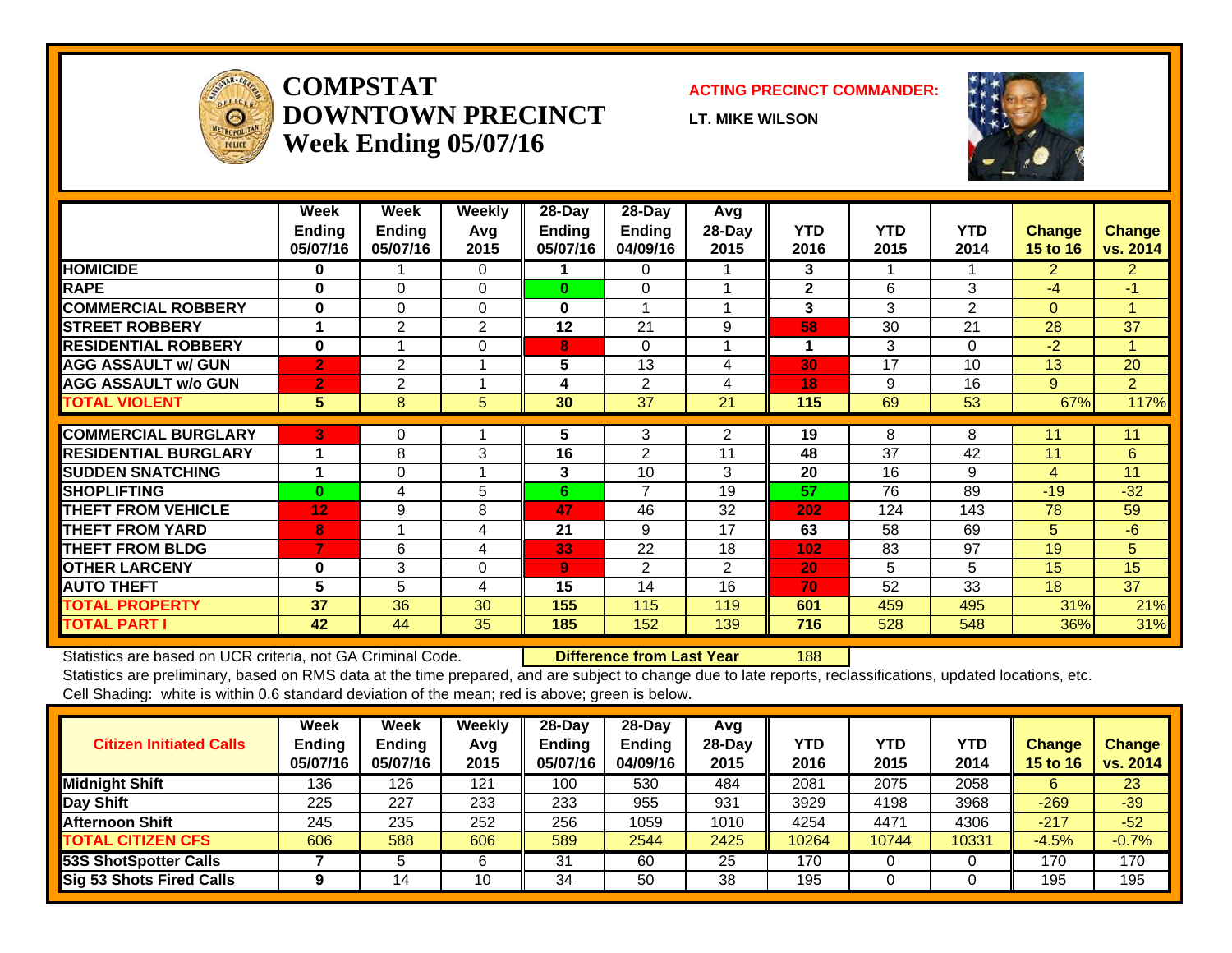# COMPSTAT DOWNTOWN PRECINCT Week Ending 05/07/16

**ACTING PRECINCT COMMANDER:**

**LT. MIKE WILSON**

| | Week Ending 05/07/16 | Week Ending 05/07/16 | Weekly Avg 2015 | 28-Day Ending 05/07/16 | 28-Day Ending 04/09/16 | Avg 28-Day 2015 | YTD 2016 | YTD 2015 | YTD 2014 | Change 15 to 16 | Change vs. 2014 |
|---|---|---|---|---|---|---|---|---|---|---|---|
| HOMICIDE | 0 | 1 | 0 | 1 | 0 | 1 | 3 | 1 | 1 | 2 | 2 |
| RAPE | 0 | 0 | 0 | 0 | 0 | 1 | 2 | 6 | 3 | -4 | -1 |
| COMMERCIAL ROBBERY | 0 | 0 | 0 | 0 | 1 | 1 | 3 | 3 | 2 | 0 | 1 |
| STREET ROBBERY | 1 | 2 | 2 | 12 | 21 | 9 | 58 | 30 | 21 | 28 | 37 |
| RESIDENTIAL ROBBERY | 0 | 1 | 0 | 8 | 0 | 1 | 1 | 3 | 0 | -2 | 1 |
| AGG ASSAULT w/ GUN | 2 | 2 | 1 | 5 | 13 | 4 | 30 | 17 | 10 | 13 | 20 |
| AGG ASSAULT w/o GUN | 2 | 2 | 1 | 4 | 2 | 4 | 18 | 9 | 16 | 9 | 2 |
| TOTAL VIOLENT | 5 | 8 | 5 | 30 | 37 | 21 | 115 | 69 | 53 | 67% | 117% |
| COMMERCIAL BURGLARY | 3 | 0 | 1 | 5 | 3 | 2 | 19 | 8 | 8 | 11 | 11 |
| RESIDENTIAL BURGLARY | 1 | 8 | 3 | 16 | 2 | 11 | 48 | 37 | 42 | 11 | 6 |
| SUDDEN SNATCHING | 1 | 0 | 1 | 3 | 10 | 3 | 20 | 16 | 9 | 4 | 11 |
| SHOPLIFTING | 0 | 4 | 5 | 6 | 7 | 19 | 57 | 76 | 89 | -19 | -32 |
| THEFT FROM VEHICLE | 12 | 9 | 8 | 47 | 46 | 32 | 202 | 124 | 143 | 78 | 59 |
| THEFT FROM YARD | 8 | 1 | 4 | 21 | 9 | 17 | 63 | 58 | 69 | 5 | -6 |
| THEFT FROM BLDG | 7 | 6 | 4 | 33 | 22 | 18 | 102 | 83 | 97 | 19 | 5 |
| OTHER LARCENY | 0 | 3 | 0 | 9 | 2 | 2 | 20 | 5 | 5 | 15 | 15 |
| AUTO THEFT | 5 | 5 | 4 | 15 | 14 | 16 | 70 | 52 | 33 | 18 | 37 |
| TOTAL PROPERTY | 37 | 36 | 30 | 155 | 115 | 119 | 601 | 459 | 495 | 31% | 21% |
| TOTAL PART I | 42 | 44 | 35 | 185 | 152 | 139 | 716 | 528 | 548 | 36% | 31% |

Statistics are based on UCR criteria, not GA Criminal Code. **Difference from Last Year** 188

Statistics are preliminary, based on RMS data at the time prepared, and are subject to change due to late reports, reclassifications, updated locations, etc.

Cell Shading: white is within 0.6 standard deviation of the mean; red is above; green is below.

| Citizen Initiated Calls | Week Ending 05/07/16 | Week Ending 05/07/16 | Weekly Avg 2015 | 28-Day Ending 05/07/16 | 28-Day Ending 04/09/16 | Avg 28-Day 2015 | YTD 2016 | YTD 2015 | YTD 2014 | Change 15 to 16 | Change vs. 2014 |
|---|---|---|---|---|---|---|---|---|---|---|---|
| Midnight Shift | 136 | 126 | 121 | 100 | 530 | 484 | 2081 | 2075 | 2058 | 6 | 23 |
| Day Shift | 225 | 227 | 233 | 233 | 955 | 931 | 3929 | 4198 | 3968 | -269 | -39 |
| Afternoon Shift | 245 | 235 | 252 | 256 | 1059 | 1010 | 4254 | 4471 | 4306 | -217 | -52 |
| TOTAL CITIZEN CFS | 606 | 588 | 606 | 589 | 2544 | 2425 | 10264 | 10744 | 10331 | -4.5% | -0.7% |
| 53S ShotSpotter Calls | 7 | 5 | 6 | 31 | 60 | 25 | 170 | 0 | 0 | 170 | 170 |
| Sig 53 Shots Fired Calls | 9 | 14 | 10 | 34 | 50 | 38 | 195 | 0 | 0 | 195 | 195 |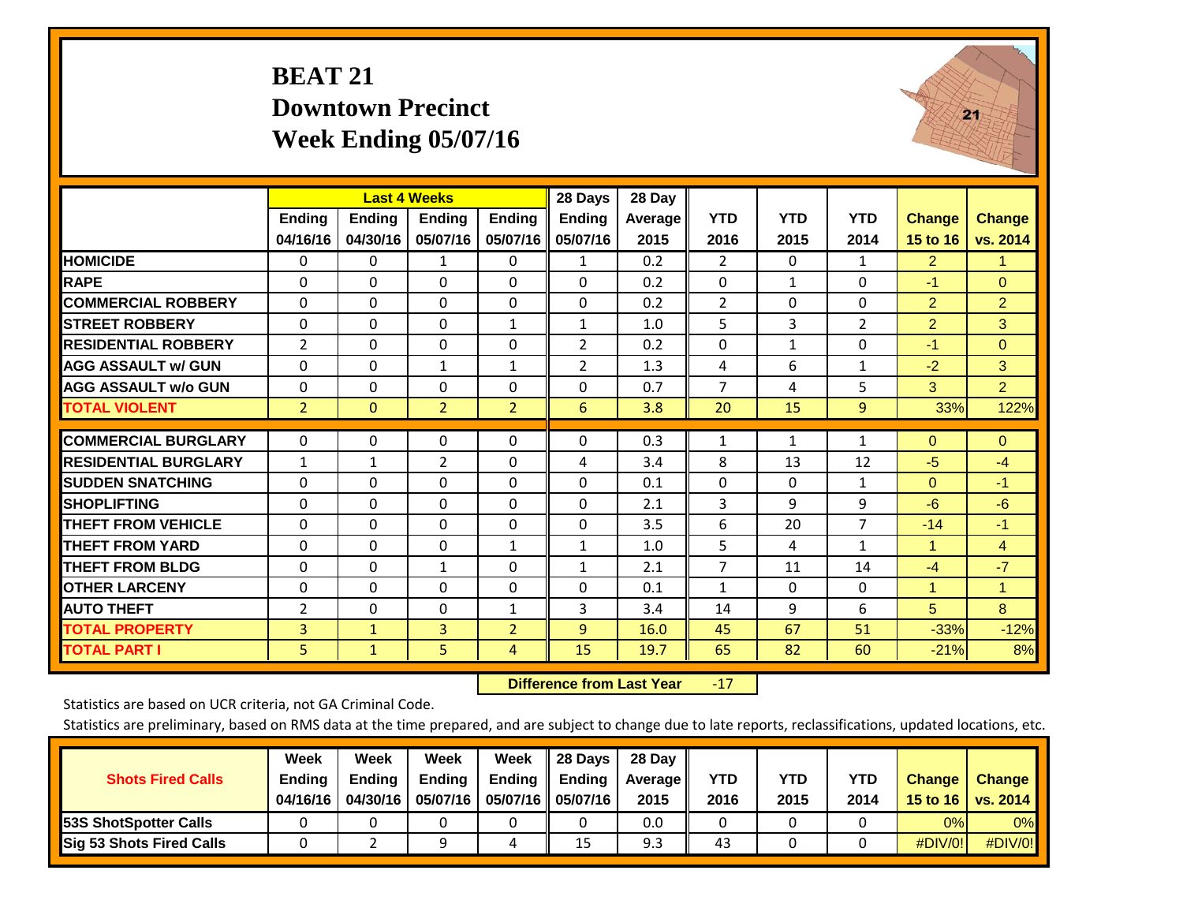# BEAT 21
## Downtown Precinct
## Week Ending 05/07/16

| | Last 4 Weeks | | | | 28 Days | 28 Day | | | | | |
|---|---|---|---|---|---|---|---|---|---|---|---|
| | Ending 04/16/16 | Ending 04/30/16 | Ending 05/07/16 | Ending 05/07/16 | Ending 05/07/16 | Average 2015 | YTD 2016 | YTD 2015 | YTD 2014 | Change 15 to 16 | Change vs. 2014 |
| **HOMICIDE** | 0 | 0 | 1 | 0 | 1 | 0.2 | 2 | 0 | 1 | 2 | 1 |
| **RAPE** | 0 | 0 | 0 | 0 | 0 | 0.2 | 0 | 1 | 0 | -1 | 0 |
| **COMMERCIAL ROBBERY** | 0 | 0 | 0 | 0 | 0 | 0.2 | 2 | 0 | 0 | 2 | 2 |
| **STREET ROBBERY** | 0 | 0 | 0 | 1 | 1 | 1.0 | 5 | 3 | 2 | 2 | 3 |
| **RESIDENTIAL ROBBERY** | 2 | 0 | 0 | 0 | 2 | 0.2 | 0 | 1 | 0 | -1 | 0 |
| **AGG ASSAULT w/ GUN** | 0 | 0 | 1 | 1 | 2 | 1.3 | 4 | 6 | 1 | -2 | 3 |
| **AGG ASSAULT w/o GUN** | 0 | 0 | 0 | 0 | 0 | 0.7 | 7 | 4 | 5 | 3 | 2 |
| **TOTAL VIOLENT** | 2 | 0 | 2 | 2 | 6 | 3.8 | 20 | 15 | 9 | 33% | 122% |
| **COMMERCIAL BURGLARY** | 0 | 0 | 0 | 0 | 0 | 0.3 | 1 | 1 | 1 | 0 | 0 |
| **RESIDENTIAL BURGLARY** | 1 | 1 | 2 | 0 | 4 | 3.4 | 8 | 13 | 12 | -5 | -4 |
| **SUDDEN SNATCHING** | 0 | 0 | 0 | 0 | 0 | 0.1 | 0 | 0 | 1 | 0 | -1 |
| **SHOPLIFTING** | 0 | 0 | 0 | 0 | 0 | 2.1 | 3 | 9 | 9 | -6 | -6 |
| **THEFT FROM VEHICLE** | 0 | 0 | 0 | 0 | 0 | 3.5 | 6 | 20 | 7 | -14 | -1 |
| **THEFT FROM YARD** | 0 | 0 | 0 | 1 | 1 | 1.0 | 5 | 4 | 1 | 1 | 4 |
| **THEFT FROM BLDG** | 0 | 0 | 1 | 0 | 1 | 2.1 | 7 | 11 | 14 | -4 | -7 |
| **OTHER LARCENY** | 0 | 0 | 0 | 0 | 0 | 0.1 | 1 | 0 | 0 | 1 | 1 |
| **AUTO THEFT** | 2 | 0 | 0 | 1 | 3 | 3.4 | 14 | 9 | 6 | 5 | 8 |
| **TOTAL PROPERTY** | 3 | 1 | 3 | 2 | 9 | 16.0 | 45 | 67 | 51 | -33% | -12% |
| **TOTAL PART I** | 5 | 1 | 5 | 4 | 15 | 19.7 | 65 | 82 | 60 | -21% | 8% |

**Difference from Last Year** -17

Statistics are based on UCR criteria, not GA Criminal Code.

Statistics are preliminary, based on RMS data at the time prepared, and are subject to change due to late reports, reclassifications, updated locations, etc.

| Shots Fired Calls | Week Ending 04/16/16 | Week Ending 04/30/16 | Week Ending 05/07/16 | Week Ending 05/07/16 | 28 Days Ending 05/07/16 | 28 Day Average 2015 | YTD 2016 | YTD 2015 | YTD 2014 | Change 15 to 16 | Change vs. 2014 |
|---|---|---|---|---|---|---|---|---|---|---|---|
| **53S ShotSpotter Calls** | 0 | 0 | 0 | 0 | 0 | 0.0 | 0 | 0 | 0 | 0% | 0% |
| **Sig 53 Shots Fired Calls** | 0 | 2 | 9 | 4 | 15 | 9.3 | 43 | 0 | 0 | #DIV/0! | #DIV/0! |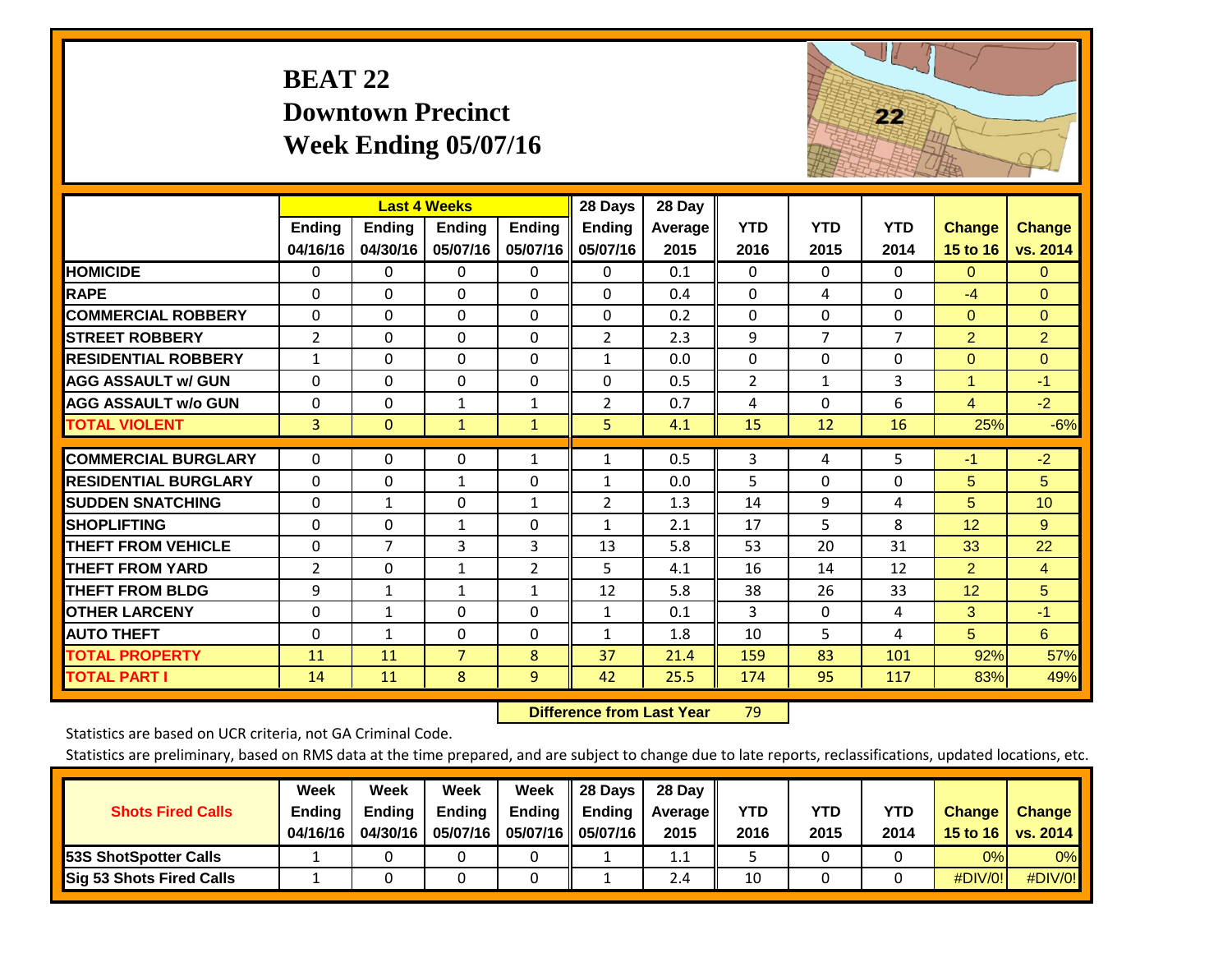# BEAT 22
## Downtown Precinct
## Week Ending 05/07/16

| | Last 4 Weeks | | | | 28 Days | 28 Day | | | | | |
|---|---|---|---|---|---|---|---|---|---|---|---|
| | Ending 04/16/16 | Ending 04/30/16 | Ending 05/07/16 | Ending 05/07/16 | Ending 05/07/16 | Average 2015 | YTD 2016 | YTD 2015 | YTD 2014 | Change 15 to 16 | Change vs. 2014 |
| HOMICIDE | 0 | 0 | 0 | 0 | 0 | 0.1 | 0 | 0 | 0 | 0 | 0 |
| RAPE | 0 | 0 | 0 | 0 | 0 | 0.4 | 0 | 4 | 0 | -4 | 0 |
| COMMERCIAL ROBBERY | 0 | 0 | 0 | 0 | 0 | 0.2 | 0 | 0 | 0 | 0 | 0 |
| STREET ROBBERY | 2 | 0 | 0 | 0 | 2 | 2.3 | 9 | 7 | 7 | 2 | 2 |
| RESIDENTIAL ROBBERY | 1 | 0 | 0 | 0 | 1 | 0.0 | 0 | 0 | 0 | 0 | 0 |
| AGG ASSAULT w/ GUN | 0 | 0 | 0 | 0 | 0 | 0.5 | 2 | 1 | 3 | 1 | -1 |
| AGG ASSAULT w/o GUN | 0 | 0 | 1 | 1 | 2 | 0.7 | 4 | 0 | 6 | 4 | -2 |
| TOTAL VIOLENT | 3 | 0 | 1 | 1 | 5 | 4.1 | 15 | 12 | 16 | 25% | -6% |
| COMMERCIAL BURGLARY | 0 | 0 | 0 | 1 | 1 | 0.5 | 3 | 4 | 5 | -1 | -2 |
| RESIDENTIAL BURGLARY | 0 | 0 | 1 | 0 | 1 | 0.0 | 5 | 0 | 0 | 5 | 5 |
| SUDDEN SNATCHING | 0 | 1 | 0 | 1 | 2 | 1.3 | 14 | 9 | 4 | 5 | 10 |
| SHOPLIFTING | 0 | 0 | 1 | 0 | 1 | 2.1 | 17 | 5 | 8 | 12 | 9 |
| THEFT FROM VEHICLE | 0 | 7 | 3 | 3 | 13 | 5.8 | 53 | 20 | 31 | 33 | 22 |
| THEFT FROM YARD | 2 | 0 | 1 | 2 | 5 | 4.1 | 16 | 14 | 12 | 2 | 4 |
| THEFT FROM BLDG | 9 | 1 | 1 | 1 | 12 | 5.8 | 38 | 26 | 33 | 12 | 5 |
| OTHER LARCENY | 0 | 1 | 0 | 0 | 1 | 0.1 | 3 | 0 | 4 | 3 | -1 |
| AUTO THEFT | 0 | 1 | 0 | 0 | 1 | 1.8 | 10 | 5 | 4 | 5 | 6 |
| TOTAL PROPERTY | 11 | 11 | 7 | 8 | 37 | 21.4 | 159 | 83 | 101 | 92% | 57% |
| TOTAL PART I | 14 | 11 | 8 | 9 | 42 | 25.5 | 174 | 95 | 117 | 83% | 49% |

**Difference from Last Year** 79

Statistics are based on UCR criteria, not GA Criminal Code.

Statistics are preliminary, based on RMS data at the time prepared, and are subject to change due to late reports, reclassifications, updated locations, etc.

| Shots Fired Calls | Week Ending 04/16/16 | Week Ending 04/30/16 | Week Ending 05/07/16 | Week Ending 05/07/16 | 28 Days Ending 05/07/16 | 28 Day Average 2015 | YTD 2016 | YTD 2015 | YTD 2014 | Change 15 to 16 | Change vs. 2014 |
|---|---|---|---|---|---|---|---|---|---|---|---|
| 53S ShotSpotter Calls | 1 | 0 | 0 | 0 | 1 | 1.1 | 5 | 0 | 0 | 0% | 0% |
| Sig 53 Shots Fired Calls | 1 | 0 | 0 | 0 | 1 | 2.4 | 10 | 0 | 0 | #DIV/0! | #DIV/0! |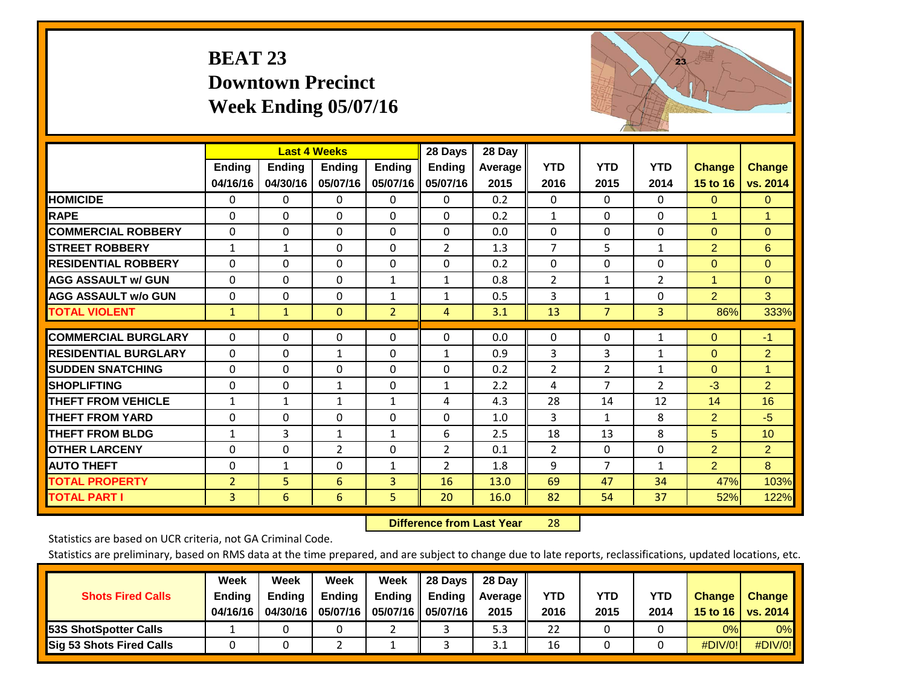# BEAT 23
## Downtown Precinct
## Week Ending 05/07/16

| | Last 4 Weeks | | | | 28 Days | 28 Day | | | | | |
|---|---|---|---|---|---|---|---|---|---|---|---|
| | Ending 04/16/16 | Ending 04/30/16 | Ending 05/07/16 | Ending 05/07/16 | Ending 05/07/16 | Average 2015 | YTD 2016 | YTD 2015 | YTD 2014 | Change 15 to 16 | Change vs. 2014 |
| HOMICIDE | 0 | 0 | 0 | 0 | 0 | 0.2 | 0 | 0 | 0 | 0 | 0 |
| RAPE | 0 | 0 | 0 | 0 | 0 | 0.2 | 1 | 0 | 0 | 1 | 1 |
| COMMERCIAL ROBBERY | 0 | 0 | 0 | 0 | 0 | 0.0 | 0 | 0 | 0 | 0 | 0 |
| STREET ROBBERY | 1 | 1 | 0 | 0 | 2 | 1.3 | 7 | 5 | 1 | 2 | 6 |
| RESIDENTIAL ROBBERY | 0 | 0 | 0 | 0 | 0 | 0.2 | 0 | 0 | 0 | 0 | 0 |
| AGG ASSAULT w/ GUN | 0 | 0 | 0 | 1 | 1 | 0.8 | 2 | 1 | 2 | 1 | 0 |
| AGG ASSAULT w/o GUN | 0 | 0 | 0 | 1 | 1 | 0.5 | 3 | 1 | 0 | 2 | 3 |
| TOTAL VIOLENT | 1 | 1 | 0 | 2 | 4 | 3.1 | 13 | 7 | 3 | 86% | 333% |
| COMMERCIAL BURGLARY | 0 | 0 | 0 | 0 | 0 | 0.0 | 0 | 0 | 1 | 0 | -1 |
| RESIDENTIAL BURGLARY | 0 | 0 | 1 | 0 | 1 | 0.9 | 3 | 3 | 1 | 0 | 2 |
| SUDDEN SNATCHING | 0 | 0 | 0 | 0 | 0 | 0.2 | 2 | 2 | 1 | 0 | 1 |
| SHOPLIFTING | 0 | 0 | 1 | 0 | 1 | 2.2 | 4 | 7 | 2 | -3 | 2 |
| THEFT FROM VEHICLE | 1 | 1 | 1 | 1 | 4 | 4.3 | 28 | 14 | 12 | 14 | 16 |
| THEFT FROM YARD | 0 | 0 | 0 | 0 | 0 | 1.0 | 3 | 1 | 8 | 2 | -5 |
| THEFT FROM BLDG | 1 | 3 | 1 | 1 | 6 | 2.5 | 18 | 13 | 8 | 5 | 10 |
| OTHER LARCENY | 0 | 0 | 2 | 0 | 2 | 0.1 | 2 | 0 | 0 | 2 | 2 |
| AUTO THEFT | 0 | 1 | 0 | 1 | 2 | 1.8 | 9 | 7 | 1 | 2 | 8 |
| TOTAL PROPERTY | 2 | 5 | 6 | 3 | 16 | 13.0 | 69 | 47 | 34 | 47% | 103% |
| TOTAL PART I | 3 | 6 | 6 | 5 | 20 | 16.0 | 82 | 54 | 37 | 52% | 122% |

**Difference from Last Year** 28

Statistics are based on UCR criteria, not GA Criminal Code.

Statistics are preliminary, based on RMS data at the time prepared, and are subject to change due to late reports, reclassifications, updated locations, etc.

| Shots Fired Calls | Week Ending 04/16/16 | Week Ending 04/30/16 | Week Ending 05/07/16 | Week Ending 05/07/16 | 28 Days Ending 05/07/16 | 28 Day Average 2015 | YTD 2016 | YTD 2015 | YTD 2014 | Change 15 to 16 | Change vs. 2014 |
|---|---|---|---|---|---|---|---|---|---|---|---|
| 53S ShotSpotter Calls | 1 | 0 | 0 | 2 | 3 | 5.3 | 22 | 0 | 0 | 0% | 0% |
| Sig 53 Shots Fired Calls | 0 | 0 | 2 | 1 | 3 | 3.1 | 16 | 0 | 0 | #DIV/0! | #DIV/0! |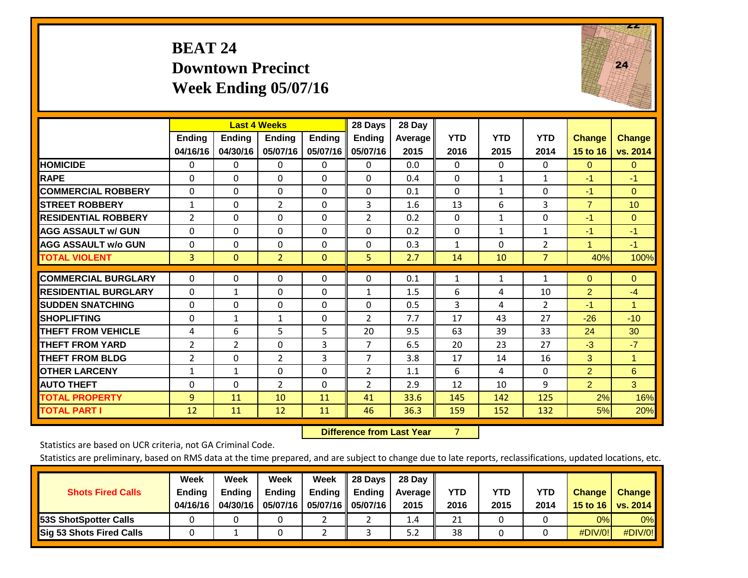# BEAT 24
## Downtown Precinct
## Week Ending 05/07/16

| | Last 4 Weeks | | | | 28 Days | 28 Day | | | | | |
|---|---|---|---|---|---|---|---|---|---|---|---|
| | Ending 04/16/16 | Ending 04/30/16 | Ending 05/07/16 | Ending 05/07/16 | Ending 05/07/16 | Average 2015 | YTD 2016 | YTD 2015 | YTD 2014 | Change 15 to 16 | Change vs. 2014 |
| HOMICIDE | 0 | 0 | 0 | 0 | 0 | 0.0 | 0 | 0 | 0 | 0 | 0 |
| RAPE | 0 | 0 | 0 | 0 | 0 | 0.4 | 0 | 1 | 1 | -1 | -1 |
| COMMERCIAL ROBBERY | 0 | 0 | 0 | 0 | 0 | 0.1 | 0 | 1 | 0 | -1 | 0 |
| STREET ROBBERY | 1 | 0 | 2 | 0 | 3 | 1.6 | 13 | 6 | 3 | 7 | 10 |
| RESIDENTIAL ROBBERY | 2 | 0 | 0 | 0 | 2 | 0.2 | 0 | 1 | 0 | -1 | 0 |
| AGG ASSAULT w/ GUN | 0 | 0 | 0 | 0 | 0 | 0.2 | 0 | 1 | 1 | -1 | -1 |
| AGG ASSAULT w/o GUN | 0 | 0 | 0 | 0 | 0 | 0.3 | 1 | 0 | 2 | 1 | -1 |
| TOTAL VIOLENT | 3 | 0 | 2 | 0 | 5 | 2.7 | 14 | 10 | 7 | 40% | 100% |
| COMMERCIAL BURGLARY | 0 | 0 | 0 | 0 | 0 | 0.1 | 1 | 1 | 1 | 0 | 0 |
| RESIDENTIAL BURGLARY | 0 | 1 | 0 | 0 | 1 | 1.5 | 6 | 4 | 10 | 2 | -4 |
| SUDDEN SNATCHING | 0 | 0 | 0 | 0 | 0 | 0.5 | 3 | 4 | 2 | -1 | 1 |
| SHOPLIFTING | 0 | 1 | 1 | 0 | 2 | 7.7 | 17 | 43 | 27 | -26 | -10 |
| THEFT FROM VEHICLE | 4 | 6 | 5 | 5 | 20 | 9.5 | 63 | 39 | 33 | 24 | 30 |
| THEFT FROM YARD | 2 | 2 | 0 | 3 | 7 | 6.5 | 20 | 23 | 27 | -3 | -7 |
| THEFT FROM BLDG | 2 | 0 | 2 | 3 | 7 | 3.8 | 17 | 14 | 16 | 3 | 1 |
| OTHER LARCENY | 1 | 1 | 0 | 0 | 2 | 1.1 | 6 | 4 | 0 | 2 | 6 |
| AUTO THEFT | 0 | 0 | 2 | 0 | 2 | 2.9 | 12 | 10 | 9 | 2 | 3 |
| TOTAL PROPERTY | 9 | 11 | 10 | 11 | 41 | 33.6 | 145 | 142 | 125 | 2% | 16% |
| TOTAL PART I | 12 | 11 | 12 | 11 | 46 | 36.3 | 159 | 152 | 132 | 5% | 20% |

**Difference from Last Year** 7

Statistics are based on UCR criteria, not GA Criminal Code.

Statistics are preliminary, based on RMS data at the time prepared, and are subject to change due to late reports, reclassifications, updated locations, etc.

| Shots Fired Calls | Week Ending 04/16/16 | Week Ending 04/30/16 | Week Ending 05/07/16 | Week Ending 05/07/16 | 28 Days Ending 05/07/16 | 28 Day Average 2015 | YTD 2016 | YTD 2015 | YTD 2014 | Change 15 to 16 | Change vs. 2014 |
|---|---|---|---|---|---|---|---|---|---|---|---|
| 53S ShotSpotter Calls | 0 | 0 | 0 | 2 | 2 | 1.4 | 21 | 0 | 0 | 0% | 0% |
| Sig 53 Shots Fired Calls | 0 | 1 | 0 | 2 | 3 | 5.2 | 38 | 0 | 0 | #DIV/0! | #DIV/0! |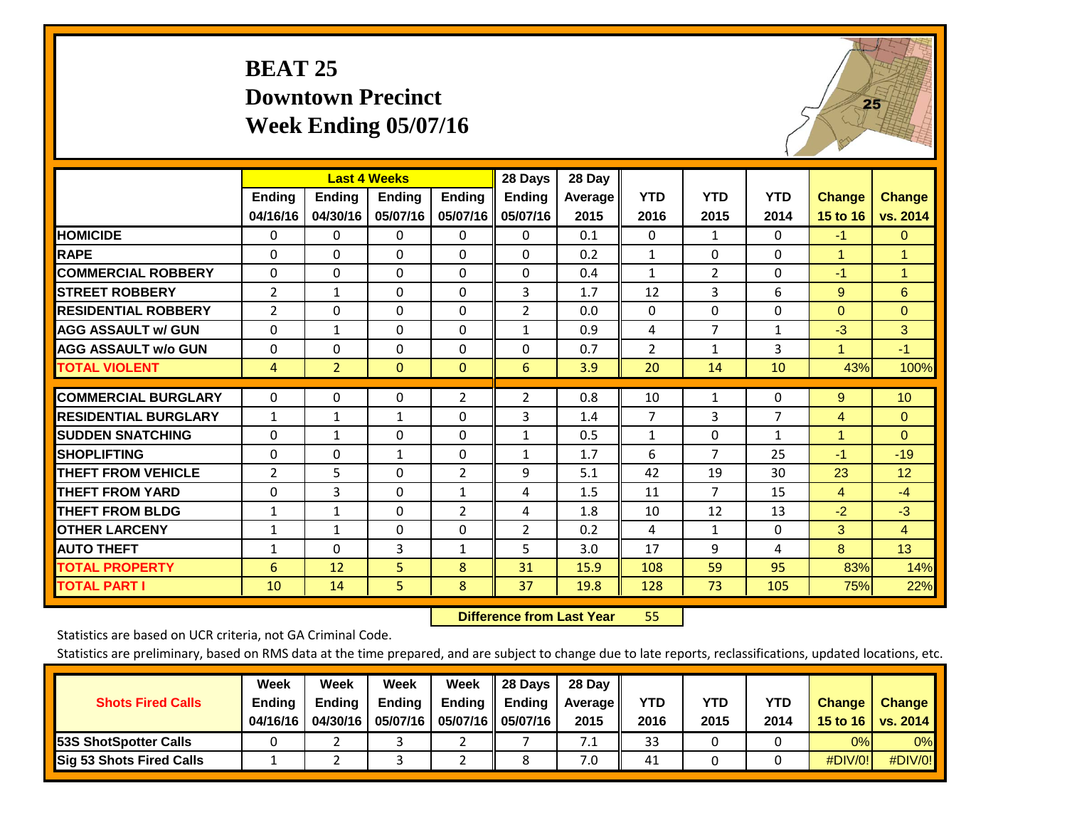# BEAT 25
## Downtown Precinct
## Week Ending 05/07/16

| | Last 4 Weeks | | | | 28 Days | 28 Day | | | | | |
|---|---|---|---|---|---|---|---|---|---|---|---|
| | Ending 04/16/16 | Ending 04/30/16 | Ending 05/07/16 | Ending 05/07/16 | Ending 05/07/16 | Average 2015 | YTD 2016 | YTD 2015 | YTD 2014 | Change 15 to 16 | Change vs. 2014 |
| HOMICIDE | 0 | 0 | 0 | 0 | 0 | 0.1 | 0 | 1 | 0 | -1 | 0 |
| RAPE | 0 | 0 | 0 | 0 | 0 | 0.2 | 1 | 0 | 0 | 1 | 1 |
| COMMERCIAL ROBBERY | 0 | 0 | 0 | 0 | 0 | 0.4 | 1 | 2 | 0 | -1 | 1 |
| STREET ROBBERY | 2 | 1 | 0 | 0 | 3 | 1.7 | 12 | 3 | 6 | 9 | 6 |
| RESIDENTIAL ROBBERY | 2 | 0 | 0 | 0 | 2 | 0.0 | 0 | 0 | 0 | 0 | 0 |
| AGG ASSAULT w/ GUN | 0 | 1 | 0 | 0 | 1 | 0.9 | 4 | 7 | 1 | -3 | 3 |
| AGG ASSAULT w/o GUN | 0 | 0 | 0 | 0 | 0 | 0.7 | 2 | 1 | 3 | 1 | -1 |
| TOTAL VIOLENT | 4 | 2 | 0 | 0 | 6 | 3.9 | 20 | 14 | 10 | 43% | 100% |
| COMMERCIAL BURGLARY | 0 | 0 | 0 | 2 | 2 | 0.8 | 10 | 1 | 0 | 9 | 10 |
| RESIDENTIAL BURGLARY | 1 | 1 | 1 | 0 | 3 | 1.4 | 7 | 3 | 7 | 4 | 0 |
| SUDDEN SNATCHING | 0 | 1 | 0 | 0 | 1 | 0.5 | 1 | 0 | 1 | 1 | 0 |
| SHOPLIFTING | 0 | 0 | 1 | 0 | 1 | 1.7 | 6 | 7 | 25 | -1 | -19 |
| THEFT FROM VEHICLE | 2 | 5 | 0 | 2 | 9 | 5.1 | 42 | 19 | 30 | 23 | 12 |
| THEFT FROM YARD | 0 | 3 | 0 | 1 | 4 | 1.5 | 11 | 7 | 15 | 4 | -4 |
| THEFT FROM BLDG | 1 | 1 | 0 | 2 | 4 | 1.8 | 10 | 12 | 13 | -2 | -3 |
| OTHER LARCENY | 1 | 1 | 0 | 0 | 2 | 0.2 | 4 | 1 | 0 | 3 | 4 |
| AUTO THEFT | 1 | 0 | 3 | 1 | 5 | 3.0 | 17 | 9 | 4 | 8 | 13 |
| TOTAL PROPERTY | 6 | 12 | 5 | 8 | 31 | 15.9 | 108 | 59 | 95 | 83% | 14% |
| TOTAL PART I | 10 | 14 | 5 | 8 | 37 | 19.8 | 128 | 73 | 105 | 75% | 22% |

**Difference from Last Year** 55

Statistics are based on UCR criteria, not GA Criminal Code.

Statistics are preliminary, based on RMS data at the time prepared, and are subject to change due to late reports, reclassifications, updated locations, etc.

| Shots Fired Calls | Week Ending 04/16/16 | Week Ending 04/30/16 | Week Ending 05/07/16 | Week Ending 05/07/16 | 28 Days Ending 05/07/16 | 28 Day Average 2015 | YTD 2016 | YTD 2015 | YTD 2014 | Change 15 to 16 | Change vs. 2014 |
|---|---|---|---|---|---|---|---|---|---|---|---|
| 53S ShotSpotter Calls | 0 | 2 | 3 | 2 | 7 | 7.1 | 33 | 0 | 0 | 0% | 0% |
| Sig 53 Shots Fired Calls | 1 | 2 | 3 | 2 | 8 | 7.0 | 41 | 0 | 0 | #DIV/0! | #DIV/0! |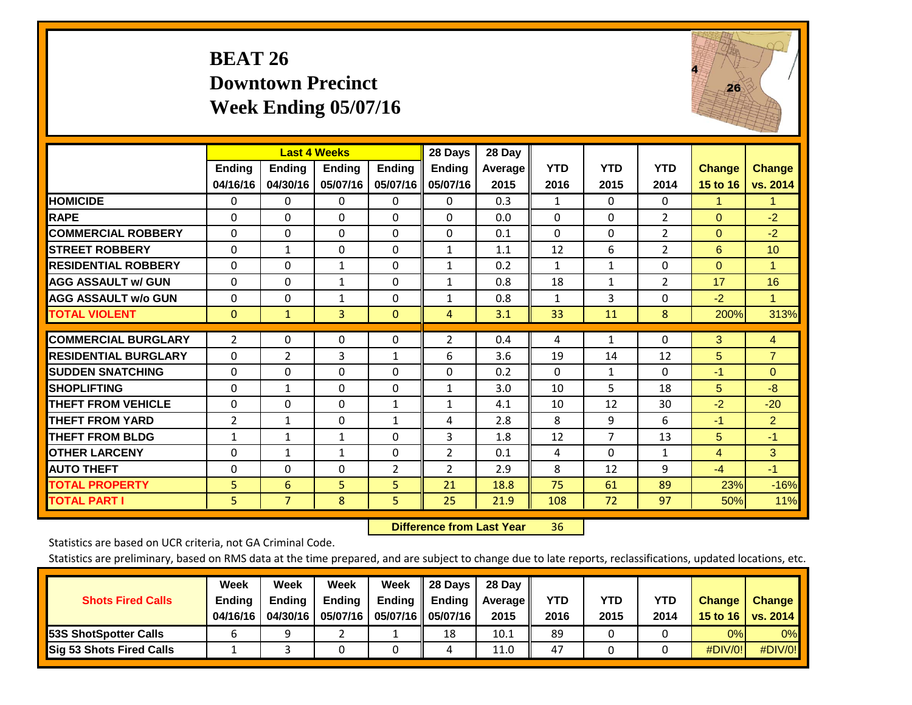# BEAT 26
## Downtown Precinct
## Week Ending 05/07/16

| | Last 4 Weeks | | | | 28 Days | 28 Day | | | | | |
|---|---|---|---|---|---|---|---|---|---|---|---|
| | Ending 04/16/16 | Ending 04/30/16 | Ending 05/07/16 | Ending 05/07/16 | Ending 05/07/16 | Average 2015 | YTD 2016 | YTD 2015 | YTD 2014 | Change 15 to 16 | Change vs. 2014 |
| HOMICIDE | 0 | 0 | 0 | 0 | 0 | 0.3 | 1 | 0 | 0 | 1 | 1 |
| RAPE | 0 | 0 | 0 | 0 | 0 | 0.0 | 0 | 0 | 2 | 0 | -2 |
| COMMERCIAL ROBBERY | 0 | 0 | 0 | 0 | 0 | 0.1 | 0 | 0 | 2 | 0 | -2 |
| STREET ROBBERY | 0 | 1 | 0 | 0 | 1 | 1.1 | 12 | 6 | 2 | 6 | 10 |
| RESIDENTIAL ROBBERY | 0 | 0 | 1 | 0 | 1 | 0.2 | 1 | 1 | 0 | 0 | 1 |
| AGG ASSAULT w/ GUN | 0 | 0 | 1 | 0 | 1 | 0.8 | 18 | 1 | 2 | 17 | 16 |
| AGG ASSAULT w/o GUN | 0 | 0 | 1 | 0 | 1 | 0.8 | 1 | 3 | 0 | -2 | 1 |
| TOTAL VIOLENT | 0 | 1 | 3 | 0 | 4 | 3.1 | 33 | 11 | 8 | 200% | 313% |
| COMMERCIAL BURGLARY | 2 | 0 | 0 | 0 | 2 | 0.4 | 4 | 1 | 0 | 3 | 4 |
| RESIDENTIAL BURGLARY | 0 | 2 | 3 | 1 | 6 | 3.6 | 19 | 14 | 12 | 5 | 7 |
| SUDDEN SNATCHING | 0 | 0 | 0 | 0 | 0 | 0.2 | 0 | 1 | 0 | -1 | 0 |
| SHOPLIFTING | 0 | 1 | 0 | 0 | 1 | 3.0 | 10 | 5 | 18 | 5 | -8 |
| THEFT FROM VEHICLE | 0 | 0 | 0 | 1 | 1 | 4.1 | 10 | 12 | 30 | -2 | -20 |
| THEFT FROM YARD | 2 | 1 | 0 | 1 | 4 | 2.8 | 8 | 9 | 6 | -1 | 2 |
| THEFT FROM BLDG | 1 | 1 | 1 | 0 | 3 | 1.8 | 12 | 7 | 13 | 5 | -1 |
| OTHER LARCENY | 0 | 1 | 1 | 0 | 2 | 0.1 | 4 | 0 | 1 | 4 | 3 |
| AUTO THEFT | 0 | 0 | 0 | 2 | 2 | 2.9 | 8 | 12 | 9 | -4 | -1 |
| TOTAL PROPERTY | 5 | 6 | 5 | 5 | 21 | 18.8 | 75 | 61 | 89 | 23% | -16% |
| TOTAL PART I | 5 | 7 | 8 | 5 | 25 | 21.9 | 108 | 72 | 97 | 50% | 11% |

**Difference from Last Year** 36

Statistics are based on UCR criteria, not GA Criminal Code.

Statistics are preliminary, based on RMS data at the time prepared, and are subject to change due to late reports, reclassifications, updated locations, etc.

| Shots Fired Calls | Week Ending 04/16/16 | Week Ending 04/30/16 | Week Ending 05/07/16 | Week Ending 05/07/16 | 28 Days Ending 05/07/16 | 28 Day Average 2015 | YTD 2016 | YTD 2015 | YTD 2014 | Change 15 to 16 | Change vs. 2014 |
|---|---|---|---|---|---|---|---|---|---|---|---|
| 53S ShotSpotter Calls | 6 | 9 | 2 | 1 | 18 | 10.1 | 89 | 0 | 0 | 0% | 0% |
| Sig 53 Shots Fired Calls | 1 | 3 | 0 | 0 | 4 | 11.0 | 47 | 0 | 0 | #DIV/0! | #DIV/0! |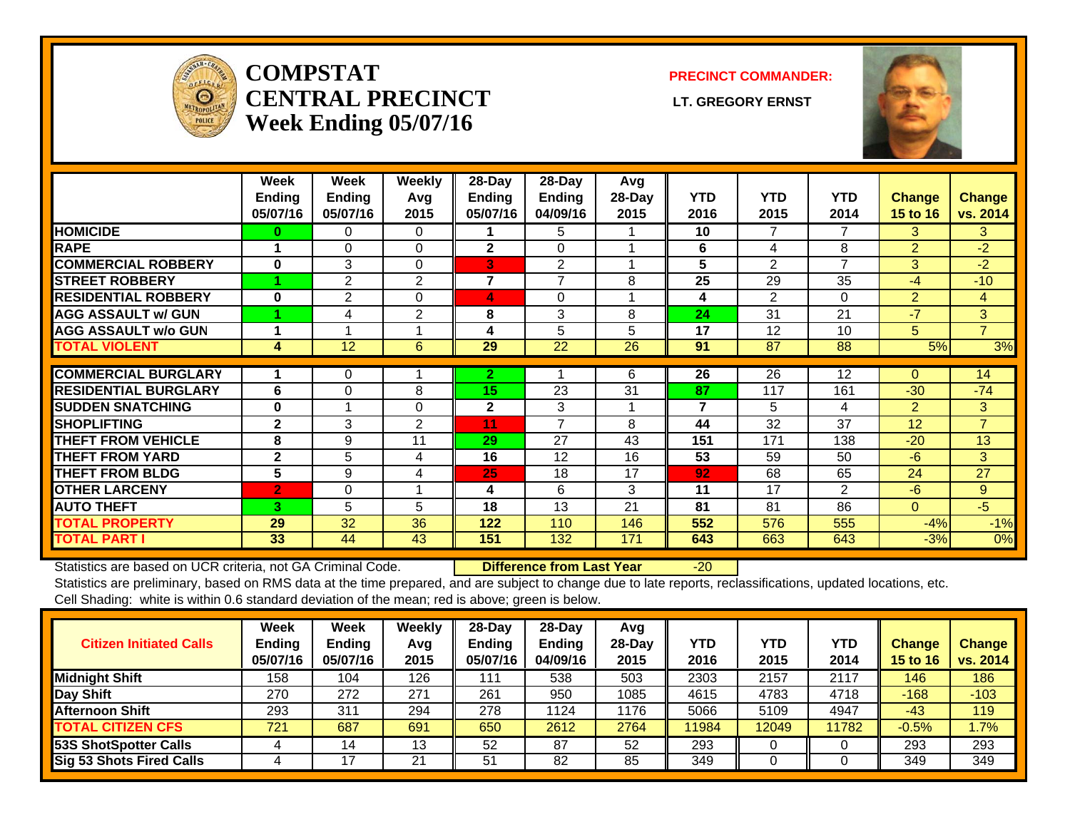# COMPSTAT
# CENTRAL PRECINCT
# Week Ending 05/07/16

**PRECINCT COMMANDER:**

**LT. GREGORY ERNST**

| | Week Ending 05/07/16 | Week Ending 05/07/16 | Weekly Avg 2015 | 28-Day Ending 05/07/16 | 28-Day Ending 04/09/16 | Avg 28-Day 2015 | YTD 2016 | YTD 2015 | YTD 2014 | Change 15 to 16 | Change vs. 2014 |
|---|---|---|---|---|---|---|---|---|---|---|---|
| **HOMICIDE** | 0 | 0 | 0 | 1 | 5 | 1 | 10 | 7 | 7 | 3 | 3 |
| **RAPE** | 1 | 0 | 0 | 2 | 0 | 1 | 6 | 4 | 8 | 2 | -2 |
| **COMMERCIAL ROBBERY** | 0 | 3 | 0 | 3 | 2 | 1 | 5 | 2 | 7 | 3 | -2 |
| **STREET ROBBERY** | 1 | 2 | 2 | 7 | 7 | 8 | 25 | 29 | 35 | -4 | -10 |
| **RESIDENTIAL ROBBERY** | 0 | 2 | 0 | 4 | 0 | 1 | 4 | 2 | 0 | 2 | 4 |
| **AGG ASSAULT w/ GUN** | 1 | 4 | 2 | 8 | 3 | 8 | 24 | 31 | 21 | -7 | 3 |
| **AGG ASSAULT w/o GUN** | 1 | 1 | 1 | 4 | 5 | 5 | 17 | 12 | 10 | 5 | 7 |
| **TOTAL VIOLENT** | 4 | 12 | 6 | 29 | 22 | 26 | 91 | 87 | 88 | 5% | 3% |
| **COMMERCIAL BURGLARY** | 1 | 0 | 1 | 2 | 1 | 6 | 26 | 26 | 12 | 0 | 14 |
| **RESIDENTIAL BURGLARY** | 6 | 0 | 8 | 15 | 23 | 31 | 87 | 117 | 161 | -30 | -74 |
| **SUDDEN SNATCHING** | 0 | 1 | 0 | 2 | 3 | 1 | 7 | 5 | 4 | 2 | 3 |
| **SHOPLIFTING** | 2 | 3 | 2 | 11 | 7 | 8 | 44 | 32 | 37 | 12 | 7 |
| **THEFT FROM VEHICLE** | 8 | 9 | 11 | 29 | 27 | 43 | 151 | 171 | 138 | -20 | 13 |
| **THEFT FROM YARD** | 2 | 5 | 4 | 16 | 12 | 16 | 53 | 59 | 50 | -6 | 3 |
| **THEFT FROM BLDG** | 5 | 9 | 4 | 25 | 18 | 17 | 92 | 68 | 65 | 24 | 27 |
| **OTHER LARCENY** | 2 | 0 | 1 | 4 | 6 | 3 | 11 | 17 | 2 | -6 | 9 |
| **AUTO THEFT** | 3 | 5 | 5 | 18 | 13 | 21 | 81 | 81 | 86 | 0 | -5 |
| **TOTAL PROPERTY** | 29 | 32 | 36 | 122 | 110 | 146 | 552 | 576 | 555 | -4% | -1% |
| **TOTAL PART I** | 33 | 44 | 43 | 151 | 132 | 171 | 643 | 663 | 643 | -3% | 0% |

Statistics are based on UCR criteria, not GA Criminal Code. **Difference from Last Year** -20

Statistics are preliminary, based on RMS data at the time prepared, and are subject to change due to late reports, reclassifications, updated locations, etc.

Cell Shading: white is within 0.6 standard deviation of the mean; red is above; green is below.

| Citizen Initiated Calls | Week Ending 05/07/16 | Week Ending 05/07/16 | Weekly Avg 2015 | 28-Day Ending 05/07/16 | 28-Day Ending 04/09/16 | Avg 28-Day 2015 | YTD 2016 | YTD 2015 | YTD 2014 | Change 15 to 16 | Change vs. 2014 |
|---|---|---|---|---|---|---|---|---|---|---|---|
| **Midnight Shift** | 158 | 104 | 126 | 111 | 538 | 503 | 2303 | 2157 | 2117 | 146 | 186 |
| **Day Shift** | 270 | 272 | 271 | 261 | 950 | 1085 | 4615 | 4783 | 4718 | -168 | -103 |
| **Afternoon Shift** | 293 | 311 | 294 | 278 | 1124 | 1176 | 5066 | 5109 | 4947 | -43 | 119 |
| **TOTAL CITIZEN CFS** | 721 | 687 | 691 | 650 | 2612 | 2764 | 11984 | 12049 | 11782 | -0.5% | 1.7% |
| **53S ShotSpotter Calls** | 4 | 14 | 13 | 52 | 87 | 52 | 293 | 0 | 0 | 293 | 293 |
| **Sig 53 Shots Fired Calls** | 4 | 17 | 21 | 51 | 82 | 85 | 349 | 0 | 0 | 349 | 349 |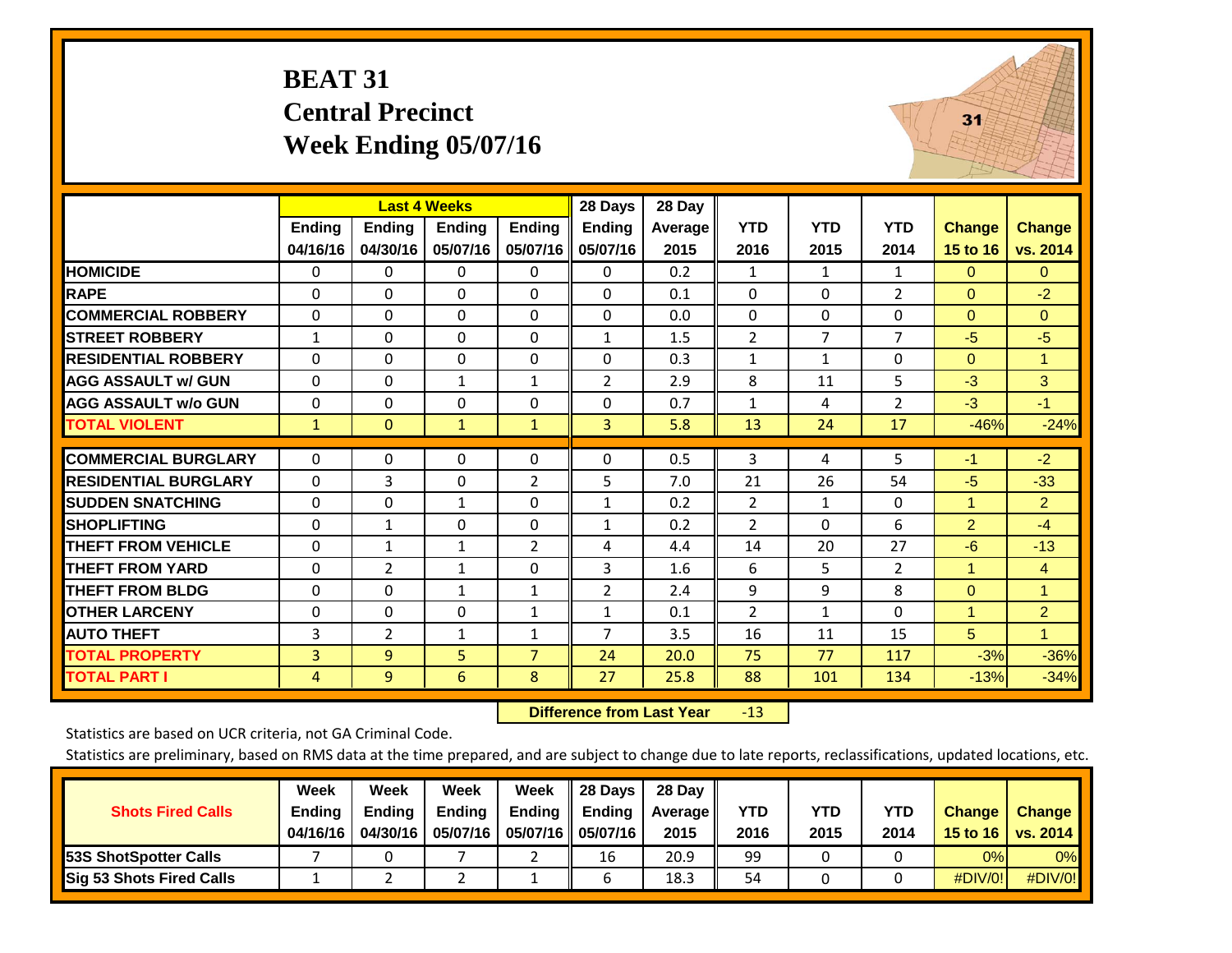# BEAT 31
## Central Precinct
## Week Ending 05/07/16

| | Last 4 Weeks | | | | 28 Days | 28 Day | | | | | |
|---|---|---|---|---|---|---|---|---|---|---|---|
| | Ending 04/16/16 | Ending 04/30/16 | Ending 05/07/16 | Ending 05/07/16 | Ending 05/07/16 | Average 2015 | YTD 2016 | YTD 2015 | YTD 2014 | Change 15 to 16 | Change vs. 2014 |
| HOMICIDE | 0 | 0 | 0 | 0 | 0 | 0.2 | 1 | 1 | 1 | 0 | 0 |
| RAPE | 0 | 0 | 0 | 0 | 0 | 0.1 | 0 | 0 | 2 | 0 | -2 |
| COMMERCIAL ROBBERY | 0 | 0 | 0 | 0 | 0 | 0.0 | 0 | 0 | 0 | 0 | 0 |
| STREET ROBBERY | 1 | 0 | 0 | 0 | 1 | 1.5 | 2 | 7 | 7 | -5 | -5 |
| RESIDENTIAL ROBBERY | 0 | 0 | 0 | 0 | 0 | 0.3 | 1 | 1 | 0 | 0 | 1 |
| AGG ASSAULT w/ GUN | 0 | 0 | 1 | 1 | 2 | 2.9 | 8 | 11 | 5 | -3 | 3 |
| AGG ASSAULT w/o GUN | 0 | 0 | 0 | 0 | 0 | 0.7 | 1 | 4 | 2 | -3 | -1 |
| TOTAL VIOLENT | 1 | 0 | 1 | 1 | 3 | 5.8 | 13 | 24 | 17 | -46% | -24% |
| COMMERCIAL BURGLARY | 0 | 0 | 0 | 0 | 0 | 0.5 | 3 | 4 | 5 | -1 | -2 |
| RESIDENTIAL BURGLARY | 0 | 3 | 0 | 2 | 5 | 7.0 | 21 | 26 | 54 | -5 | -33 |
| SUDDEN SNATCHING | 0 | 0 | 1 | 0 | 1 | 0.2 | 2 | 1 | 0 | 1 | 2 |
| SHOPLIFTING | 0 | 1 | 0 | 0 | 1 | 0.2 | 2 | 0 | 6 | 2 | -4 |
| THEFT FROM VEHICLE | 0 | 1 | 1 | 2 | 4 | 4.4 | 14 | 20 | 27 | -6 | -13 |
| THEFT FROM YARD | 0 | 2 | 1 | 0 | 3 | 1.6 | 6 | 5 | 2 | 1 | 4 |
| THEFT FROM BLDG | 0 | 0 | 1 | 1 | 2 | 2.4 | 9 | 9 | 8 | 0 | 1 |
| OTHER LARCENY | 0 | 0 | 0 | 1 | 1 | 0.1 | 2 | 1 | 0 | 1 | 2 |
| AUTO THEFT | 3 | 2 | 1 | 1 | 7 | 3.5 | 16 | 11 | 15 | 5 | 1 |
| TOTAL PROPERTY | 3 | 9 | 5 | 7 | 24 | 20.0 | 75 | 77 | 117 | -3% | -36% |
| TOTAL PART I | 4 | 9 | 6 | 8 | 27 | 25.8 | 88 | 101 | 134 | -13% | -34% |

**Difference from Last Year** -13

Statistics are based on UCR criteria, not GA Criminal Code.

Statistics are preliminary, based on RMS data at the time prepared, and are subject to change due to late reports, reclassifications, updated locations, etc.

| Shots Fired Calls | Week Ending 04/16/16 | Week Ending 04/30/16 | Week Ending 05/07/16 | Week Ending 05/07/16 | 28 Days Ending 05/07/16 | 28 Day Average 2015 | YTD 2016 | YTD 2015 | YTD 2014 | Change 15 to 16 | Change vs. 2014 |
|---|---|---|---|---|---|---|---|---|---|---|---|
| 53S ShotSpotter Calls | 7 | 0 | 7 | 2 | 16 | 20.9 | 99 | 0 | 0 | 0% | 0% |
| Sig 53 Shots Fired Calls | 1 | 2 | 2 | 1 | 6 | 18.3 | 54 | 0 | 0 | #DIV/0! | #DIV/0! |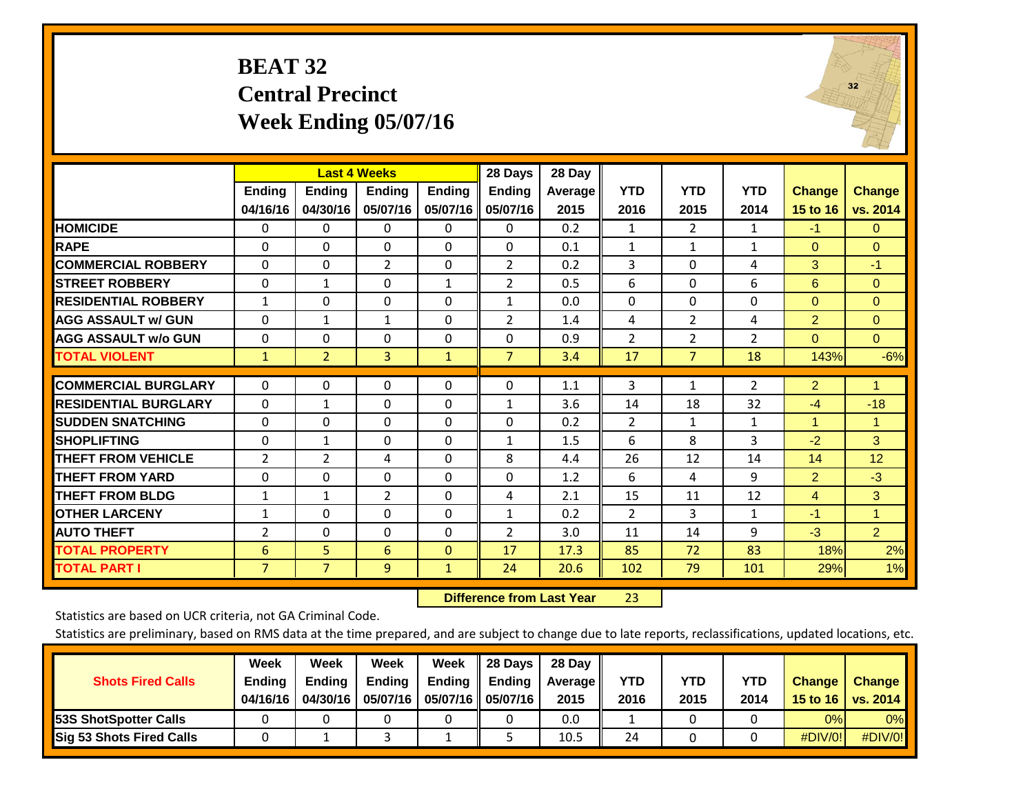# BEAT 32
## Central Precinct
## Week Ending 05/07/16

| | Last 4 Weeks | | | | 28 Days | 28 Day | | | | | |
|---|---|---|---|---|---|---|---|---|---|---|---|
| | Ending 04/16/16 | Ending 04/30/16 | Ending 05/07/16 | Ending 05/07/16 | Ending 05/07/16 | Average 2015 | YTD 2016 | YTD 2015 | YTD 2014 | Change 15 to 16 | Change vs. 2014 |
| HOMICIDE | 0 | 0 | 0 | 0 | 0 | 0.2 | 1 | 2 | 1 | -1 | 0 |
| RAPE | 0 | 0 | 0 | 0 | 0 | 0.1 | 1 | 1 | 1 | 0 | 0 |
| COMMERCIAL ROBBERY | 0 | 0 | 2 | 0 | 2 | 0.2 | 3 | 0 | 4 | 3 | -1 |
| STREET ROBBERY | 0 | 1 | 0 | 1 | 2 | 0.5 | 6 | 0 | 6 | 6 | 0 |
| RESIDENTIAL ROBBERY | 1 | 0 | 0 | 0 | 1 | 0.0 | 0 | 0 | 0 | 0 | 0 |
| AGG ASSAULT w/ GUN | 0 | 1 | 1 | 0 | 2 | 1.4 | 4 | 2 | 4 | 2 | 0 |
| AGG ASSAULT w/o GUN | 0 | 0 | 0 | 0 | 0 | 0.9 | 2 | 2 | 2 | 0 | 0 |
| TOTAL VIOLENT | 1 | 2 | 3 | 1 | 7 | 3.4 | 17 | 7 | 18 | 143% | -6% |
| COMMERCIAL BURGLARY | 0 | 0 | 0 | 0 | 0 | 1.1 | 3 | 1 | 2 | 2 | 1 |
| RESIDENTIAL BURGLARY | 0 | 1 | 0 | 0 | 1 | 3.6 | 14 | 18 | 32 | -4 | -18 |
| SUDDEN SNATCHING | 0 | 0 | 0 | 0 | 0 | 0.2 | 2 | 1 | 1 | 1 | 1 |
| SHOPLIFTING | 0 | 1 | 0 | 0 | 1 | 1.5 | 6 | 8 | 3 | -2 | 3 |
| THEFT FROM VEHICLE | 2 | 2 | 4 | 0 | 8 | 4.4 | 26 | 12 | 14 | 14 | 12 |
| THEFT FROM YARD | 0 | 0 | 0 | 0 | 0 | 1.2 | 6 | 4 | 9 | 2 | -3 |
| THEFT FROM BLDG | 1 | 1 | 2 | 0 | 4 | 2.1 | 15 | 11 | 12 | 4 | 3 |
| OTHER LARCENY | 1 | 0 | 0 | 0 | 1 | 0.2 | 2 | 3 | 1 | -1 | 1 |
| AUTO THEFT | 2 | 0 | 0 | 0 | 2 | 3.0 | 11 | 14 | 9 | -3 | 2 |
| TOTAL PROPERTY | 6 | 5 | 6 | 0 | 17 | 17.3 | 85 | 72 | 83 | 18% | 2% |
| TOTAL PART I | 7 | 7 | 9 | 1 | 24 | 20.6 | 102 | 79 | 101 | 29% | 1% |

**Difference from Last Year** 23

Statistics are based on UCR criteria, not GA Criminal Code.

Statistics are preliminary, based on RMS data at the time prepared, and are subject to change due to late reports, reclassifications, updated locations, etc.

| Shots Fired Calls | Week Ending 04/16/16 | Week Ending 04/30/16 | Week Ending 05/07/16 | Week Ending 05/07/16 | 28 Days Ending 05/07/16 | 28 Day Average 2015 | YTD 2016 | YTD 2015 | YTD 2014 | Change 15 to 16 | Change vs. 2014 |
|---|---|---|---|---|---|---|---|---|---|---|---|
| 53S ShotSpotter Calls | 0 | 0 | 0 | 0 | 0 | 0.0 | 1 | 0 | 0 | 0% | 0% |
| Sig 53 Shots Fired Calls | 0 | 1 | 3 | 1 | 5 | 10.5 | 24 | 0 | 0 | #DIV/0! | #DIV/0! |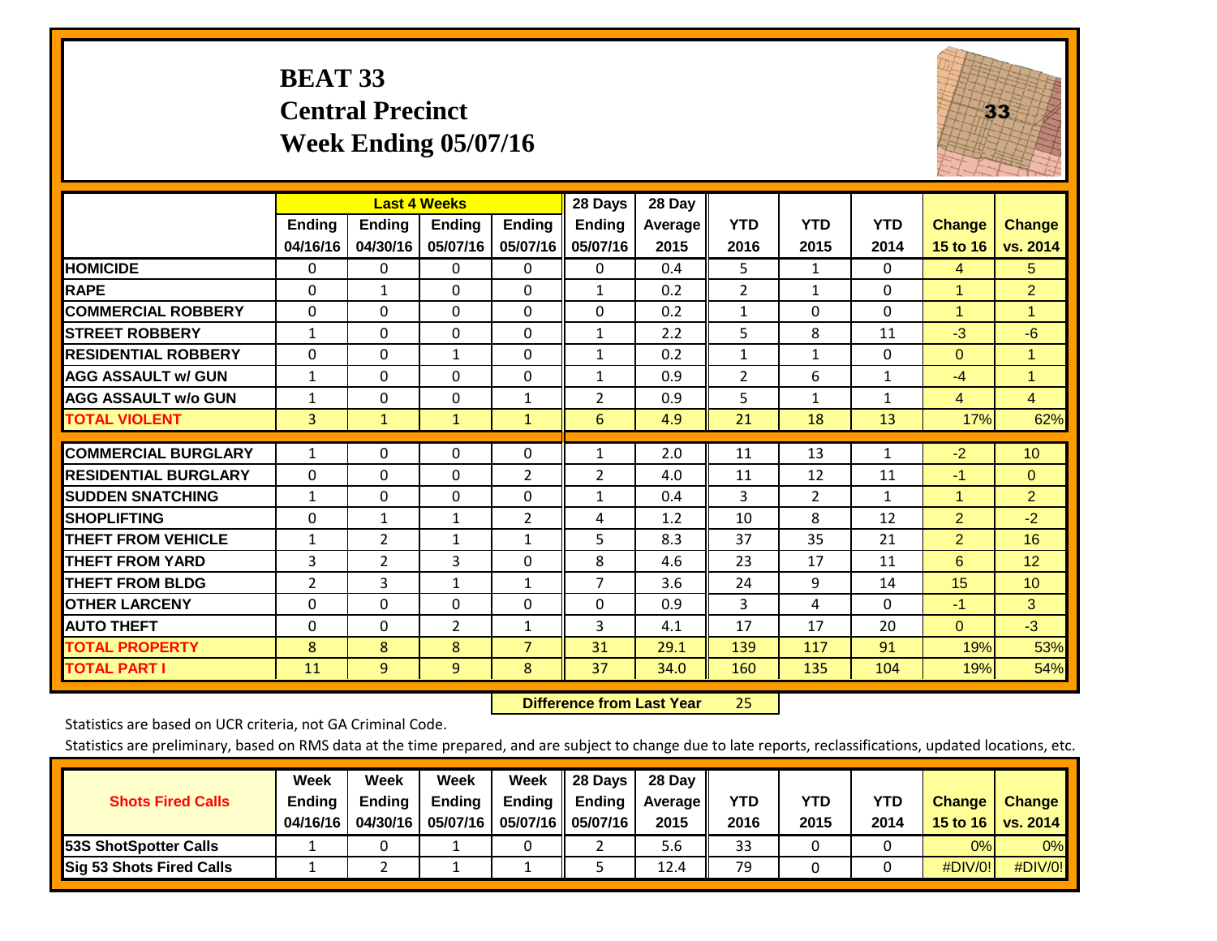# BEAT 33
## Central Precinct
## Week Ending 05/07/16

| | Last 4 Weeks | | | | 28 Days | 28 Day | | | | | |
|---|---|---|---|---|---|---|---|---|---|---|---|
| | Ending 04/16/16 | Ending 04/30/16 | Ending 05/07/16 | Ending 05/07/16 | Ending 05/07/16 | Average 2015 | YTD 2016 | YTD 2015 | YTD 2014 | Change 15 to 16 | Change vs. 2014 |
| HOMICIDE | 0 | 0 | 0 | 0 | 0 | 0.4 | 5 | 1 | 0 | 4 | 5 |
| RAPE | 0 | 1 | 0 | 0 | 1 | 0.2 | 2 | 1 | 0 | 1 | 2 |
| COMMERCIAL ROBBERY | 0 | 0 | 0 | 0 | 0 | 0.2 | 1 | 0 | 0 | 1 | 1 |
| STREET ROBBERY | 1 | 0 | 0 | 0 | 1 | 2.2 | 5 | 8 | 11 | -3 | -6 |
| RESIDENTIAL ROBBERY | 0 | 0 | 1 | 0 | 1 | 0.2 | 1 | 1 | 0 | 0 | 1 |
| AGG ASSAULT w/ GUN | 1 | 0 | 0 | 0 | 1 | 0.9 | 2 | 6 | 1 | -4 | 1 |
| AGG ASSAULT w/o GUN | 1 | 0 | 0 | 1 | 2 | 0.9 | 5 | 1 | 1 | 4 | 4 |
| TOTAL VIOLENT | 3 | 1 | 1 | 1 | 6 | 4.9 | 21 | 18 | 13 | 17% | 62% |
| COMMERCIAL BURGLARY | 1 | 0 | 0 | 0 | 1 | 2.0 | 11 | 13 | 1 | -2 | 10 |
| RESIDENTIAL BURGLARY | 0 | 0 | 0 | 2 | 2 | 4.0 | 11 | 12 | 11 | -1 | 0 |
| SUDDEN SNATCHING | 1 | 0 | 0 | 0 | 1 | 0.4 | 3 | 2 | 1 | 1 | 2 |
| SHOPLIFTING | 0 | 1 | 1 | 2 | 4 | 1.2 | 10 | 8 | 12 | 2 | -2 |
| THEFT FROM VEHICLE | 1 | 2 | 1 | 1 | 5 | 8.3 | 37 | 35 | 21 | 2 | 16 |
| THEFT FROM YARD | 3 | 2 | 3 | 0 | 8 | 4.6 | 23 | 17 | 11 | 6 | 12 |
| THEFT FROM BLDG | 2 | 3 | 1 | 1 | 7 | 3.6 | 24 | 9 | 14 | 15 | 10 |
| OTHER LARCENY | 0 | 0 | 0 | 0 | 0 | 0.9 | 3 | 4 | 0 | -1 | 3 |
| AUTO THEFT | 0 | 0 | 2 | 1 | 3 | 4.1 | 17 | 17 | 20 | 0 | -3 |
| TOTAL PROPERTY | 8 | 8 | 8 | 7 | 31 | 29.1 | 139 | 117 | 91 | 19% | 53% |
| TOTAL PART I | 11 | 9 | 9 | 8 | 37 | 34.0 | 160 | 135 | 104 | 19% | 54% |

**Difference from Last Year** 25

Statistics are based on UCR criteria, not GA Criminal Code.

Statistics are preliminary, based on RMS data at the time prepared, and are subject to change due to late reports, reclassifications, updated locations, etc.

| Shots Fired Calls | Week Ending 04/16/16 | Week Ending 04/30/16 | Week Ending 05/07/16 | Week Ending 05/07/16 | 28 Days Ending 05/07/16 | 28 Day Average 2015 | YTD 2016 | YTD 2015 | YTD 2014 | Change 15 to 16 | Change vs. 2014 |
|---|---|---|---|---|---|---|---|---|---|---|---|
| 53S ShotSpotter Calls | 1 | 0 | 1 | 0 | 2 | 5.6 | 33 | 0 | 0 | 0% | 0% |
| Sig 53 Shots Fired Calls | 1 | 2 | 1 | 1 | 5 | 12.4 | 79 | 0 | 0 | #DIV/0! | #DIV/0! |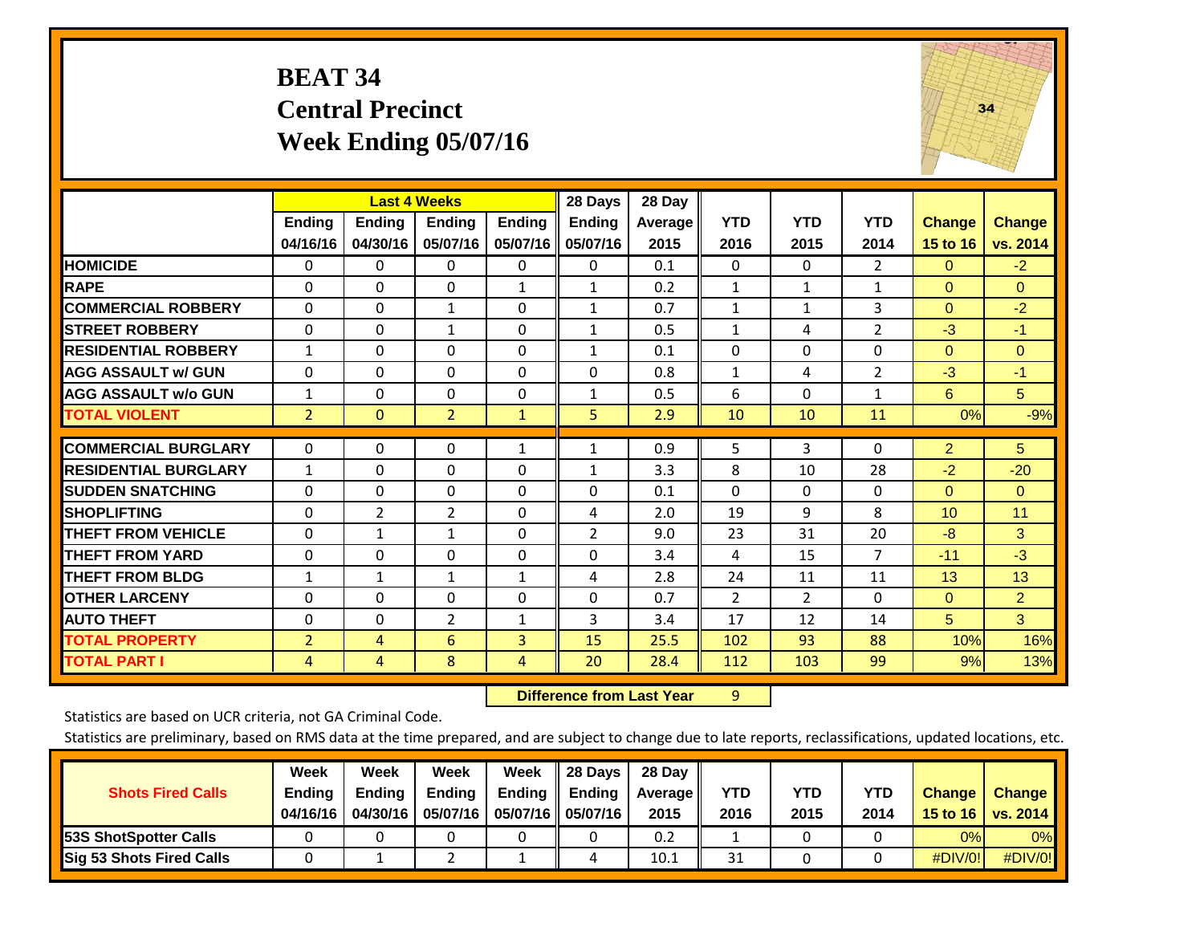# BEAT 34
## Central Precinct
## Week Ending 05/07/16

| | Last 4 Weeks | | | | 28 Days | 28 Day | | | | | |
|---|---|---|---|---|---|---|---|---|---|---|---|
| | Ending 04/16/16 | Ending 04/30/16 | Ending 05/07/16 | Ending 05/07/16 | Ending 05/07/16 | Average 2015 | YTD 2016 | YTD 2015 | YTD 2014 | Change 15 to 16 | Change vs. 2014 |
| **HOMICIDE** | 0 | 0 | 0 | 0 | 0 | 0.1 | 0 | 0 | 2 | 0 | -2 |
| **RAPE** | 0 | 0 | 0 | 1 | 1 | 0.2 | 1 | 1 | 1 | 0 | 0 |
| **COMMERCIAL ROBBERY** | 0 | 0 | 1 | 0 | 1 | 0.7 | 1 | 1 | 3 | 0 | -2 |
| **STREET ROBBERY** | 0 | 0 | 1 | 0 | 1 | 0.5 | 1 | 4 | 2 | -3 | -1 |
| **RESIDENTIAL ROBBERY** | 1 | 0 | 0 | 0 | 1 | 0.1 | 0 | 0 | 0 | 0 | 0 |
| **AGG ASSAULT w/ GUN** | 0 | 0 | 0 | 0 | 0 | 0.8 | 1 | 4 | 2 | -3 | -1 |
| **AGG ASSAULT w/o GUN** | 1 | 0 | 0 | 0 | 1 | 0.5 | 6 | 0 | 1 | 6 | 5 |
| **TOTAL VIOLENT** | 2 | 0 | 2 | 1 | 5 | 2.9 | 10 | 10 | 11 | 0% | -9% |
| **COMMERCIAL BURGLARY** | 0 | 0 | 0 | 1 | 1 | 0.9 | 5 | 3 | 0 | 2 | 5 |
| **RESIDENTIAL BURGLARY** | 1 | 0 | 0 | 0 | 1 | 3.3 | 8 | 10 | 28 | -2 | -20 |
| **SUDDEN SNATCHING** | 0 | 0 | 0 | 0 | 0 | 0.1 | 0 | 0 | 0 | 0 | 0 |
| **SHOPLIFTING** | 0 | 2 | 2 | 0 | 4 | 2.0 | 19 | 9 | 8 | 10 | 11 |
| **THEFT FROM VEHICLE** | 0 | 1 | 1 | 0 | 2 | 9.0 | 23 | 31 | 20 | -8 | 3 |
| **THEFT FROM YARD** | 0 | 0 | 0 | 0 | 0 | 3.4 | 4 | 15 | 7 | -11 | -3 |
| **THEFT FROM BLDG** | 1 | 1 | 1 | 1 | 4 | 2.8 | 24 | 11 | 11 | 13 | 13 |
| **OTHER LARCENY** | 0 | 0 | 0 | 0 | 0 | 0.7 | 2 | 2 | 0 | 0 | 2 |
| **AUTO THEFT** | 0 | 0 | 2 | 1 | 3 | 3.4 | 17 | 12 | 14 | 5 | 3 |
| **TOTAL PROPERTY** | 2 | 4 | 6 | 3 | 15 | 25.5 | 102 | 93 | 88 | 10% | 16% |
| **TOTAL PART I** | 4 | 4 | 8 | 4 | 20 | 28.4 | 112 | 103 | 99 | 9% | 13% |

**Difference from Last Year** 9

Statistics are based on UCR criteria, not GA Criminal Code.

Statistics are preliminary, based on RMS data at the time prepared, and are subject to change due to late reports, reclassifications, updated locations, etc.

| Shots Fired Calls | Week Ending 04/16/16 | Week Ending 04/30/16 | Week Ending 05/07/16 | Week Ending 05/07/16 | 28 Days Ending 05/07/16 | 28 Day Average 2015 | YTD 2016 | YTD 2015 | YTD 2014 | Change 15 to 16 | Change vs. 2014 |
|---|---|---|---|---|---|---|---|---|---|---|---|
| **53S ShotSpotter Calls** | 0 | 0 | 0 | 0 | 0 | 0.2 | 1 | 0 | 0 | 0% | 0% |
| **Sig 53 Shots Fired Calls** | 0 | 1 | 2 | 1 | 4 | 10.1 | 31 | 0 | 0 | #DIV/0! | #DIV/0! |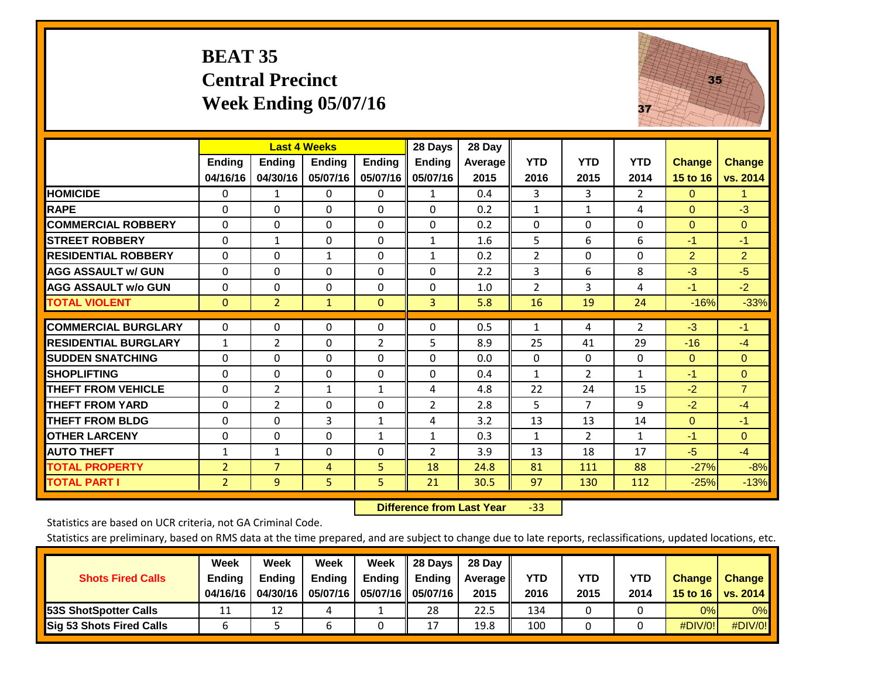# BEAT 35
## Central Precinct
## Week Ending 05/07/16

| | Last 4 Weeks | | | | 28 Days | 28 Day | YTD | YTD | YTD | Change | Change |
|---|---|---|---|---|---|---|---|---|---|---|---|
| | Ending 04/16/16 | Ending 04/30/16 | Ending 05/07/16 | Ending 05/07/16 | Ending 05/07/16 | Average 2015 | 2016 | 2015 | 2014 | 15 to 16 | vs. 2014 |
| HOMICIDE | 0 | 1 | 0 | 0 | 1 | 0.4 | 3 | 3 | 2 | 0 | 1 |
| RAPE | 0 | 0 | 0 | 0 | 0 | 0.2 | 1 | 1 | 4 | 0 | -3 |
| COMMERCIAL ROBBERY | 0 | 0 | 0 | 0 | 0 | 0.2 | 0 | 0 | 0 | 0 | 0 |
| STREET ROBBERY | 0 | 1 | 0 | 0 | 1 | 1.6 | 5 | 6 | 6 | -1 | -1 |
| RESIDENTIAL ROBBERY | 0 | 0 | 1 | 0 | 1 | 0.2 | 2 | 0 | 0 | 2 | 2 |
| AGG ASSAULT w/ GUN | 0 | 0 | 0 | 0 | 0 | 2.2 | 3 | 6 | 8 | -3 | -5 |
| AGG ASSAULT w/o GUN | 0 | 0 | 0 | 0 | 0 | 1.0 | 2 | 3 | 4 | -1 | -2 |
| TOTAL VIOLENT | 0 | 2 | 1 | 0 | 3 | 5.8 | 16 | 19 | 24 | -16% | -33% |
| COMMERCIAL BURGLARY | 0 | 0 | 0 | 0 | 0 | 0.5 | 1 | 4 | 2 | -3 | -1 |
| RESIDENTIAL BURGLARY | 1 | 2 | 0 | 2 | 5 | 8.9 | 25 | 41 | 29 | -16 | -4 |
| SUDDEN SNATCHING | 0 | 0 | 0 | 0 | 0 | 0.0 | 0 | 0 | 0 | 0 | 0 |
| SHOPLIFTING | 0 | 0 | 0 | 0 | 0 | 0.4 | 1 | 2 | 1 | -1 | 0 |
| THEFT FROM VEHICLE | 0 | 2 | 1 | 1 | 4 | 4.8 | 22 | 24 | 15 | -2 | 7 |
| THEFT FROM YARD | 0 | 2 | 0 | 0 | 2 | 2.8 | 5 | 7 | 9 | -2 | -4 |
| THEFT FROM BLDG | 0 | 0 | 3 | 1 | 4 | 3.2 | 13 | 13 | 14 | 0 | -1 |
| OTHER LARCENY | 0 | 0 | 0 | 1 | 1 | 0.3 | 1 | 2 | 1 | -1 | 0 |
| AUTO THEFT | 1 | 1 | 0 | 0 | 2 | 3.9 | 13 | 18 | 17 | -5 | -4 |
| TOTAL PROPERTY | 2 | 7 | 4 | 5 | 18 | 24.8 | 81 | 111 | 88 | -27% | -8% |
| TOTAL PART I | 2 | 9 | 5 | 5 | 21 | 30.5 | 97 | 130 | 112 | -25% | -13% |

**Difference from Last Year** -33

Statistics are based on UCR criteria, not GA Criminal Code.

Statistics are preliminary, based on RMS data at the time prepared, and are subject to change due to late reports, reclassifications, updated locations, etc.

| Shots Fired Calls | Week Ending 04/16/16 | Week Ending 04/30/16 | Week Ending 05/07/16 | Week Ending 05/07/16 | 28 Days Ending 05/07/16 | 28 Day Average 2015 | YTD 2016 | YTD 2015 | YTD 2014 | Change 15 to 16 | Change vs. 2014 |
|---|---|---|---|---|---|---|---|---|---|---|---|
| 53S ShotSpotter Calls | 11 | 12 | 4 | 1 | 28 | 22.5 | 134 | 0 | 0 | 0% | 0% |
| Sig 53 Shots Fired Calls | 6 | 5 | 6 | 0 | 17 | 19.8 | 100 | 0 | 0 | #DIV/0! | #DIV/0! |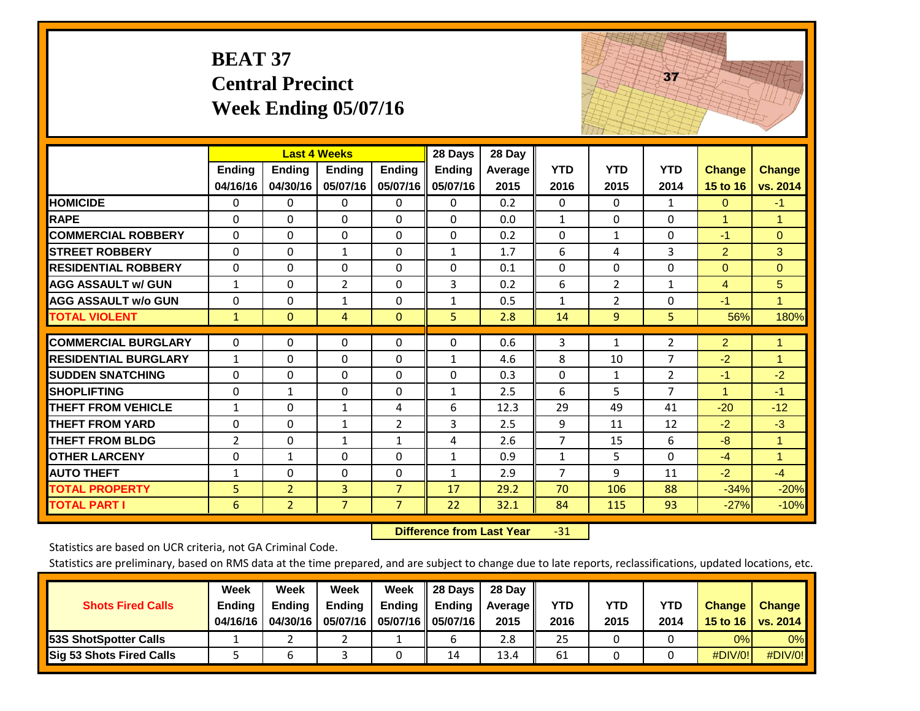# BEAT 37
## Central Precinct
## Week Ending 05/07/16

| | Last 4 Weeks | | | | 28 Days | 28 Day | | | | | |
|---|---|---|---|---|---|---|---|---|---|---|---|
| | Ending 04/16/16 | Ending 04/30/16 | Ending 05/07/16 | Ending 05/07/16 | Ending 05/07/16 | Average 2015 | YTD 2016 | YTD 2015 | YTD 2014 | Change 15 to 16 | Change vs. 2014 |
| **HOMICIDE** | 0 | 0 | 0 | 0 | 0 | 0.2 | 0 | 0 | 1 | 0 | -1 |
| **RAPE** | 0 | 0 | 0 | 0 | 0 | 0.0 | 1 | 0 | 0 | 1 | 1 |
| **COMMERCIAL ROBBERY** | 0 | 0 | 0 | 0 | 0 | 0.2 | 0 | 1 | 0 | -1 | 0 |
| **STREET ROBBERY** | 0 | 0 | 1 | 0 | 1 | 1.7 | 6 | 4 | 3 | 2 | 3 |
| **RESIDENTIAL ROBBERY** | 0 | 0 | 0 | 0 | 0 | 0.1 | 0 | 0 | 0 | 0 | 0 |
| **AGG ASSAULT w/ GUN** | 1 | 0 | 2 | 0 | 3 | 0.2 | 6 | 2 | 1 | 4 | 5 |
| **AGG ASSAULT w/o GUN** | 0 | 0 | 1 | 0 | 1 | 0.5 | 1 | 2 | 0 | -1 | 1 |
| **TOTAL VIOLENT** | 1 | 0 | 4 | 0 | 5 | 2.8 | 14 | 9 | 5 | 56% | 180% |
| **COMMERCIAL BURGLARY** | 0 | 0 | 0 | 0 | 0 | 0.6 | 3 | 1 | 2 | 2 | 1 |
| **RESIDENTIAL BURGLARY** | 1 | 0 | 0 | 0 | 1 | 4.6 | 8 | 10 | 7 | -2 | 1 |
| **SUDDEN SNATCHING** | 0 | 0 | 0 | 0 | 0 | 0.3 | 0 | 1 | 2 | -1 | -2 |
| **SHOPLIFTING** | 0 | 1 | 0 | 0 | 1 | 2.5 | 6 | 5 | 7 | 1 | -1 |
| **THEFT FROM VEHICLE** | 1 | 0 | 1 | 4 | 6 | 12.3 | 29 | 49 | 41 | -20 | -12 |
| **THEFT FROM YARD** | 0 | 0 | 1 | 2 | 3 | 2.5 | 9 | 11 | 12 | -2 | -3 |
| **THEFT FROM BLDG** | 2 | 0 | 1 | 1 | 4 | 2.6 | 7 | 15 | 6 | -8 | 1 |
| **OTHER LARCENY** | 0 | 1 | 0 | 0 | 1 | 0.9 | 1 | 5 | 0 | -4 | 1 |
| **AUTO THEFT** | 1 | 0 | 0 | 0 | 1 | 2.9 | 7 | 9 | 11 | -2 | -4 |
| **TOTAL PROPERTY** | 5 | 2 | 3 | 7 | 17 | 29.2 | 70 | 106 | 88 | -34% | -20% |
| **TOTAL PART I** | 6 | 2 | 7 | 7 | 22 | 32.1 | 84 | 115 | 93 | -27% | -10% |

**Difference from Last Year** -31

Statistics are based on UCR criteria, not GA Criminal Code.

Statistics are preliminary, based on RMS data at the time prepared, and are subject to change due to late reports, reclassifications, updated locations, etc.

| Shots Fired Calls | Week Ending 04/16/16 | Week Ending 04/30/16 | Week Ending 05/07/16 | Week Ending 05/07/16 | 28 Days Ending 05/07/16 | 28 Day Average 2015 | YTD 2016 | YTD 2015 | YTD 2014 | Change 15 to 16 | Change vs. 2014 |
|---|---|---|---|---|---|---|---|---|---|---|---|
| **53S ShotSpotter Calls** | 1 | 2 | 2 | 1 | 6 | 2.8 | 25 | 0 | 0 | 0% | 0% |
| **Sig 53 Shots Fired Calls** | 5 | 6 | 3 | 0 | 14 | 13.4 | 61 | 0 | 0 | #DIV/0! | #DIV/0! |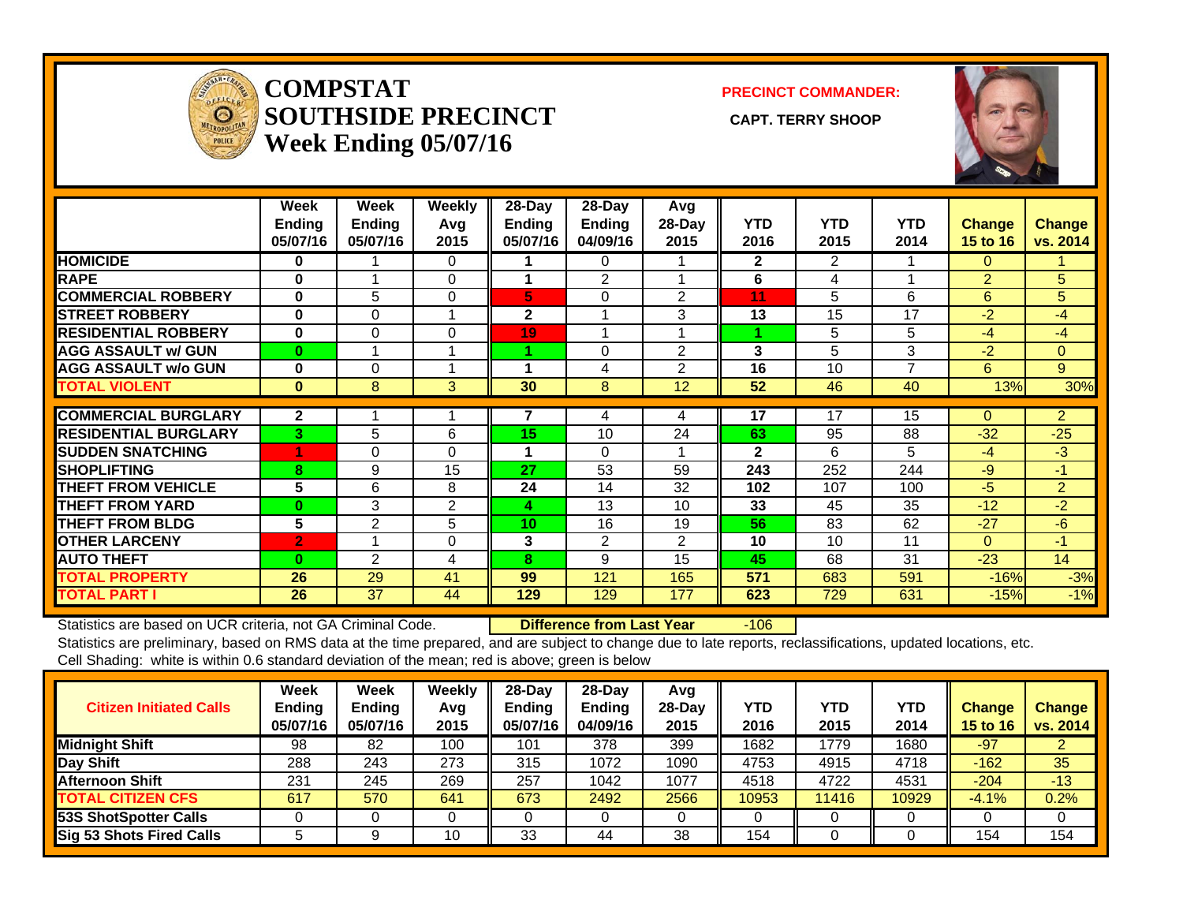# COMPSTAT
# SOUTHSIDE PRECINCT
# Week Ending 05/07/16

**PRECINCT COMMANDER:**

**CAPT. TERRY SHOOP**

| | Week Ending 05/07/16 | Week Ending 05/07/16 | Weekly Avg 2015 | 28-Day Ending 05/07/16 | 28-Day Ending 04/09/16 | Avg 28-Day 2015 | YTD 2016 | YTD 2015 | YTD 2014 | Change 15 to 16 | Change vs. 2014 |
|---|---|---|---|---|---|---|---|---|---|---|---|
| HOMICIDE | 0 | 1 | 0 | 1 | 0 | 1 | 2 | 2 | 1 | 0 | 1 |
| RAPE | 0 | 1 | 0 | 1 | 2 | 1 | 6 | 4 | 1 | 2 | 5 |
| COMMERCIAL ROBBERY | 0 | 5 | 0 | 5 | 0 | 2 | 11 | 5 | 6 | 6 | 5 |
| STREET ROBBERY | 0 | 0 | 1 | 2 | 1 | 3 | 13 | 15 | 17 | -2 | -4 |
| RESIDENTIAL ROBBERY | 0 | 0 | 0 | 19 | 1 | 1 | 1 | 5 | 5 | -4 | -4 |
| AGG ASSAULT w/ GUN | 0 | 1 | 1 | 1 | 0 | 2 | 3 | 5 | 3 | -2 | 0 |
| AGG ASSAULT w/o GUN | 0 | 0 | 1 | 1 | 4 | 2 | 16 | 10 | 7 | 6 | 9 |
| TOTAL VIOLENT | 0 | 8 | 3 | 30 | 8 | 12 | 52 | 46 | 40 | 13% | 30% |
| COMMERCIAL BURGLARY | 2 | 1 | 1 | 7 | 4 | 4 | 17 | 17 | 15 | 0 | 2 |
| RESIDENTIAL BURGLARY | 3 | 5 | 6 | 15 | 10 | 24 | 63 | 95 | 88 | -32 | -25 |
| SUDDEN SNATCHING | 1 | 0 | 0 | 1 | 0 | 1 | 2 | 6 | 5 | -4 | -3 |
| SHOPLIFTING | 8 | 9 | 15 | 27 | 53 | 59 | 243 | 252 | 244 | -9 | -1 |
| THEFT FROM VEHICLE | 5 | 6 | 8 | 24 | 14 | 32 | 102 | 107 | 100 | -5 | 2 |
| THEFT FROM YARD | 0 | 3 | 2 | 4 | 13 | 10 | 33 | 45 | 35 | -12 | -2 |
| THEFT FROM BLDG | 5 | 2 | 5 | 10 | 16 | 19 | 56 | 83 | 62 | -27 | -6 |
| OTHER LARCENY | 2 | 1 | 0 | 3 | 2 | 2 | 10 | 10 | 11 | 0 | -1 |
| AUTO THEFT | 0 | 2 | 4 | 8 | 9 | 15 | 45 | 68 | 31 | -23 | 14 |
| TOTAL PROPERTY | 26 | 29 | 41 | 99 | 121 | 165 | 571 | 683 | 591 | -16% | -3% |
| TOTAL PART I | 26 | 37 | 44 | 129 | 129 | 177 | 623 | 729 | 631 | -15% | -1% |

Statistics are based on UCR criteria, not GA Criminal Code. **Difference from Last Year** -106

Statistics are preliminary, based on RMS data at the time prepared, and are subject to change due to late reports, reclassifications, updated locations, etc.

Cell Shading: white is within 0.6 standard deviation of the mean; red is above; green is below

| Citizen Initiated Calls | Week Ending 05/07/16 | Week Ending 05/07/16 | Weekly Avg 2015 | 28-Day Ending 05/07/16 | 28-Day Ending 04/09/16 | Avg 28-Day 2015 | YTD 2016 | YTD 2015 | YTD 2014 | Change 15 to 16 | Change vs. 2014 |
|---|---|---|---|---|---|---|---|---|---|---|---|
| Midnight Shift | 98 | 82 | 100 | 101 | 378 | 399 | 1682 | 1779 | 1680 | -97 | 2 |
| Day Shift | 288 | 243 | 273 | 315 | 1072 | 1090 | 4753 | 4915 | 4718 | -162 | 35 |
| Afternoon Shift | 231 | 245 | 269 | 257 | 1042 | 1077 | 4518 | 4722 | 4531 | -204 | -13 |
| TOTAL CITIZEN CFS | 617 | 570 | 641 | 673 | 2492 | 2566 | 10953 | 11416 | 10929 | -4.1% | 0.2% |
| 53S ShotSpotter Calls | 0 | 0 | 0 | 0 | 0 | 0 | 0 | 0 | 0 | 0 | 0 |
| Sig 53 Shots Fired Calls | 5 | 9 | 10 | 33 | 44 | 38 | 154 | 0 | 0 | 154 | 154 |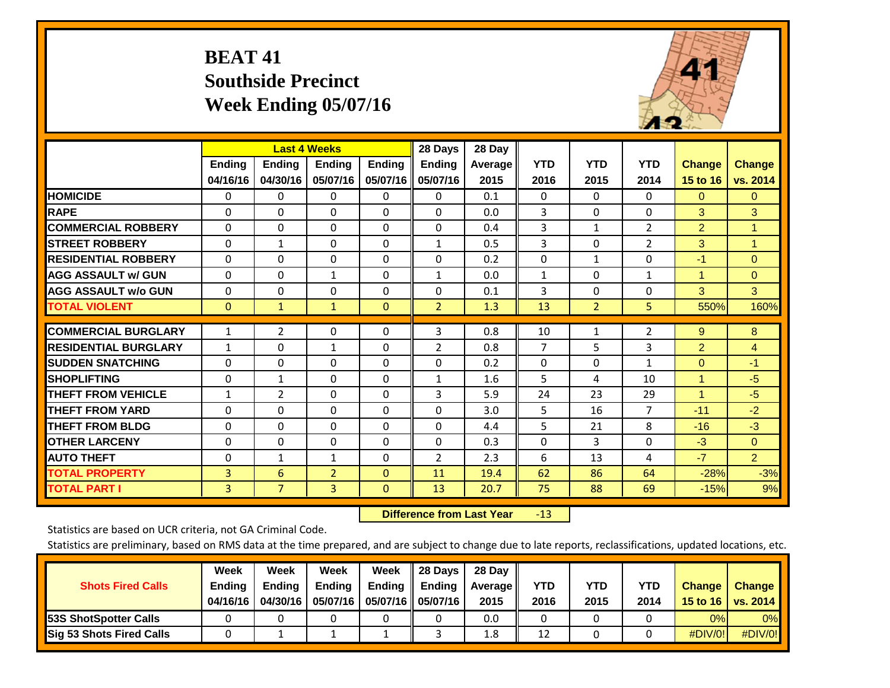# BEAT 41
## Southside Precinct
## Week Ending 05/07/16

| | Last 4 Weeks | | | | 28 Days | 28 Day | | | | | |
|---|---|---|---|---|---|---|---|---|---|---|---|
| | Ending 04/16/16 | Ending 04/30/16 | Ending 05/07/16 | Ending 05/07/16 | Ending 05/07/16 | Average 2015 | YTD 2016 | YTD 2015 | YTD 2014 | Change 15 to 16 | Change vs. 2014 |
| HOMICIDE | 0 | 0 | 0 | 0 | 0 | 0.1 | 0 | 0 | 0 | 0 | 0 |
| RAPE | 0 | 0 | 0 | 0 | 0 | 0.0 | 3 | 0 | 0 | 3 | 3 |
| COMMERCIAL ROBBERY | 0 | 0 | 0 | 0 | 0 | 0.4 | 3 | 1 | 2 | 2 | 1 |
| STREET ROBBERY | 0 | 1 | 0 | 0 | 1 | 0.5 | 3 | 0 | 2 | 3 | 1 |
| RESIDENTIAL ROBBERY | 0 | 0 | 0 | 0 | 0 | 0.2 | 0 | 1 | 0 | -1 | 0 |
| AGG ASSAULT w/ GUN | 0 | 0 | 1 | 0 | 1 | 0.0 | 1 | 0 | 1 | 1 | 0 |
| AGG ASSAULT w/o GUN | 0 | 0 | 0 | 0 | 0 | 0.1 | 3 | 0 | 0 | 3 | 3 |
| TOTAL VIOLENT | 0 | 1 | 1 | 0 | 2 | 1.3 | 13 | 2 | 5 | 550% | 160% |
| COMMERCIAL BURGLARY | 1 | 2 | 0 | 0 | 3 | 0.8 | 10 | 1 | 2 | 9 | 8 |
| RESIDENTIAL BURGLARY | 1 | 0 | 1 | 0 | 2 | 0.8 | 7 | 5 | 3 | 2 | 4 |
| SUDDEN SNATCHING | 0 | 0 | 0 | 0 | 0 | 0.2 | 0 | 0 | 1 | 0 | -1 |
| SHOPLIFTING | 0 | 1 | 0 | 0 | 1 | 1.6 | 5 | 4 | 10 | 1 | -5 |
| THEFT FROM VEHICLE | 1 | 2 | 0 | 0 | 3 | 5.9 | 24 | 23 | 29 | 1 | -5 |
| THEFT FROM YARD | 0 | 0 | 0 | 0 | 0 | 3.0 | 5 | 16 | 7 | -11 | -2 |
| THEFT FROM BLDG | 0 | 0 | 0 | 0 | 0 | 4.4 | 5 | 21 | 8 | -16 | -3 |
| OTHER LARCENY | 0 | 0 | 0 | 0 | 0 | 0.3 | 0 | 3 | 0 | -3 | 0 |
| AUTO THEFT | 0 | 1 | 1 | 0 | 2 | 2.3 | 6 | 13 | 4 | -7 | 2 |
| TOTAL PROPERTY | 3 | 6 | 2 | 0 | 11 | 19.4 | 62 | 86 | 64 | -28% | -3% |
| TOTAL PART I | 3 | 7 | 3 | 0 | 13 | 20.7 | 75 | 88 | 69 | -15% | 9% |

**Difference from Last Year** -13

Statistics are based on UCR criteria, not GA Criminal Code.

Statistics are preliminary, based on RMS data at the time prepared, and are subject to change due to late reports, reclassifications, updated locations, etc.

| Shots Fired Calls | Week Ending 04/16/16 | Week Ending 04/30/16 | Week Ending 05/07/16 | Week Ending 05/07/16 | 28 Days Ending 05/07/16 | 28 Day Average 2015 | YTD 2016 | YTD 2015 | YTD 2014 | Change 15 to 16 | Change vs. 2014 |
|---|---|---|---|---|---|---|---|---|---|---|---|
| 53S ShotSpotter Calls | 0 | 0 | 0 | 0 | 0 | 0.0 | 0 | 0 | 0 | 0% | 0% |
| Sig 53 Shots Fired Calls | 0 | 1 | 1 | 1 | 3 | 1.8 | 12 | 0 | 0 | #DIV/0! | #DIV/0! |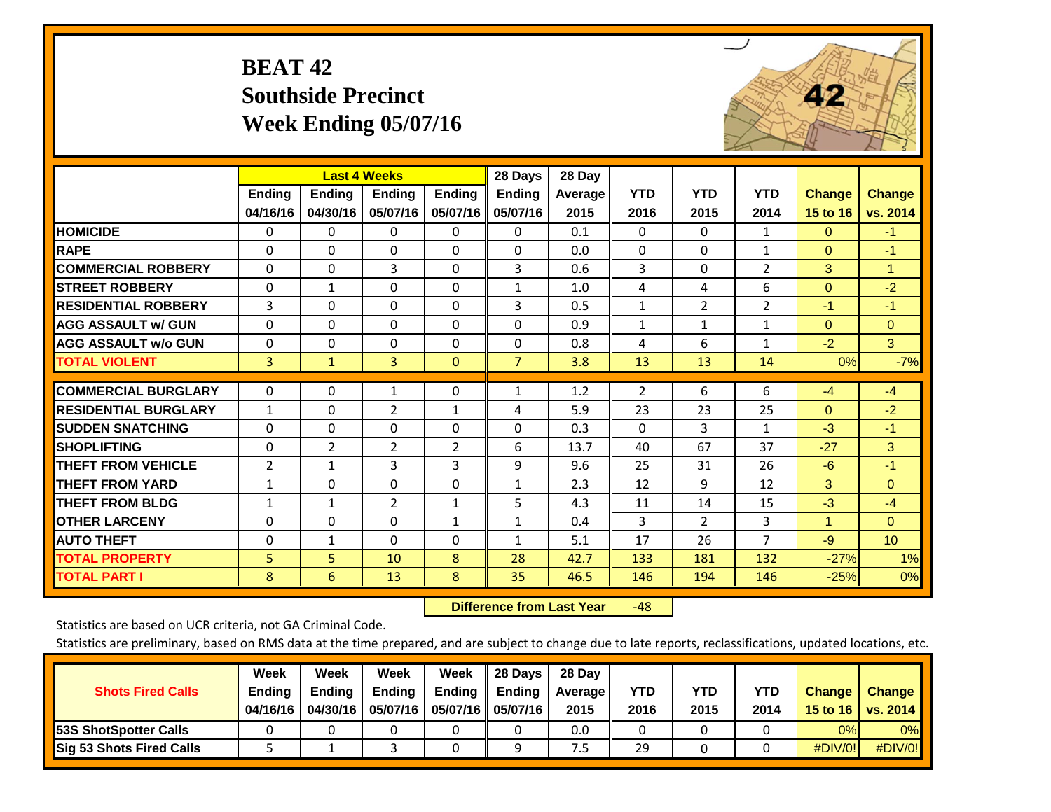# BEAT 42
## Southside Precinct
## Week Ending 05/07/16

| | Last 4 Weeks | | | | 28 Days | 28 Day | | | | | |
|---|---|---|---|---|---|---|---|---|---|---|---|
| | Ending 04/16/16 | Ending 04/30/16 | Ending 05/07/16 | Ending 05/07/16 | Ending 05/07/16 | Average 2015 | YTD 2016 | YTD 2015 | YTD 2014 | Change 15 to 16 | Change vs. 2014 |
| HOMICIDE | 0 | 0 | 0 | 0 | 0 | 0.1 | 0 | 0 | 1 | 0 | -1 |
| RAPE | 0 | 0 | 0 | 0 | 0 | 0.0 | 0 | 0 | 1 | 0 | -1 |
| COMMERCIAL ROBBERY | 0 | 0 | 3 | 0 | 3 | 0.6 | 3 | 0 | 2 | 3 | 1 |
| STREET ROBBERY | 0 | 1 | 0 | 0 | 1 | 1.0 | 4 | 4 | 6 | 0 | -2 |
| RESIDENTIAL ROBBERY | 3 | 0 | 0 | 0 | 3 | 0.5 | 1 | 2 | 2 | -1 | -1 |
| AGG ASSAULT w/ GUN | 0 | 0 | 0 | 0 | 0 | 0.9 | 1 | 1 | 1 | 0 | 0 |
| AGG ASSAULT w/o GUN | 0 | 0 | 0 | 0 | 0 | 0.8 | 4 | 6 | 1 | -2 | 3 |
| TOTAL VIOLENT | 3 | 1 | 3 | 0 | 7 | 3.8 | 13 | 13 | 14 | 0% | -7% |
| COMMERCIAL BURGLARY | 0 | 0 | 1 | 0 | 1 | 1.2 | 2 | 6 | 6 | -4 | -4 |
| RESIDENTIAL BURGLARY | 1 | 0 | 2 | 1 | 4 | 5.9 | 23 | 23 | 25 | 0 | -2 |
| SUDDEN SNATCHING | 0 | 0 | 0 | 0 | 0 | 0.3 | 0 | 3 | 1 | -3 | -1 |
| SHOPLIFTING | 0 | 2 | 2 | 2 | 6 | 13.7 | 40 | 67 | 37 | -27 | 3 |
| THEFT FROM VEHICLE | 2 | 1 | 3 | 3 | 9 | 9.6 | 25 | 31 | 26 | -6 | -1 |
| THEFT FROM YARD | 1 | 0 | 0 | 0 | 1 | 2.3 | 12 | 9 | 12 | 3 | 0 |
| THEFT FROM BLDG | 1 | 1 | 2 | 1 | 5 | 4.3 | 11 | 14 | 15 | -3 | -4 |
| OTHER LARCENY | 0 | 0 | 0 | 1 | 1 | 0.4 | 3 | 2 | 3 | 1 | 0 |
| AUTO THEFT | 0 | 1 | 0 | 0 | 1 | 5.1 | 17 | 26 | 7 | -9 | 10 |
| TOTAL PROPERTY | 5 | 5 | 10 | 8 | 28 | 42.7 | 133 | 181 | 132 | -27% | 1% |
| TOTAL PART I | 8 | 6 | 13 | 8 | 35 | 46.5 | 146 | 194 | 146 | -25% | 0% |

**Difference from Last Year** -48

Statistics are based on UCR criteria, not GA Criminal Code.

Statistics are preliminary, based on RMS data at the time prepared, and are subject to change due to late reports, reclassifications, updated locations, etc.

| Shots Fired Calls | Week Ending 04/16/16 | Week Ending 04/30/16 | Week Ending 05/07/16 | Week Ending 05/07/16 | 28 Days Ending 05/07/16 | 28 Day Average 2015 | YTD 2016 | YTD 2015 | YTD 2014 | Change 15 to 16 | Change vs. 2014 |
|---|---|---|---|---|---|---|---|---|---|---|---|
| 53S ShotSpotter Calls | 0 | 0 | 0 | 0 | 0 | 0.0 | 0 | 0 | 0 | 0% | 0% |
| Sig 53 Shots Fired Calls | 5 | 1 | 3 | 0 | 9 | 7.5 | 29 | 0 | 0 | #DIV/0! | #DIV/0! |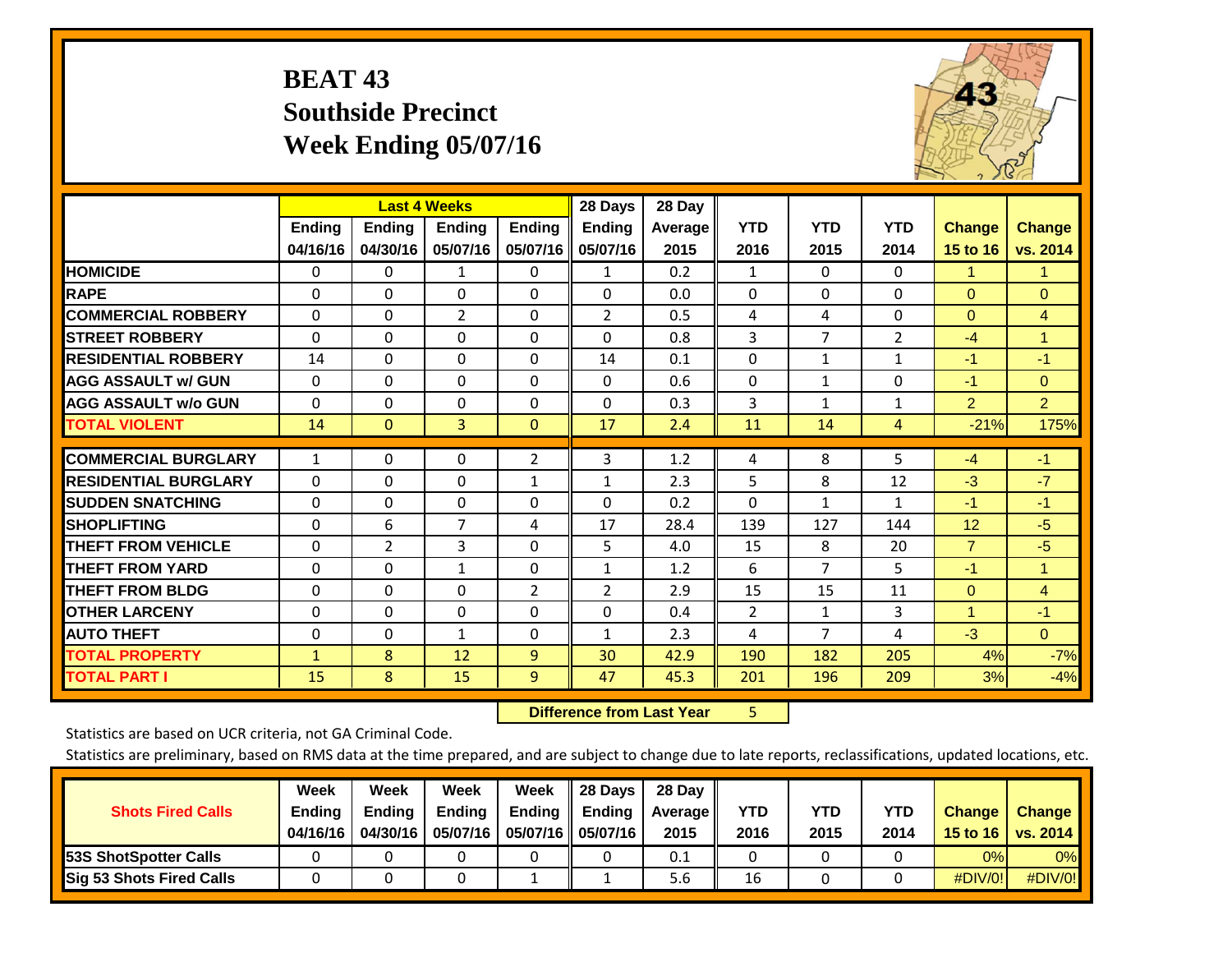# BEAT 43
## Southside Precinct
## Week Ending 05/07/16

| | Last 4 Weeks | | | | 28 Days | 28 Day | | | | | |
|---|---|---|---|---|---|---|---|---|---|---|---|
| | Ending 04/16/16 | Ending 04/30/16 | Ending 05/07/16 | Ending 05/07/16 | Ending 05/07/16 | Average 2015 | YTD 2016 | YTD 2015 | YTD 2014 | Change 15 to 16 | Change vs. 2014 |
| HOMICIDE | 0 | 0 | 1 | 0 | 1 | 0.2 | 1 | 0 | 0 | 1 | 1 |
| RAPE | 0 | 0 | 0 | 0 | 0 | 0.0 | 0 | 0 | 0 | 0 | 0 |
| COMMERCIAL ROBBERY | 0 | 0 | 2 | 0 | 2 | 0.5 | 4 | 4 | 0 | 0 | 4 |
| STREET ROBBERY | 0 | 0 | 0 | 0 | 0 | 0.8 | 3 | 7 | 2 | -4 | 1 |
| RESIDENTIAL ROBBERY | 14 | 0 | 0 | 0 | 14 | 0.1 | 0 | 1 | 1 | -1 | -1 |
| AGG ASSAULT w/ GUN | 0 | 0 | 0 | 0 | 0 | 0.6 | 0 | 1 | 0 | -1 | 0 |
| AGG ASSAULT w/o GUN | 0 | 0 | 0 | 0 | 0 | 0.3 | 3 | 1 | 1 | 2 | 2 |
| TOTAL VIOLENT | 14 | 0 | 3 | 0 | 17 | 2.4 | 11 | 14 | 4 | -21% | 175% |
| COMMERCIAL BURGLARY | 1 | 0 | 0 | 2 | 3 | 1.2 | 4 | 8 | 5 | -4 | -1 |
| RESIDENTIAL BURGLARY | 0 | 0 | 0 | 1 | 1 | 2.3 | 5 | 8 | 12 | -3 | -7 |
| SUDDEN SNATCHING | 0 | 0 | 0 | 0 | 0 | 0.2 | 0 | 1 | 1 | -1 | -1 |
| SHOPLIFTING | 0 | 6 | 7 | 4 | 17 | 28.4 | 139 | 127 | 144 | 12 | -5 |
| THEFT FROM VEHICLE | 0 | 2 | 3 | 0 | 5 | 4.0 | 15 | 8 | 20 | 7 | -5 |
| THEFT FROM YARD | 0 | 0 | 1 | 0 | 1 | 1.2 | 6 | 7 | 5 | -1 | 1 |
| THEFT FROM BLDG | 0 | 0 | 0 | 2 | 2 | 2.9 | 15 | 15 | 11 | 0 | 4 |
| OTHER LARCENY | 0 | 0 | 0 | 0 | 0 | 0.4 | 2 | 1 | 3 | 1 | -1 |
| AUTO THEFT | 0 | 0 | 1 | 0 | 1 | 2.3 | 4 | 7 | 4 | -3 | 0 |
| TOTAL PROPERTY | 1 | 8 | 12 | 9 | 30 | 42.9 | 190 | 182 | 205 | 4% | -7% |
| TOTAL PART I | 15 | 8 | 15 | 9 | 47 | 45.3 | 201 | 196 | 209 | 3% | -4% |

**Difference from Last Year** 5

Statistics are based on UCR criteria, not GA Criminal Code.

Statistics are preliminary, based on RMS data at the time prepared, and are subject to change due to late reports, reclassifications, updated locations, etc.

| Shots Fired Calls | Week Ending 04/16/16 | Week Ending 04/30/16 | Week Ending 05/07/16 | Week Ending 05/07/16 | 28 Days Ending 05/07/16 | 28 Day Average 2015 | YTD 2016 | YTD 2015 | YTD 2014 | Change 15 to 16 | Change vs. 2014 |
|---|---|---|---|---|---|---|---|---|---|---|---|
| 53S ShotSpotter Calls | 0 | 0 | 0 | 0 | 0 | 0.1 | 0 | 0 | 0 | 0% | 0% |
| Sig 53 Shots Fired Calls | 0 | 0 | 0 | 1 | 1 | 5.6 | 16 | 0 | 0 | #DIV/0! | #DIV/0! |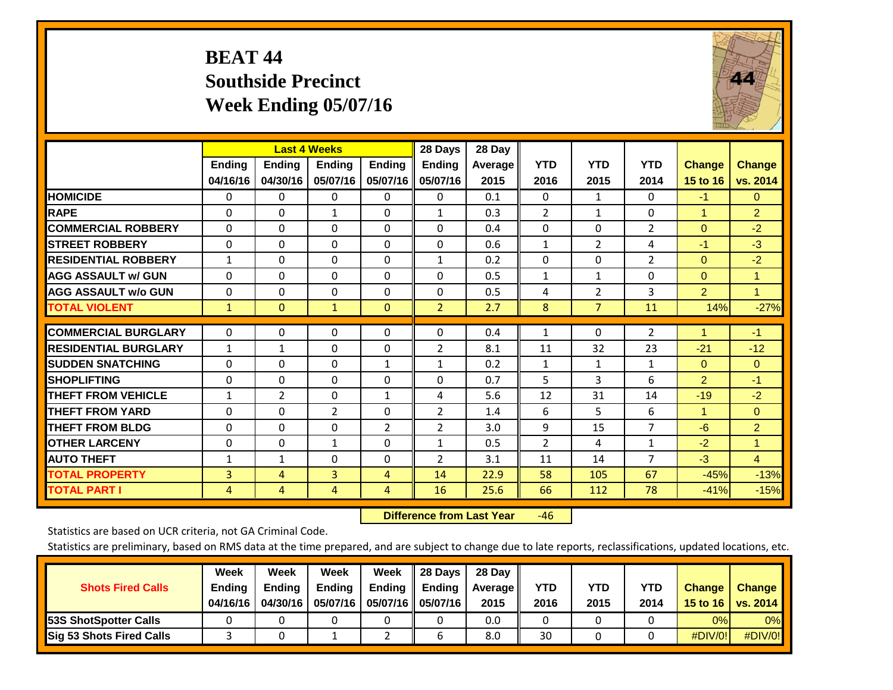# BEAT 44
## Southside Precinct
## Week Ending 05/07/16

| | Last 4 Weeks | | | | 28 Days | 28 Day | | | | | |
|---|---|---|---|---|---|---|---|---|---|---|---|
| | Ending 04/16/16 | Ending 04/30/16 | Ending 05/07/16 | Ending 05/07/16 | Ending 05/07/16 | Average 2015 | YTD 2016 | YTD 2015 | YTD 2014 | Change 15 to 16 | Change vs. 2014 |
| HOMICIDE | 0 | 0 | 0 | 0 | 0 | 0.1 | 0 | 1 | 0 | -1 | 0 |
| RAPE | 0 | 0 | 1 | 0 | 1 | 0.3 | 2 | 1 | 0 | 1 | 2 |
| COMMERCIAL ROBBERY | 0 | 0 | 0 | 0 | 0 | 0.4 | 0 | 0 | 2 | 0 | -2 |
| STREET ROBBERY | 0 | 0 | 0 | 0 | 0 | 0.6 | 1 | 2 | 4 | -1 | -3 |
| RESIDENTIAL ROBBERY | 1 | 0 | 0 | 0 | 1 | 0.2 | 0 | 0 | 2 | 0 | -2 |
| AGG ASSAULT w/ GUN | 0 | 0 | 0 | 0 | 0 | 0.5 | 1 | 1 | 0 | 0 | 1 |
| AGG ASSAULT w/o GUN | 0 | 0 | 0 | 0 | 0 | 0.5 | 4 | 2 | 3 | 2 | 1 |
| TOTAL VIOLENT | 1 | 0 | 1 | 0 | 2 | 2.7 | 8 | 7 | 11 | 14% | -27% |
| COMMERCIAL BURGLARY | 0 | 0 | 0 | 0 | 0 | 0.4 | 1 | 0 | 2 | 1 | -1 |
| RESIDENTIAL BURGLARY | 1 | 1 | 0 | 0 | 2 | 8.1 | 11 | 32 | 23 | -21 | -12 |
| SUDDEN SNATCHING | 0 | 0 | 0 | 1 | 1 | 0.2 | 1 | 1 | 1 | 0 | 0 |
| SHOPLIFTING | 0 | 0 | 0 | 0 | 0 | 0.7 | 5 | 3 | 6 | 2 | -1 |
| THEFT FROM VEHICLE | 1 | 2 | 0 | 1 | 4 | 5.6 | 12 | 31 | 14 | -19 | -2 |
| THEFT FROM YARD | 0 | 0 | 2 | 0 | 2 | 1.4 | 6 | 5 | 6 | 1 | 0 |
| THEFT FROM BLDG | 0 | 0 | 0 | 2 | 2 | 3.0 | 9 | 15 | 7 | -6 | 2 |
| OTHER LARCENY | 0 | 0 | 1 | 0 | 1 | 0.5 | 2 | 4 | 1 | -2 | 1 |
| AUTO THEFT | 1 | 1 | 0 | 0 | 2 | 3.1 | 11 | 14 | 7 | -3 | 4 |
| TOTAL PROPERTY | 3 | 4 | 3 | 4 | 14 | 22.9 | 58 | 105 | 67 | -45% | -13% |
| TOTAL PART I | 4 | 4 | 4 | 4 | 16 | 25.6 | 66 | 112 | 78 | -41% | -15% |

**Difference from Last Year** -46

Statistics are based on UCR criteria, not GA Criminal Code.

Statistics are preliminary, based on RMS data at the time prepared, and are subject to change due to late reports, reclassifications, updated locations, etc.

| Shots Fired Calls | Week Ending 04/16/16 | Week Ending 04/30/16 | Week Ending 05/07/16 | Week Ending 05/07/16 | 28 Days Ending 05/07/16 | 28 Day Average 2015 | YTD 2016 | YTD 2015 | YTD 2014 | Change 15 to 16 | Change vs. 2014 |
|---|---|---|---|---|---|---|---|---|---|---|---|
| 53S ShotSpotter Calls | 0 | 0 | 0 | 0 | 0 | 0.0 | 0 | 0 | 0 | 0% | 0% |
| Sig 53 Shots Fired Calls | 3 | 0 | 1 | 2 | 6 | 8.0 | 30 | 0 | 0 | #DIV/0! | #DIV/0! |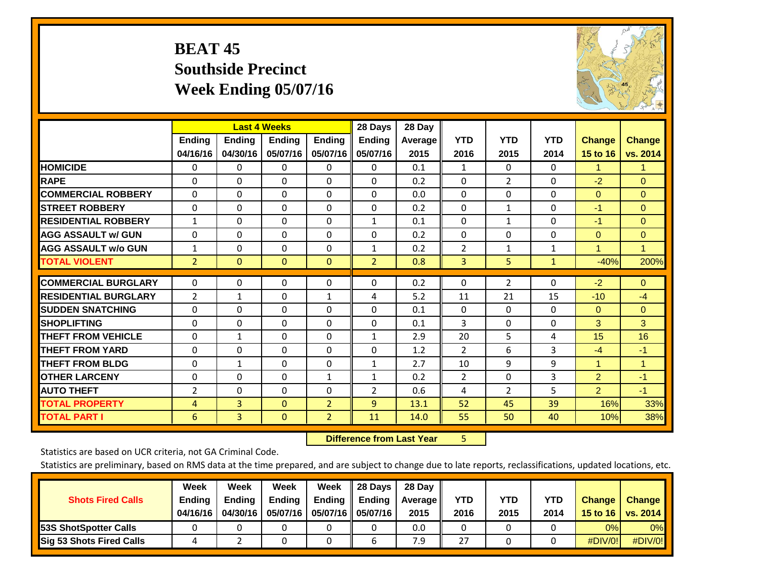# BEAT 45
## Southside Precinct
## Week Ending 05/07/16

| | Last 4 Weeks | | | | 28 Days | 28 Day | | | | | |
|---|---|---|---|---|---|---|---|---|---|---|---|
| | Ending 04/16/16 | Ending 04/30/16 | Ending 05/07/16 | Ending 05/07/16 | Ending 05/07/16 | Average 2015 | YTD 2016 | YTD 2015 | YTD 2014 | Change 15 to 16 | Change vs. 2014 |
| HOMICIDE | 0 | 0 | 0 | 0 | 0 | 0.1 | 1 | 0 | 0 | 1 | 1 |
| RAPE | 0 | 0 | 0 | 0 | 0 | 0.2 | 0 | 2 | 0 | -2 | 0 |
| COMMERCIAL ROBBERY | 0 | 0 | 0 | 0 | 0 | 0.0 | 0 | 0 | 0 | 0 | 0 |
| STREET ROBBERY | 0 | 0 | 0 | 0 | 0 | 0.2 | 0 | 1 | 0 | -1 | 0 |
| RESIDENTIAL ROBBERY | 1 | 0 | 0 | 0 | 1 | 0.1 | 0 | 1 | 0 | -1 | 0 |
| AGG ASSAULT w/ GUN | 0 | 0 | 0 | 0 | 0 | 0.2 | 0 | 0 | 0 | 0 | 0 |
| AGG ASSAULT w/o GUN | 1 | 0 | 0 | 0 | 1 | 0.2 | 2 | 1 | 1 | 1 | 1 |
| TOTAL VIOLENT | 2 | 0 | 0 | 0 | 2 | 0.8 | 3 | 5 | 1 | -40% | 200% |
| COMMERCIAL BURGLARY | 0 | 0 | 0 | 0 | 0 | 0.2 | 0 | 2 | 0 | -2 | 0 |
| RESIDENTIAL BURGLARY | 2 | 1 | 0 | 1 | 4 | 5.2 | 11 | 21 | 15 | -10 | -4 |
| SUDDEN SNATCHING | 0 | 0 | 0 | 0 | 0 | 0.1 | 0 | 0 | 0 | 0 | 0 |
| SHOPLIFTING | 0 | 0 | 0 | 0 | 0 | 0.1 | 3 | 0 | 0 | 3 | 3 |
| THEFT FROM VEHICLE | 0 | 1 | 0 | 0 | 1 | 2.9 | 20 | 5 | 4 | 15 | 16 |
| THEFT FROM YARD | 0 | 0 | 0 | 0 | 0 | 1.2 | 2 | 6 | 3 | -4 | -1 |
| THEFT FROM BLDG | 0 | 1 | 0 | 0 | 1 | 2.7 | 10 | 9 | 9 | 1 | 1 |
| OTHER LARCENY | 0 | 0 | 0 | 1 | 1 | 0.2 | 2 | 0 | 3 | 2 | -1 |
| AUTO THEFT | 2 | 0 | 0 | 0 | 2 | 0.6 | 4 | 2 | 5 | 2 | -1 |
| TOTAL PROPERTY | 4 | 3 | 0 | 2 | 9 | 13.1 | 52 | 45 | 39 | 16% | 33% |
| TOTAL PART I | 6 | 3 | 0 | 2 | 11 | 14.0 | 55 | 50 | 40 | 10% | 38% |

**Difference from Last Year** 5

Statistics are based on UCR criteria, not GA Criminal Code.

Statistics are preliminary, based on RMS data at the time prepared, and are subject to change due to late reports, reclassifications, updated locations, etc.

| Shots Fired Calls | Week Ending 04/16/16 | Week Ending 04/30/16 | Week Ending 05/07/16 | Week Ending 05/07/16 | 28 Days Ending 05/07/16 | 28 Day Average 2015 | YTD 2016 | YTD 2015 | YTD 2014 | Change 15 to 16 | Change vs. 2014 |
|---|---|---|---|---|---|---|---|---|---|---|---|
| 53S ShotSpotter Calls | 0 | 0 | 0 | 0 | 0 | 0.0 | 0 | 0 | 0 | 0% | 0% |
| Sig 53 Shots Fired Calls | 4 | 2 | 0 | 0 | 6 | 7.9 | 27 | 0 | 0 | #DIV/0! | #DIV/0! |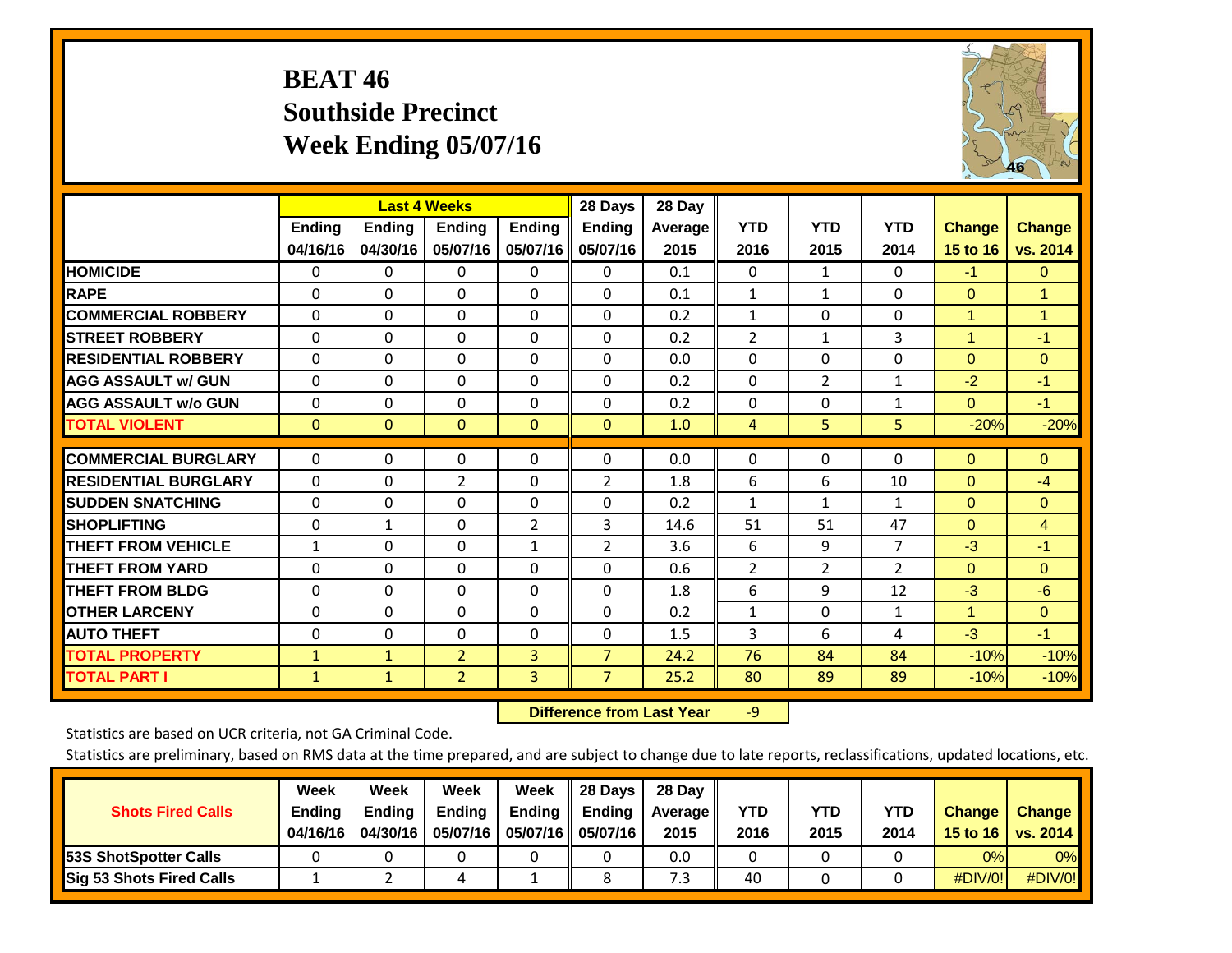# BEAT 46
## Southside Precinct
## Week Ending 05/07/16

| | Last 4 Weeks | | | | 28 Days | 28 Day | | | | | |
|---|---|---|---|---|---|---|---|---|---|---|---|
| | Ending 04/16/16 | Ending 04/30/16 | Ending 05/07/16 | Ending 05/07/16 | Ending 05/07/16 | Average 2015 | YTD 2016 | YTD 2015 | YTD 2014 | Change 15 to 16 | Change vs. 2014 |
| **HOMICIDE** | 0 | 0 | 0 | 0 | 0 | 0.1 | 0 | 1 | 0 | -1 | 0 |
| **RAPE** | 0 | 0 | 0 | 0 | 0 | 0.1 | 1 | 1 | 0 | 0 | 1 |
| **COMMERCIAL ROBBERY** | 0 | 0 | 0 | 0 | 0 | 0.2 | 1 | 0 | 0 | 1 | 1 |
| **STREET ROBBERY** | 0 | 0 | 0 | 0 | 0 | 0.2 | 2 | 1 | 3 | 1 | -1 |
| **RESIDENTIAL ROBBERY** | 0 | 0 | 0 | 0 | 0 | 0.0 | 0 | 0 | 0 | 0 | 0 |
| **AGG ASSAULT w/ GUN** | 0 | 0 | 0 | 0 | 0 | 0.2 | 0 | 2 | 1 | -2 | -1 |
| **AGG ASSAULT w/o GUN** | 0 | 0 | 0 | 0 | 0 | 0.2 | 0 | 0 | 1 | 0 | -1 |
| **TOTAL VIOLENT** | 0 | 0 | 0 | 0 | 0 | 1.0 | 4 | 5 | 5 | -20% | -20% |
| **COMMERCIAL BURGLARY** | 0 | 0 | 0 | 0 | 0 | 0.0 | 0 | 0 | 0 | 0 | 0 |
| **RESIDENTIAL BURGLARY** | 0 | 0 | 2 | 0 | 2 | 1.8 | 6 | 6 | 10 | 0 | -4 |
| **SUDDEN SNATCHING** | 0 | 0 | 0 | 0 | 0 | 0.2 | 1 | 1 | 1 | 0 | 0 |
| **SHOPLIFTING** | 0 | 1 | 0 | 2 | 3 | 14.6 | 51 | 51 | 47 | 0 | 4 |
| **THEFT FROM VEHICLE** | 1 | 0 | 0 | 1 | 2 | 3.6 | 6 | 9 | 7 | -3 | -1 |
| **THEFT FROM YARD** | 0 | 0 | 0 | 0 | 0 | 0.6 | 2 | 2 | 2 | 0 | 0 |
| **THEFT FROM BLDG** | 0 | 0 | 0 | 0 | 0 | 1.8 | 6 | 9 | 12 | -3 | -6 |
| **OTHER LARCENY** | 0 | 0 | 0 | 0 | 0 | 0.2 | 1 | 0 | 1 | 1 | 0 |
| **AUTO THEFT** | 0 | 0 | 0 | 0 | 0 | 1.5 | 3 | 6 | 4 | -3 | -1 |
| **TOTAL PROPERTY** | 1 | 1 | 2 | 3 | 7 | 24.2 | 76 | 84 | 84 | -10% | -10% |
| **TOTAL PART I** | 1 | 1 | 2 | 3 | 7 | 25.2 | 80 | 89 | 89 | -10% | -10% |

**Difference from Last Year** -9

Statistics are based on UCR criteria, not GA Criminal Code.

Statistics are preliminary, based on RMS data at the time prepared, and are subject to change due to late reports, reclassifications, updated locations, etc.

| Shots Fired Calls | Week Ending 04/16/16 | Week Ending 04/30/16 | Week Ending 05/07/16 | Week Ending 05/07/16 | 28 Days Ending 05/07/16 | 28 Day Average 2015 | YTD 2016 | YTD 2015 | YTD 2014 | Change 15 to 16 | Change vs. 2014 |
|---|---|---|---|---|---|---|---|---|---|---|---|
| **53S ShotSpotter Calls** | 0 | 0 | 0 | 0 | 0 | 0.0 | 0 | 0 | 0 | 0% | 0% |
| **Sig 53 Shots Fired Calls** | 1 | 2 | 4 | 1 | 8 | 7.3 | 40 | 0 | 0 | #DIV/0! | #DIV/0! |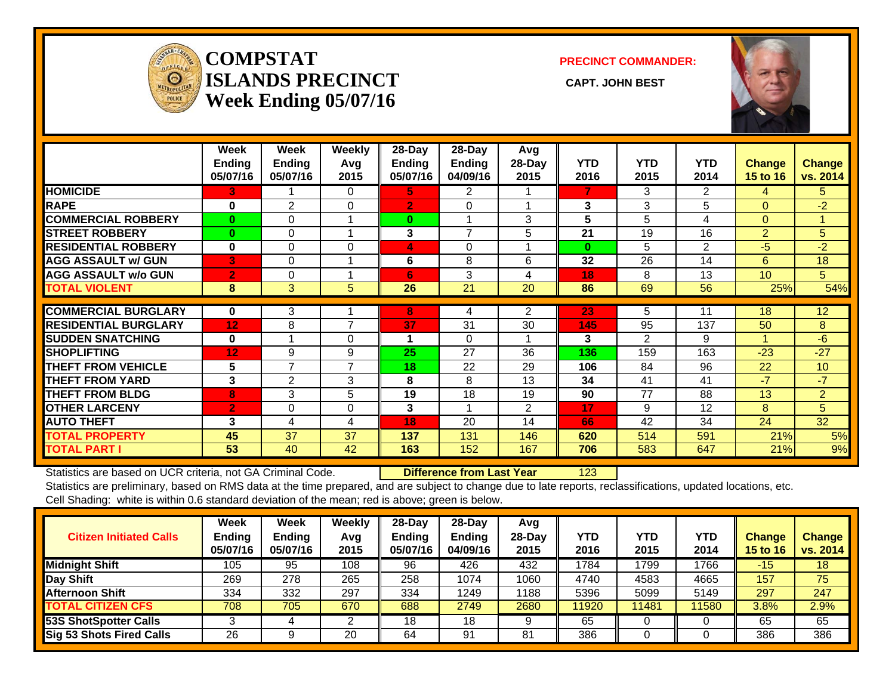# COMPSTAT ISLANDS PRECINCT Week Ending 05/07/16

**PRECINCT COMMANDER:**

**CAPT. JOHN BEST**

| | Week Ending 05/07/16 | Week Ending 05/07/16 | Weekly Avg 2015 | 28-Day Ending 05/07/16 | 28-Day Ending 04/09/16 | Avg 28-Day 2015 | YTD 2016 | YTD 2015 | YTD 2014 | Change 15 to 16 | Change vs. 2014 |
|---|---|---|---|---|---|---|---|---|---|---|---|
| HOMICIDE | 3 | 1 | 0 | 5 | 2 | 1 | 7 | 3 | 2 | 4 | 5 |
| RAPE | 0 | 2 | 0 | 2 | 0 | 1 | 3 | 3 | 5 | 0 | -2 |
| COMMERCIAL ROBBERY | 0 | 0 | 1 | 0 | 1 | 3 | 5 | 5 | 4 | 0 | 1 |
| STREET ROBBERY | 0 | 0 | 1 | 3 | 7 | 5 | 21 | 19 | 16 | 2 | 5 |
| RESIDENTIAL ROBBERY | 0 | 0 | 0 | 4 | 0 | 1 | 0 | 5 | 2 | -5 | -2 |
| AGG ASSAULT w/ GUN | 3 | 0 | 1 | 6 | 8 | 6 | 32 | 26 | 14 | 6 | 18 |
| AGG ASSAULT w/o GUN | 2 | 0 | 1 | 6 | 3 | 4 | 18 | 8 | 13 | 10 | 5 |
| TOTAL VIOLENT | 8 | 3 | 5 | 26 | 21 | 20 | 86 | 69 | 56 | 25% | 54% |
| COMMERCIAL BURGLARY | 0 | 3 | 1 | 8 | 4 | 2 | 23 | 5 | 11 | 18 | 12 |
| RESIDENTIAL BURGLARY | 12 | 8 | 7 | 37 | 31 | 30 | 145 | 95 | 137 | 50 | 8 |
| SUDDEN SNATCHING | 0 | 1 | 0 | 1 | 0 | 1 | 3 | 2 | 9 | 1 | -6 |
| SHOPLIFTING | 12 | 9 | 9 | 25 | 27 | 36 | 136 | 159 | 163 | -23 | -27 |
| THEFT FROM VEHICLE | 5 | 7 | 7 | 18 | 22 | 29 | 106 | 84 | 96 | 22 | 10 |
| THEFT FROM YARD | 3 | 2 | 3 | 8 | 8 | 13 | 34 | 41 | 41 | -7 | -7 |
| THEFT FROM BLDG | 8 | 3 | 5 | 19 | 18 | 19 | 90 | 77 | 88 | 13 | 2 |
| OTHER LARCENY | 2 | 0 | 0 | 3 | 1 | 2 | 17 | 9 | 12 | 8 | 5 |
| AUTO THEFT | 3 | 4 | 4 | 18 | 20 | 14 | 66 | 42 | 34 | 24 | 32 |
| TOTAL PROPERTY | 45 | 37 | 37 | 137 | 131 | 146 | 620 | 514 | 591 | 21% | 5% |
| TOTAL PART I | 53 | 40 | 42 | 163 | 152 | 167 | 706 | 583 | 647 | 21% | 9% |

Statistics are based on UCR criteria, not GA Criminal Code. **Difference from Last Year** 123

Statistics are preliminary, based on RMS data at the time prepared, and are subject to change due to late reports, reclassifications, updated locations, etc.

Cell Shading: white is within 0.6 standard deviation of the mean; red is above; green is below.

| Citizen Initiated Calls | Week Ending 05/07/16 | Week Ending 05/07/16 | Weekly Avg 2015 | 28-Day Ending 05/07/16 | 28-Day Ending 04/09/16 | Avg 28-Day 2015 | YTD 2016 | YTD 2015 | YTD 2014 | Change 15 to 16 | Change vs. 2014 |
|---|---|---|---|---|---|---|---|---|---|---|---|
| Midnight Shift | 105 | 95 | 108 | 96 | 426 | 432 | 1784 | 1799 | 1766 | -15 | 18 |
| Day Shift | 269 | 278 | 265 | 258 | 1074 | 1060 | 4740 | 4583 | 4665 | 157 | 75 |
| Afternoon Shift | 334 | 332 | 297 | 334 | 1249 | 1188 | 5396 | 5099 | 5149 | 297 | 247 |
| TOTAL CITIZEN CFS | 708 | 705 | 670 | 688 | 2749 | 2680 | 11920 | 11481 | 11580 | 3.8% | 2.9% |
| 53S ShotSpotter Calls | 3 | 4 | 2 | 18 | 18 | 9 | 65 | 0 | 0 | 65 | 65 |
| Sig 53 Shots Fired Calls | 26 | 9 | 20 | 64 | 91 | 81 | 386 | 0 | 0 | 386 | 386 |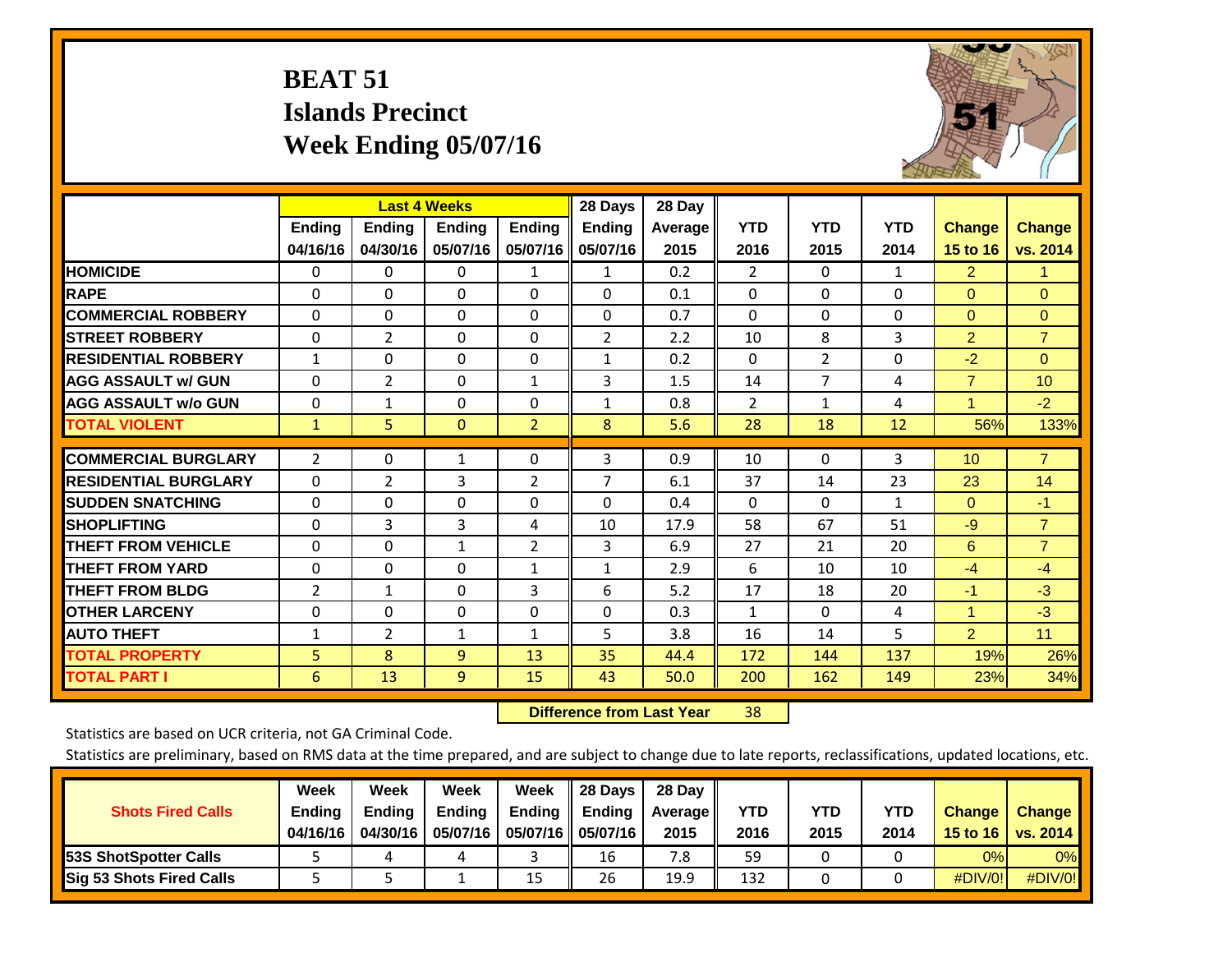# BEAT 51
## Islands Precinct
## Week Ending 05/07/16

| | Last 4 Weeks | | | | 28 Days | 28 Day | | | | | |
|---|---|---|---|---|---|---|---|---|---|---|---|
| | Ending 04/16/16 | Ending 04/30/16 | Ending 05/07/16 | Ending 05/07/16 | Ending 05/07/16 | Average 2015 | YTD 2016 | YTD 2015 | YTD 2014 | Change 15 to 16 | Change vs. 2014 |
| HOMICIDE | 0 | 0 | 0 | 1 | 1 | 0.2 | 2 | 0 | 1 | 2 | 1 |
| RAPE | 0 | 0 | 0 | 0 | 0 | 0.1 | 0 | 0 | 0 | 0 | 0 |
| COMMERCIAL ROBBERY | 0 | 0 | 0 | 0 | 0 | 0.7 | 0 | 0 | 0 | 0 | 0 |
| STREET ROBBERY | 0 | 2 | 0 | 0 | 2 | 2.2 | 10 | 8 | 3 | 2 | 7 |
| RESIDENTIAL ROBBERY | 1 | 0 | 0 | 0 | 1 | 0.2 | 0 | 2 | 0 | -2 | 0 |
| AGG ASSAULT w/ GUN | 0 | 2 | 0 | 1 | 3 | 1.5 | 14 | 7 | 4 | 7 | 10 |
| AGG ASSAULT w/o GUN | 0 | 1 | 0 | 0 | 1 | 0.8 | 2 | 1 | 4 | 1 | -2 |
| TOTAL VIOLENT | 1 | 5 | 0 | 2 | 8 | 5.6 | 28 | 18 | 12 | 56% | 133% |
| COMMERCIAL BURGLARY | 2 | 0 | 1 | 0 | 3 | 0.9 | 10 | 0 | 3 | 10 | 7 |
| RESIDENTIAL BURGLARY | 0 | 2 | 3 | 2 | 7 | 6.1 | 37 | 14 | 23 | 23 | 14 |
| SUDDEN SNATCHING | 0 | 0 | 0 | 0 | 0 | 0.4 | 0 | 0 | 1 | 0 | -1 |
| SHOPLIFTING | 0 | 3 | 3 | 4 | 10 | 17.9 | 58 | 67 | 51 | -9 | 7 |
| THEFT FROM VEHICLE | 0 | 0 | 1 | 2 | 3 | 6.9 | 27 | 21 | 20 | 6 | 7 |
| THEFT FROM YARD | 0 | 0 | 0 | 1 | 1 | 2.9 | 6 | 10 | 10 | -4 | -4 |
| THEFT FROM BLDG | 2 | 1 | 0 | 3 | 6 | 5.2 | 17 | 18 | 20 | -1 | -3 |
| OTHER LARCENY | 0 | 0 | 0 | 0 | 0 | 0.3 | 1 | 0 | 4 | 1 | -3 |
| AUTO THEFT | 1 | 2 | 1 | 1 | 5 | 3.8 | 16 | 14 | 5 | 2 | 11 |
| TOTAL PROPERTY | 5 | 8 | 9 | 13 | 35 | 44.4 | 172 | 144 | 137 | 19% | 26% |
| TOTAL PART I | 6 | 13 | 9 | 15 | 43 | 50.0 | 200 | 162 | 149 | 23% | 34% |

**Difference from Last Year** 38

Statistics are based on UCR criteria, not GA Criminal Code.

Statistics are preliminary, based on RMS data at the time prepared, and are subject to change due to late reports, reclassifications, updated locations, etc.

| Shots Fired Calls | Week Ending 04/16/16 | Week Ending 04/30/16 | Week Ending 05/07/16 | Week Ending 05/07/16 | 28 Days Ending 05/07/16 | 28 Day Average 2015 | YTD 2016 | YTD 2015 | YTD 2014 | Change 15 to 16 | Change vs. 2014 |
|---|---|---|---|---|---|---|---|---|---|---|---|
| 53S ShotSpotter Calls | 5 | 4 | 4 | 3 | 16 | 7.8 | 59 | 0 | 0 | 0% | 0% |
| Sig 53 Shots Fired Calls | 5 | 5 | 1 | 15 | 26 | 19.9 | 132 | 0 | 0 | #DIV/0! | #DIV/0! |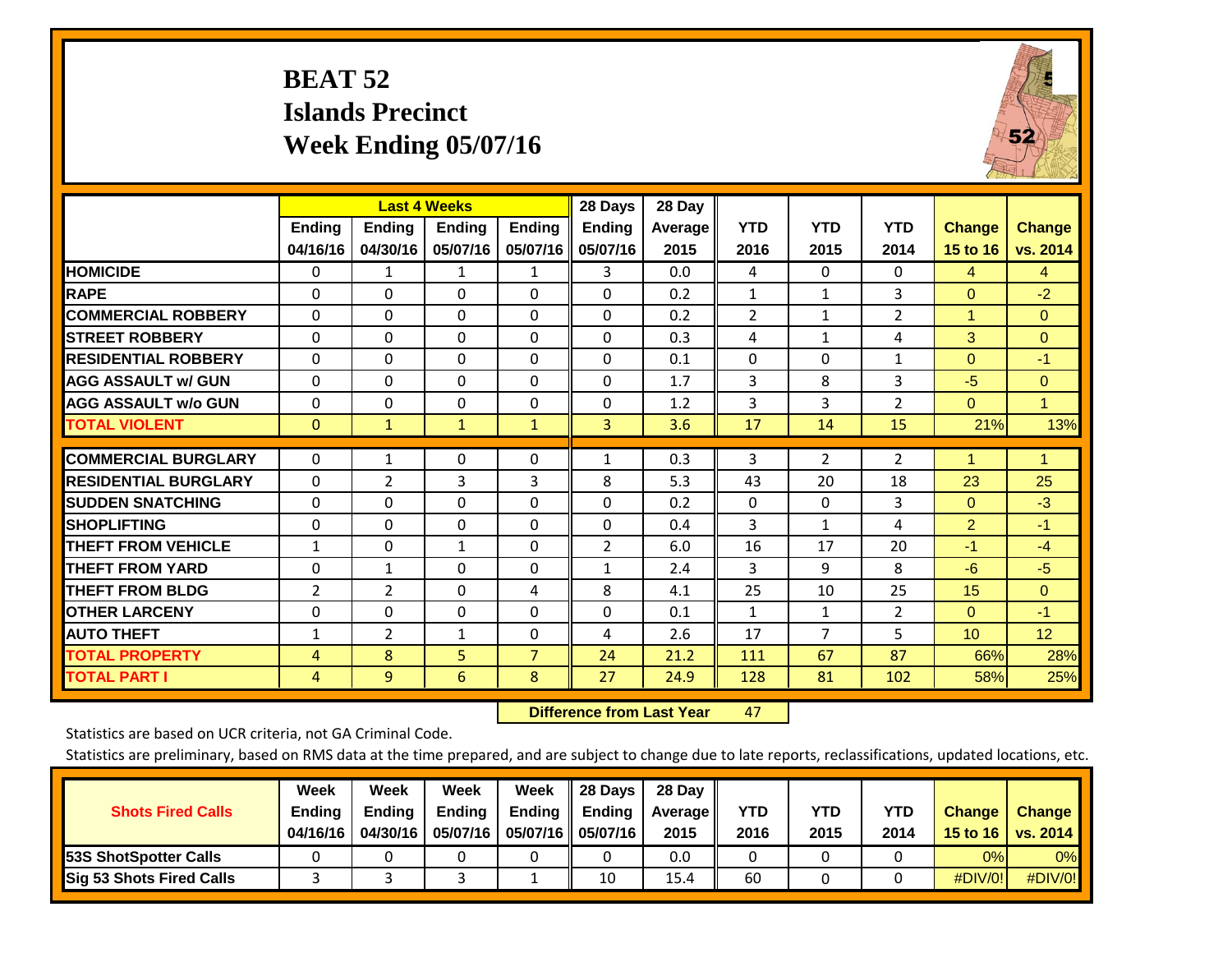# BEAT 52
## Islands Precinct
## Week Ending 05/07/16

| | Last 4 Weeks | | | | 28 Days | 28 Day | YTD | YTD | YTD | Change | Change |
|---|---|---|---|---|---|---|---|---|---|---|---|
| | Ending 04/16/16 | Ending 04/30/16 | Ending 05/07/16 | Ending 05/07/16 | Ending 05/07/16 | Average 2015 | 2016 | 2015 | 2014 | 15 to 16 | vs. 2014 |
| **HOMICIDE** | 0 | 1 | 1 | 1 | 3 | 0.0 | 4 | 0 | 0 | 4 | 4 |
| **RAPE** | 0 | 0 | 0 | 0 | 0 | 0.2 | 1 | 1 | 3 | 0 | -2 |
| **COMMERCIAL ROBBERY** | 0 | 0 | 0 | 0 | 0 | 0.2 | 2 | 1 | 2 | 1 | 0 |
| **STREET ROBBERY** | 0 | 0 | 0 | 0 | 0 | 0.3 | 4 | 1 | 4 | 3 | 0 |
| **RESIDENTIAL ROBBERY** | 0 | 0 | 0 | 0 | 0 | 0.1 | 0 | 0 | 1 | 0 | -1 |
| **AGG ASSAULT w/ GUN** | 0 | 0 | 0 | 0 | 0 | 1.7 | 3 | 8 | 3 | -5 | 0 |
| **AGG ASSAULT w/o GUN** | 0 | 0 | 0 | 0 | 0 | 1.2 | 3 | 3 | 2 | 0 | 1 |
| **TOTAL VIOLENT** | 0 | 1 | 1 | 1 | 3 | 3.6 | 17 | 14 | 15 | 21% | 13% |
| **COMMERCIAL BURGLARY** | 0 | 1 | 0 | 0 | 1 | 0.3 | 3 | 2 | 2 | 1 | 1 |
| **RESIDENTIAL BURGLARY** | 0 | 2 | 3 | 3 | 8 | 5.3 | 43 | 20 | 18 | 23 | 25 |
| **SUDDEN SNATCHING** | 0 | 0 | 0 | 0 | 0 | 0.2 | 0 | 0 | 3 | 0 | -3 |
| **SHOPLIFTING** | 0 | 0 | 0 | 0 | 0 | 0.4 | 3 | 1 | 4 | 2 | -1 |
| **THEFT FROM VEHICLE** | 1 | 0 | 1 | 0 | 2 | 6.0 | 16 | 17 | 20 | -1 | -4 |
| **THEFT FROM YARD** | 0 | 1 | 0 | 0 | 1 | 2.4 | 3 | 9 | 8 | -6 | -5 |
| **THEFT FROM BLDG** | 2 | 2 | 0 | 4 | 8 | 4.1 | 25 | 10 | 25 | 15 | 0 |
| **OTHER LARCENY** | 0 | 0 | 0 | 0 | 0 | 0.1 | 1 | 1 | 2 | 0 | -1 |
| **AUTO THEFT** | 1 | 2 | 1 | 0 | 4 | 2.6 | 17 | 7 | 5 | 10 | 12 |
| **TOTAL PROPERTY** | 4 | 8 | 5 | 7 | 24 | 21.2 | 111 | 67 | 87 | 66% | 28% |
| **TOTAL PART I** | 4 | 9 | 6 | 8 | 27 | 24.9 | 128 | 81 | 102 | 58% | 25% |

**Difference from Last Year** 47

Statistics are based on UCR criteria, not GA Criminal Code.

Statistics are preliminary, based on RMS data at the time prepared, and are subject to change due to late reports, reclassifications, updated locations, etc.

| Shots Fired Calls | Week Ending 04/16/16 | Week Ending 04/30/16 | Week Ending 05/07/16 | Week Ending 05/07/16 | 28 Days Ending 05/07/16 | 28 Day Average 2015 | YTD 2016 | YTD 2015 | YTD 2014 | Change 15 to 16 | Change vs. 2014 |
|---|---|---|---|---|---|---|---|---|---|---|---|
| **53S ShotSpotter Calls** | 0 | 0 | 0 | 0 | 0 | 0.0 | 0 | 0 | 0 | 0% | 0% |
| **Sig 53 Shots Fired Calls** | 3 | 3 | 3 | 1 | 10 | 15.4 | 60 | 0 | 0 | #DIV/0! | #DIV/0! |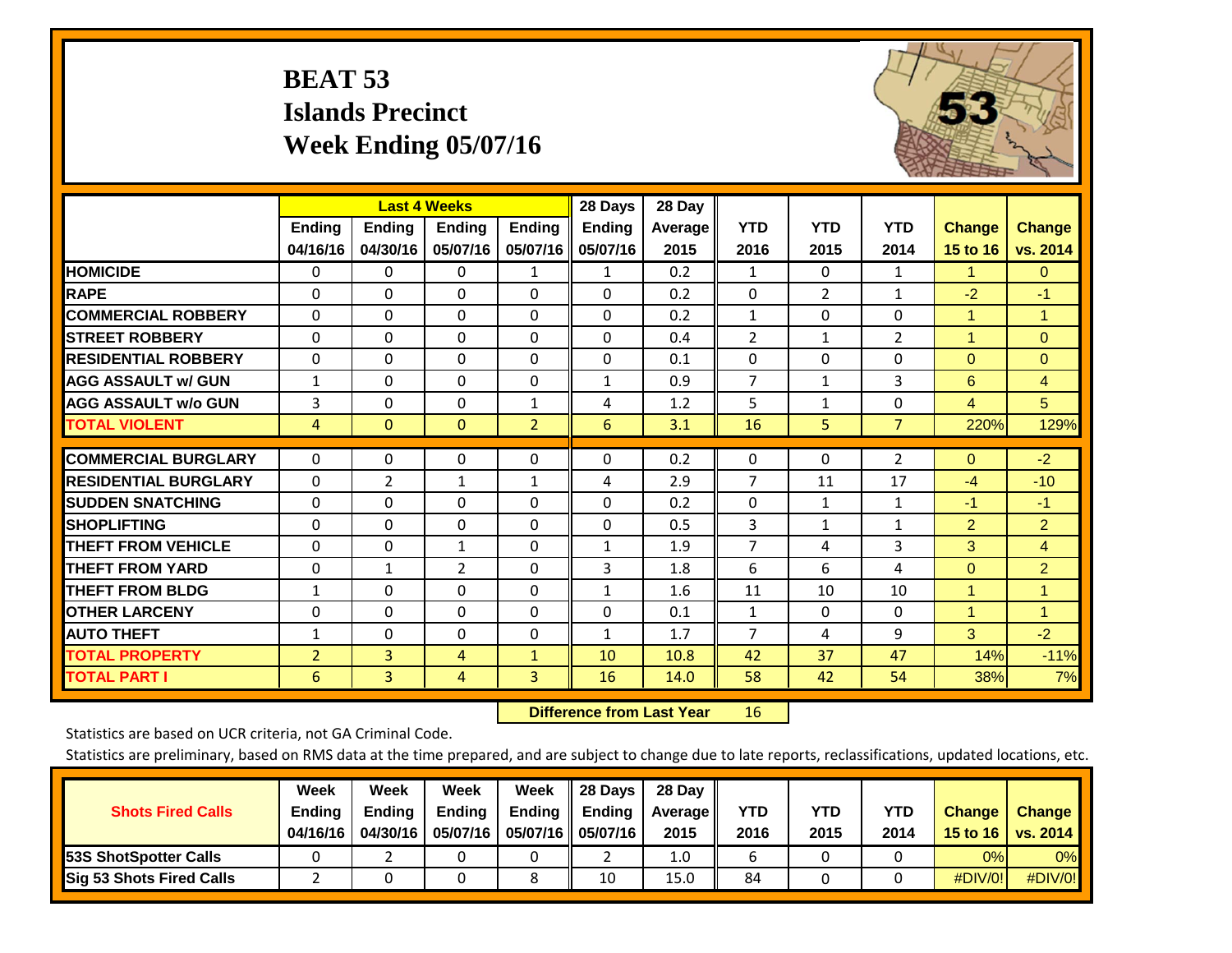# BEAT 53
## Islands Precinct
## Week Ending 05/07/16

| | Last 4 Weeks | | | | 28 Days | 28 Day | | | | | |
|---|---|---|---|---|---|---|---|---|---|---|---|
| | Ending 04/16/16 | Ending 04/30/16 | Ending 05/07/16 | Ending 05/07/16 | Ending 05/07/16 | Average 2015 | YTD 2016 | YTD 2015 | YTD 2014 | Change 15 to 16 | Change vs. 2014 |
| HOMICIDE | 0 | 0 | 0 | 1 | 1 | 0.2 | 1 | 0 | 1 | 1 | 0 |
| RAPE | 0 | 0 | 0 | 0 | 0 | 0.2 | 0 | 2 | 1 | -2 | -1 |
| COMMERCIAL ROBBERY | 0 | 0 | 0 | 0 | 0 | 0.2 | 1 | 0 | 0 | 1 | 1 |
| STREET ROBBERY | 0 | 0 | 0 | 0 | 0 | 0.4 | 2 | 1 | 2 | 1 | 0 |
| RESIDENTIAL ROBBERY | 0 | 0 | 0 | 0 | 0 | 0.1 | 0 | 0 | 0 | 0 | 0 |
| AGG ASSAULT w/ GUN | 1 | 0 | 0 | 0 | 1 | 0.9 | 7 | 1 | 3 | 6 | 4 |
| AGG ASSAULT w/o GUN | 3 | 0 | 0 | 1 | 4 | 1.2 | 5 | 1 | 0 | 4 | 5 |
| TOTAL VIOLENT | 4 | 0 | 0 | 2 | 6 | 3.1 | 16 | 5 | 7 | 220% | 129% |
| COMMERCIAL BURGLARY | 0 | 0 | 0 | 0 | 0 | 0.2 | 0 | 0 | 2 | 0 | -2 |
| RESIDENTIAL BURGLARY | 0 | 2 | 1 | 1 | 4 | 2.9 | 7 | 11 | 17 | -4 | -10 |
| SUDDEN SNATCHING | 0 | 0 | 0 | 0 | 0 | 0.2 | 0 | 1 | 1 | -1 | -1 |
| SHOPLIFTING | 0 | 0 | 0 | 0 | 0 | 0.5 | 3 | 1 | 1 | 2 | 2 |
| THEFT FROM VEHICLE | 0 | 0 | 1 | 0 | 1 | 1.9 | 7 | 4 | 3 | 3 | 4 |
| THEFT FROM YARD | 0 | 1 | 2 | 0 | 3 | 1.8 | 6 | 6 | 4 | 0 | 2 |
| THEFT FROM BLDG | 1 | 0 | 0 | 0 | 1 | 1.6 | 11 | 10 | 10 | 1 | 1 |
| OTHER LARCENY | 0 | 0 | 0 | 0 | 0 | 0.1 | 1 | 0 | 0 | 1 | 1 |
| AUTO THEFT | 1 | 0 | 0 | 0 | 1 | 1.7 | 7 | 4 | 9 | 3 | -2 |
| TOTAL PROPERTY | 2 | 3 | 4 | 1 | 10 | 10.8 | 42 | 37 | 47 | 14% | -11% |
| TOTAL PART I | 6 | 3 | 4 | 3 | 16 | 14.0 | 58 | 42 | 54 | 38% | 7% |

**Difference from Last Year** 16

Statistics are based on UCR criteria, not GA Criminal Code.

Statistics are preliminary, based on RMS data at the time prepared, and are subject to change due to late reports, reclassifications, updated locations, etc.

| Shots Fired Calls | Week Ending 04/16/16 | Week Ending 04/30/16 | Week Ending 05/07/16 | Week Ending 05/07/16 | 28 Days Ending 05/07/16 | 28 Day Average 2015 | YTD 2016 | YTD 2015 | YTD 2014 | Change 15 to 16 | Change vs. 2014 |
|---|---|---|---|---|---|---|---|---|---|---|---|
| 53S ShotSpotter Calls | 0 | 2 | 0 | 0 | 2 | 1.0 | 6 | 0 | 0 | 0% | 0% |
| Sig 53 Shots Fired Calls | 2 | 0 | 0 | 8 | 10 | 15.0 | 84 | 0 | 0 | #DIV/0! | #DIV/0! |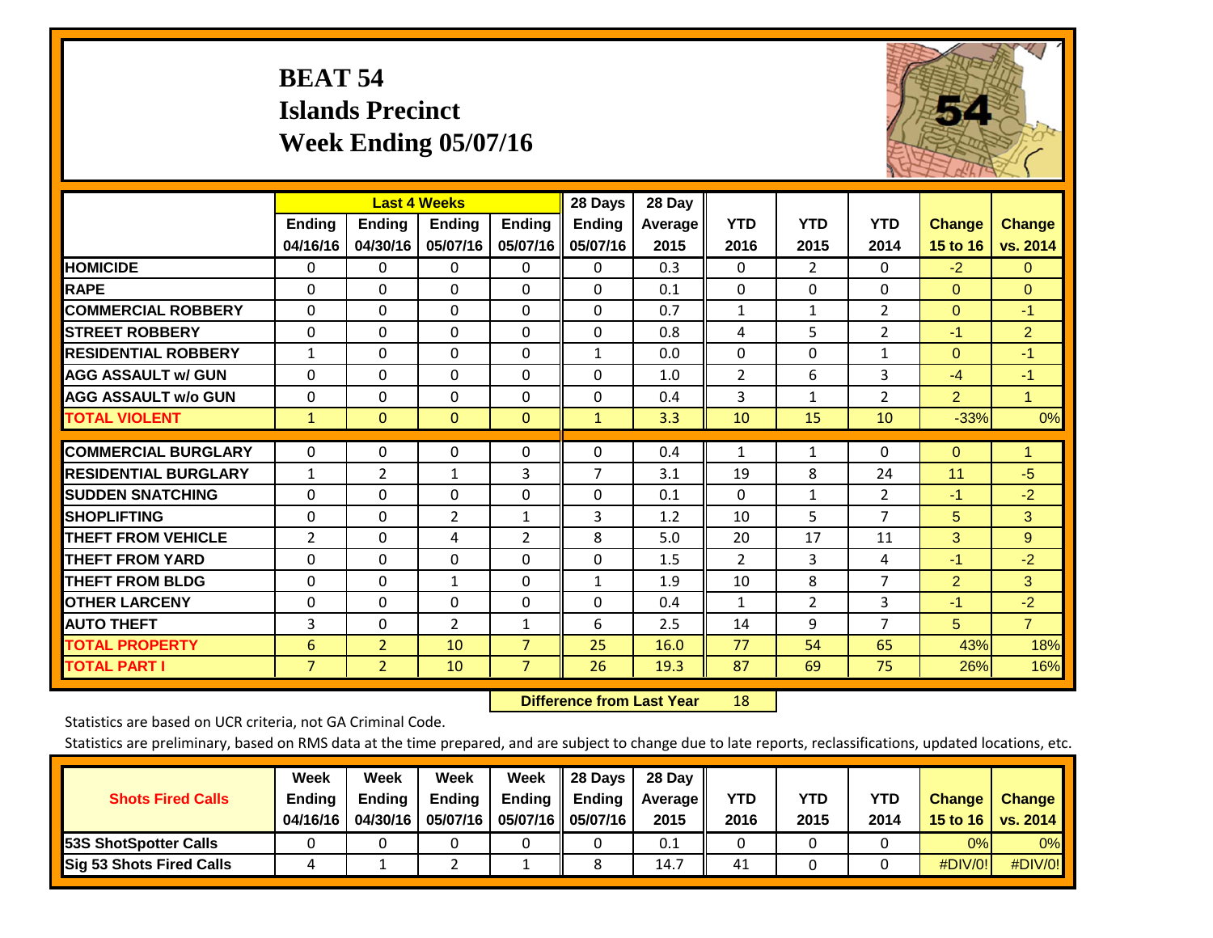# BEAT 54
## Islands Precinct
## Week Ending 05/07/16

| | Last 4 Weeks | | | | 28 Days | 28 Day | | | | | |
|---|---|---|---|---|---|---|---|---|---|---|---|
| | Ending 04/16/16 | Ending 04/30/16 | Ending 05/07/16 | Ending 05/07/16 | Ending 05/07/16 | Average 2015 | YTD 2016 | YTD 2015 | YTD 2014 | Change 15 to 16 | Change vs. 2014 |
| HOMICIDE | 0 | 0 | 0 | 0 | 0 | 0.3 | 0 | 2 | 0 | -2 | 0 |
| RAPE | 0 | 0 | 0 | 0 | 0 | 0.1 | 0 | 0 | 0 | 0 | 0 |
| COMMERCIAL ROBBERY | 0 | 0 | 0 | 0 | 0 | 0.7 | 1 | 1 | 2 | 0 | -1 |
| STREET ROBBERY | 0 | 0 | 0 | 0 | 0 | 0.8 | 4 | 5 | 2 | -1 | 2 |
| RESIDENTIAL ROBBERY | 1 | 0 | 0 | 0 | 1 | 0.0 | 0 | 0 | 1 | 0 | -1 |
| AGG ASSAULT w/ GUN | 0 | 0 | 0 | 0 | 0 | 1.0 | 2 | 6 | 3 | -4 | -1 |
| AGG ASSAULT w/o GUN | 0 | 0 | 0 | 0 | 0 | 0.4 | 3 | 1 | 2 | 2 | 1 |
| TOTAL VIOLENT | 1 | 0 | 0 | 0 | 1 | 3.3 | 10 | 15 | 10 | -33% | 0% |
| COMMERCIAL BURGLARY | 0 | 0 | 0 | 0 | 0 | 0.4 | 1 | 1 | 0 | 0 | 1 |
| RESIDENTIAL BURGLARY | 1 | 2 | 1 | 3 | 7 | 3.1 | 19 | 8 | 24 | 11 | -5 |
| SUDDEN SNATCHING | 0 | 0 | 0 | 0 | 0 | 0.1 | 0 | 1 | 2 | -1 | -2 |
| SHOPLIFTING | 0 | 0 | 2 | 1 | 3 | 1.2 | 10 | 5 | 7 | 5 | 3 |
| THEFT FROM VEHICLE | 2 | 0 | 4 | 2 | 8 | 5.0 | 20 | 17 | 11 | 3 | 9 |
| THEFT FROM YARD | 0 | 0 | 0 | 0 | 0 | 1.5 | 2 | 3 | 4 | -1 | -2 |
| THEFT FROM BLDG | 0 | 0 | 1 | 0 | 1 | 1.9 | 10 | 8 | 7 | 2 | 3 |
| OTHER LARCENY | 0 | 0 | 0 | 0 | 0 | 0.4 | 1 | 2 | 3 | -1 | -2 |
| AUTO THEFT | 3 | 0 | 2 | 1 | 6 | 2.5 | 14 | 9 | 7 | 5 | 7 |
| TOTAL PROPERTY | 6 | 2 | 10 | 7 | 25 | 16.0 | 77 | 54 | 65 | 43% | 18% |
| TOTAL PART I | 7 | 2 | 10 | 7 | 26 | 19.3 | 87 | 69 | 75 | 26% | 16% |

**Difference from Last Year** 18

Statistics are based on UCR criteria, not GA Criminal Code.

Statistics are preliminary, based on RMS data at the time prepared, and are subject to change due to late reports, reclassifications, updated locations, etc.

| Shots Fired Calls | Week Ending 04/16/16 | Week Ending 04/30/16 | Week Ending 05/07/16 | Week Ending 05/07/16 | 28 Days Ending 05/07/16 | 28 Day Average 2015 | YTD 2016 | YTD 2015 | YTD 2014 | Change 15 to 16 | Change vs. 2014 |
|---|---|---|---|---|---|---|---|---|---|---|---|
| 53S ShotSpotter Calls | 0 | 0 | 0 | 0 | 0 | 0.1 | 0 | 0 | 0 | 0% | 0% |
| Sig 53 Shots Fired Calls | 4 | 1 | 2 | 1 | 8 | 14.7 | 41 | 0 | 0 | #DIV/0! | #DIV/0! |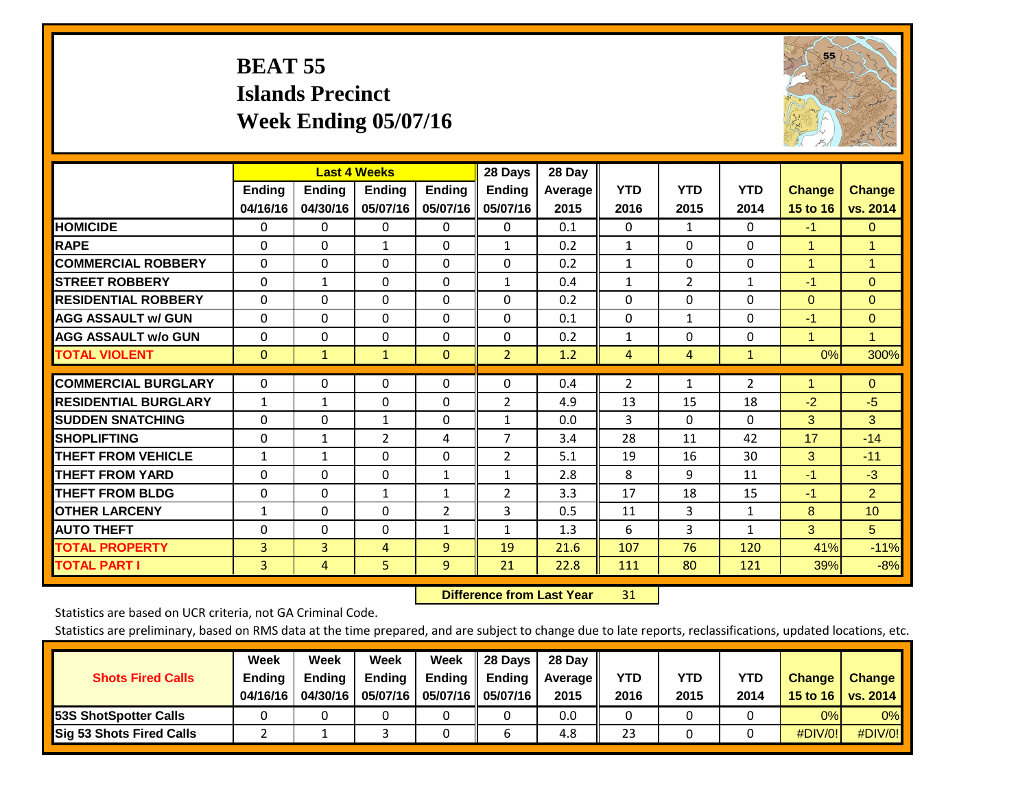# BEAT 55
# Islands Precinct
# Week Ending 05/07/16

| | Last 4 Weeks | | | | 28 Days | 28 Day | | | | | |
|---|---|---|---|---|---|---|---|---|---|---|---|
| | Ending 04/16/16 | Ending 04/30/16 | Ending 05/07/16 | Ending 05/07/16 | Ending 05/07/16 | Average 2015 | YTD 2016 | YTD 2015 | YTD 2014 | Change 15 to 16 | Change vs. 2014 |
| HOMICIDE | 0 | 0 | 0 | 0 | 0 | 0.1 | 0 | 1 | 0 | -1 | 0 |
| RAPE | 0 | 0 | 1 | 0 | 1 | 0.2 | 1 | 0 | 0 | 1 | 1 |
| COMMERCIAL ROBBERY | 0 | 0 | 0 | 0 | 0 | 0.2 | 1 | 0 | 0 | 1 | 1 |
| STREET ROBBERY | 0 | 1 | 0 | 0 | 1 | 0.4 | 1 | 2 | 1 | -1 | 0 |
| RESIDENTIAL ROBBERY | 0 | 0 | 0 | 0 | 0 | 0.2 | 0 | 0 | 0 | 0 | 0 |
| AGG ASSAULT w/ GUN | 0 | 0 | 0 | 0 | 0 | 0.1 | 0 | 1 | 0 | -1 | 0 |
| AGG ASSAULT w/o GUN | 0 | 0 | 0 | 0 | 0 | 0.2 | 1 | 0 | 0 | 1 | 1 |
| TOTAL VIOLENT | 0 | 1 | 1 | 0 | 2 | 1.2 | 4 | 4 | 1 | 0% | 300% |
| COMMERCIAL BURGLARY | 0 | 0 | 0 | 0 | 0 | 0.4 | 2 | 1 | 2 | 1 | 0 |
| RESIDENTIAL BURGLARY | 1 | 1 | 0 | 0 | 2 | 4.9 | 13 | 15 | 18 | -2 | -5 |
| SUDDEN SNATCHING | 0 | 0 | 1 | 0 | 1 | 0.0 | 3 | 0 | 0 | 3 | 3 |
| SHOPLIFTING | 0 | 1 | 2 | 4 | 7 | 3.4 | 28 | 11 | 42 | 17 | -14 |
| THEFT FROM VEHICLE | 1 | 1 | 0 | 0 | 2 | 5.1 | 19 | 16 | 30 | 3 | -11 |
| THEFT FROM YARD | 0 | 0 | 0 | 1 | 1 | 2.8 | 8 | 9 | 11 | -1 | -3 |
| THEFT FROM BLDG | 0 | 0 | 1 | 1 | 2 | 3.3 | 17 | 18 | 15 | -1 | 2 |
| OTHER LARCENY | 1 | 0 | 0 | 2 | 3 | 0.5 | 11 | 3 | 1 | 8 | 10 |
| AUTO THEFT | 0 | 0 | 0 | 1 | 1 | 1.3 | 6 | 3 | 1 | 3 | 5 |
| TOTAL PROPERTY | 3 | 3 | 4 | 9 | 19 | 21.6 | 107 | 76 | 120 | 41% | -11% |
| TOTAL PART I | 3 | 4 | 5 | 9 | 21 | 22.8 | 111 | 80 | 121 | 39% | -8% |

**Difference from Last Year** 31

Statistics are based on UCR criteria, not GA Criminal Code.

Statistics are preliminary, based on RMS data at the time prepared, and are subject to change due to late reports, reclassifications, updated locations, etc.

| Shots Fired Calls | Week Ending 04/16/16 | Week Ending 04/30/16 | Week Ending 05/07/16 | Week Ending 05/07/16 | 28 Days Ending 05/07/16 | 28 Day Average 2015 | YTD 2016 | YTD 2015 | YTD 2014 | Change 15 to 16 | Change vs. 2014 |
|---|---|---|---|---|---|---|---|---|---|---|---|
| 53S ShotSpotter Calls | 0 | 0 | 0 | 0 | 0 | 0.0 | 0 | 0 | 0 | 0% | 0% |
| Sig 53 Shots Fired Calls | 2 | 1 | 3 | 0 | 6 | 4.8 | 23 | 0 | 0 | #DIV/0! | #DIV/0! |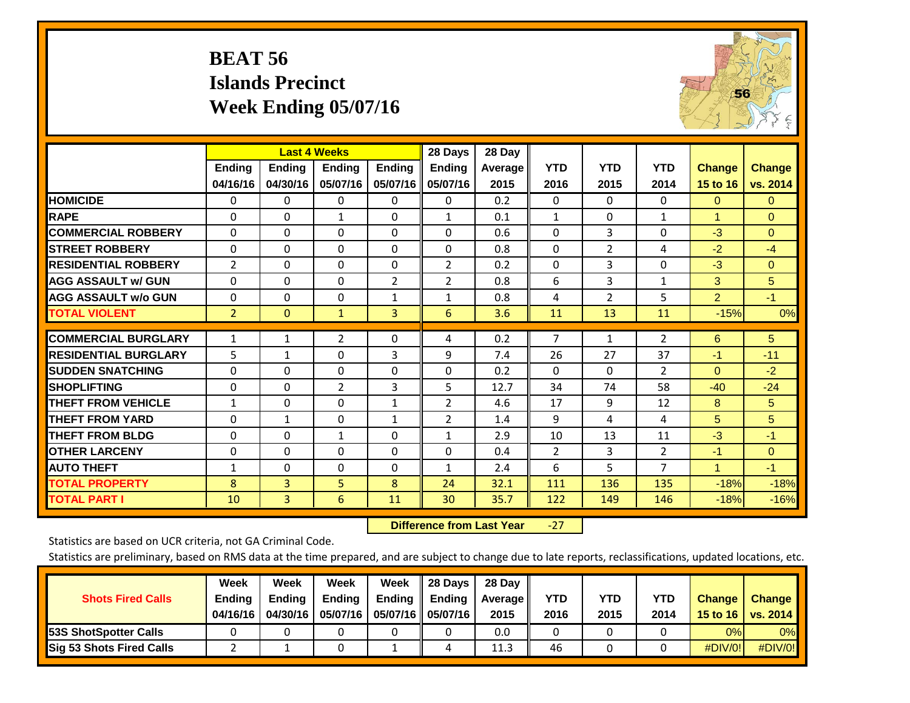# BEAT 56
## Islands Precinct
## Week Ending 05/07/16

| | Last 4 Weeks | | | | 28 Days | 28 Day | | | | | |
|---|---|---|---|---|---|---|---|---|---|---|---|
| | Ending 04/16/16 | Ending 04/30/16 | Ending 05/07/16 | Ending 05/07/16 | Ending 05/07/16 | Average 2015 | YTD 2016 | YTD 2015 | YTD 2014 | Change 15 to 16 | Change vs. 2014 |
| HOMICIDE | 0 | 0 | 0 | 0 | 0 | 0.2 | 0 | 0 | 0 | 0 | 0 |
| RAPE | 0 | 0 | 1 | 0 | 1 | 0.1 | 1 | 0 | 1 | 1 | 0 |
| COMMERCIAL ROBBERY | 0 | 0 | 0 | 0 | 0 | 0.6 | 0 | 3 | 0 | -3 | 0 |
| STREET ROBBERY | 0 | 0 | 0 | 0 | 0 | 0.8 | 0 | 2 | 4 | -2 | -4 |
| RESIDENTIAL ROBBERY | 2 | 0 | 0 | 0 | 2 | 0.2 | 0 | 3 | 0 | -3 | 0 |
| AGG ASSAULT w/ GUN | 0 | 0 | 0 | 2 | 2 | 0.8 | 6 | 3 | 1 | 3 | 5 |
| AGG ASSAULT w/o GUN | 0 | 0 | 0 | 1 | 1 | 0.8 | 4 | 2 | 5 | 2 | -1 |
| TOTAL VIOLENT | 2 | 0 | 1 | 3 | 6 | 3.6 | 11 | 13 | 11 | -15% | 0% |
| COMMERCIAL BURGLARY | 1 | 1 | 2 | 0 | 4 | 0.2 | 7 | 1 | 2 | 6 | 5 |
| RESIDENTIAL BURGLARY | 5 | 1 | 0 | 3 | 9 | 7.4 | 26 | 27 | 37 | -1 | -11 |
| SUDDEN SNATCHING | 0 | 0 | 0 | 0 | 0 | 0.2 | 0 | 0 | 2 | 0 | -2 |
| SHOPLIFTING | 0 | 0 | 2 | 3 | 5 | 12.7 | 34 | 74 | 58 | -40 | -24 |
| THEFT FROM VEHICLE | 1 | 0 | 0 | 1 | 2 | 4.6 | 17 | 9 | 12 | 8 | 5 |
| THEFT FROM YARD | 0 | 1 | 0 | 1 | 2 | 1.4 | 9 | 4 | 4 | 5 | 5 |
| THEFT FROM BLDG | 0 | 0 | 1 | 0 | 1 | 2.9 | 10 | 13 | 11 | -3 | -1 |
| OTHER LARCENY | 0 | 0 | 0 | 0 | 0 | 0.4 | 2 | 3 | 2 | -1 | 0 |
| AUTO THEFT | 1 | 0 | 0 | 0 | 1 | 2.4 | 6 | 5 | 7 | 1 | -1 |
| TOTAL PROPERTY | 8 | 3 | 5 | 8 | 24 | 32.1 | 111 | 136 | 135 | -18% | -18% |
| TOTAL PART I | 10 | 3 | 6 | 11 | 30 | 35.7 | 122 | 149 | 146 | -18% | -16% |

**Difference from Last Year** -27

Statistics are based on UCR criteria, not GA Criminal Code.

Statistics are preliminary, based on RMS data at the time prepared, and are subject to change due to late reports, reclassifications, updated locations, etc.

| Shots Fired Calls | Week Ending 04/16/16 | Week Ending 04/30/16 | Week Ending 05/07/16 | Week Ending 05/07/16 | 28 Days Ending 05/07/16 | 28 Day Average 2015 | YTD 2016 | YTD 2015 | YTD 2014 | Change 15 to 16 | Change vs. 2014 |
|---|---|---|---|---|---|---|---|---|---|---|---|
| 53S ShotSpotter Calls | 0 | 0 | 0 | 0 | 0 | 0.0 | 0 | 0 | 0 | 0% | 0% |
| Sig 53 Shots Fired Calls | 2 | 1 | 0 | 1 | 4 | 11.3 | 46 | 0 | 0 | #DIV/0! | #DIV/0! |